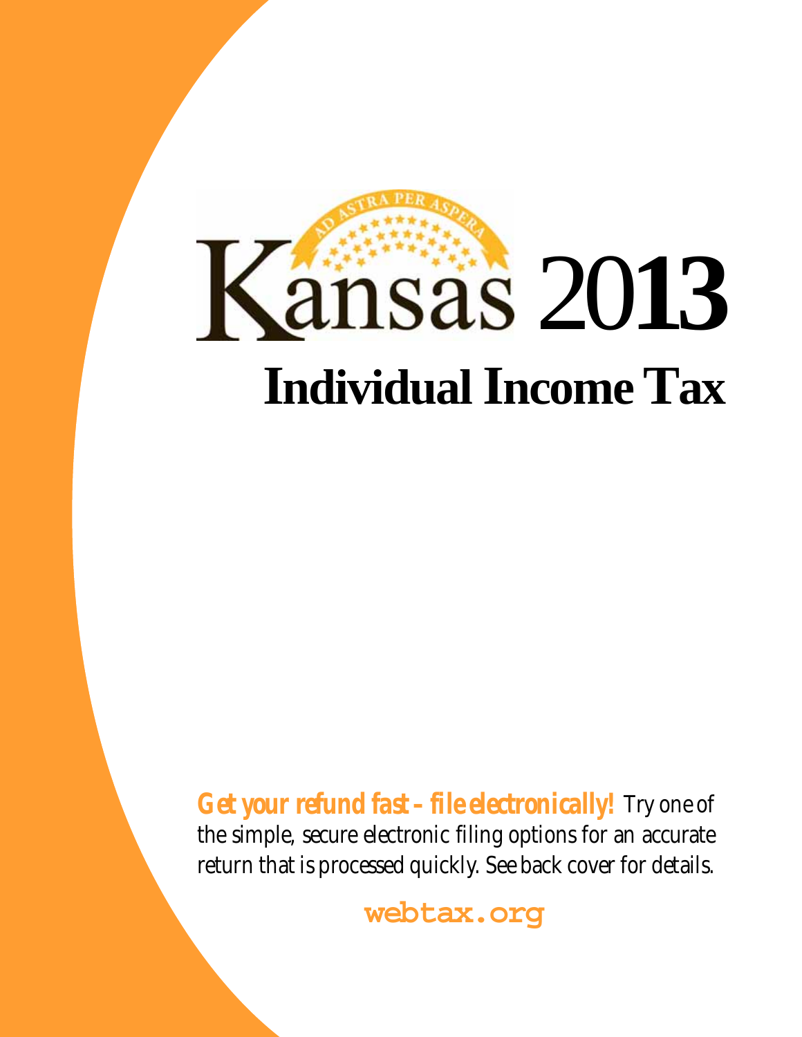# Kansas 2013

## Individual Income Tax

**Get your refund fast – file electronically!** Try one of the simple, secure electronic filing options for an accurate return that is processed quickly. See back cover for details.

**webtax.org**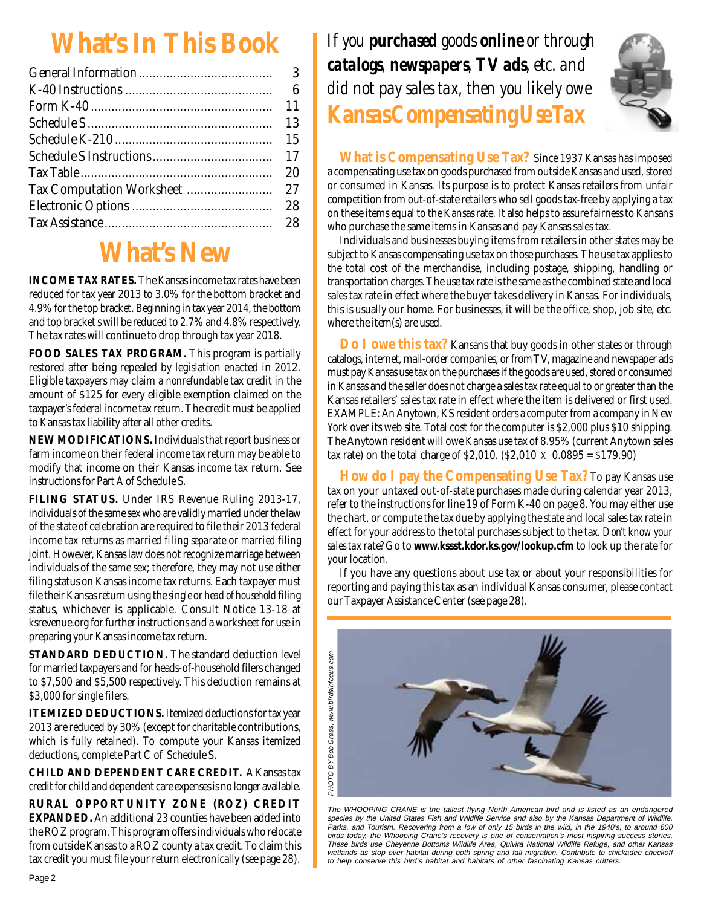# What's In This Book

| | |
|---|---|
| General Information | 3 |
| K-40 Instructions | 6 |
| Form K-40 | 11 |
| Schedule S | 13 |
| Schedule K-210 | 15 |
| Schedule S Instructions | 17 |
| Tax Table | 20 |
| Tax Computation Worksheet | 27 |
| Electronic Options | 28 |
| Tax Assistance | 28 |

# What's New

**INCOME TAX RATES.** The Kansas income tax rates have been reduced for tax year 2013 to 3.0% for the bottom bracket and 4.9% for the top bracket. Beginning in tax year 2014, the bottom and top brackets will be reduced to 2.7% and 4.8% respectively. The tax rates will continue to drop through tax year 2018.

**FOOD SALES TAX PROGRAM.** This program is partially restored after being repealed by legislation enacted in 2012. Eligible taxpayers may claim a *nonrefundable* tax credit in the amount of $125 for every eligible exemption claimed on the taxpayer's federal income tax return. The credit must be applied to Kansas tax liability after all other credits.

**NEW MODIFICATIONS.** Individuals that report business or farm income on their federal income tax return may be able to modify that income on their Kansas income tax return. See instructions for Part A of Schedule S.

**FILING STATUS.** Under IRS Revenue Ruling 2013-17, individuals of the same sex who are validly married under the law of the state of celebration are required to file their 2013 federal income tax returns as *married filing separate* or *married filing joint*. However, Kansas law does not recognize marriage between individuals of the same sex; therefore, they may not use either filing status on Kansas income tax returns. Each taxpayer must file their Kansas return using the *single* or *head of household filing* status, whichever is applicable. Consult Notice 13-18 at ksrevenue.org for further instructions and a worksheet for use in preparing your Kansas income tax return.

**STANDARD DEDUCTION.** The standard deduction level for married taxpayers and for heads-of-household filers changed to $7,500 and $5,500 respectively. This deduction remains at $3,000 for single filers.

**ITEMIZED DEDUCTIONS.** Itemized deductions for tax year 2013 are reduced by 30% (except for charitable contributions, which is fully retained). To compute your Kansas itemized deductions, complete Part C of Schedule S.

**CHILD AND DEPENDENT CARE CREDIT.** A Kansas tax credit for child and dependent care expenses is no longer available.

**RURAL OPPORTUNITY ZONE (ROZ) CREDIT EXPANDED.** An additional 23 counties have been added into the ROZ program. This program offers individuals who relocate from outside Kansas to a ROZ county a tax credit. To claim this tax credit you must file your return electronically (see page 28).

*If you* ***purchased*** *goods* ***online*** *or through* ***catalogs***, ***newspapers***, ***TV ads***, *etc. and did not pay sales tax, then you likely owe*

## Kansas Compensating Use Tax

**What is Compensating Use Tax?** Since 1937 Kansas has imposed a compensating use tax on goods purchased from outside Kansas and used, stored or consumed in Kansas. Its purpose is to protect Kansas retailers from unfair competition from out-of-state retailers who sell goods tax-free by applying a tax on these items equal to the Kansas rate. It also helps to assure fairness to Kansans who purchase the same items in Kansas and pay Kansas sales tax.

Individuals and businesses buying items from retailers in other states may be subject to Kansas compensating use tax on those purchases. The use tax applies to the total cost of the merchandise, including postage, shipping, handling or transportation charges. The use tax rate is the same as the combined state and local sales tax rate in effect where the buyer takes delivery in Kansas. For individuals, this is usually our home. For businesses, it will be the office, shop, job site, etc. where the item(s) are used.

**Do I owe this tax?** Kansans that buy goods in other states or through catalogs, internet, mail-order companies, or from TV, magazine and newspaper ads must pay Kansas use tax on the purchases if the goods are used, stored or consumed in Kansas and the seller does not charge a sales tax rate equal to or greater than the Kansas retailers' sales tax rate in effect where the item is delivered or first used. EXAMPLE: An Anytown, KS resident orders a computer from a company in New York over its web site. Total cost for the computer is $2,000 plus $10 shipping. The Anytown resident will owe Kansas use tax of 8.95% (current Anytown sales tax rate) on the total charge of $2,010. ($2,010 x 0.0895 = $179.90)

**How do I pay the Compensating Use Tax?** To pay Kansas use tax on your untaxed out-of-state purchases made during calendar year 2013, refer to the instructions for line 19 of Form K-40 on page 8. You may either use the chart, or compute the tax due by applying the state and local sales tax rate in effect for your address to the total purchases subject to the tax. *Don't know your sales tax rate?* Go to **www.kssst.kdor.ks.gov/lookup.cfm** to look up the rate for your location.

If you have any questions about use tax or about your responsibilities for reporting and paying this tax as an individual Kansas consumer, please contact our Taxpayer Assistance Center (see page 28).

PHOTO BY Bob Gress, www.birdsinfocus.com

*The WHOOPING CRANE is the tallest flying North American bird and is listed as an endangered species by the United States Fish and Wildlife Service and also by the Kansas Department of Wildlife, Parks, and Tourism. Recovering from a low of only 15 birds in the wild, in the 1940's, to around 600 birds today, the Whooping Crane's recovery is one of conservation's most inspiring success stories. These birds use Cheyenne Bottoms Wildlife Area, Quivira National Wildlife Refuge, and other Kansas wetlands as stop over habitat during both spring and fall migration. Contribute to chickadee checkoff to help conserve this bird's habitat and habitats of other fascinating Kansas critters.*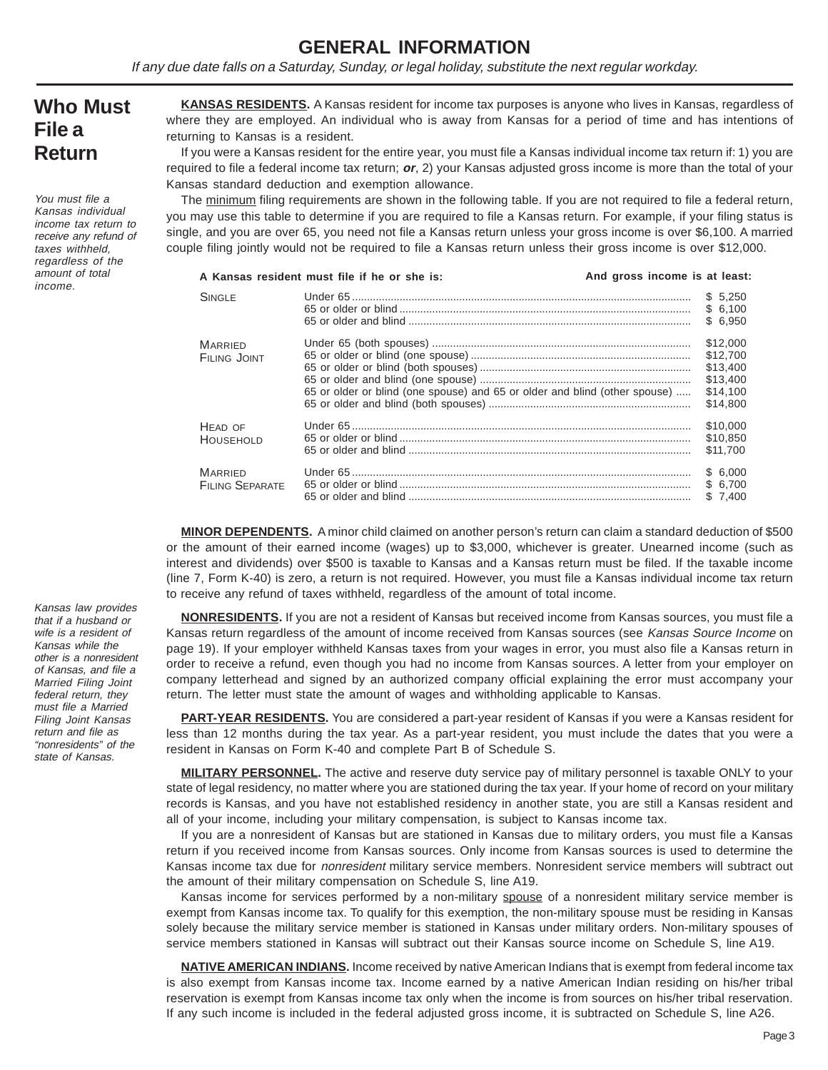# GENERAL INFORMATION

*If any due date falls on a Saturday, Sunday, or legal holiday, substitute the next regular workday.*

## Who Must File a Return

*You must file a Kansas individual income tax return to receive any refund of taxes withheld, regardless of the amount of total income.*

**KANSAS RESIDENTS.** A Kansas resident for income tax purposes is anyone who lives in Kansas, regardless of where they are employed. An individual who is away from Kansas for a period of time and has intentions of returning to Kansas is a resident.

If you were a Kansas resident for the entire year, you must file a Kansas individual income tax return if: 1) you are required to file a federal income tax return; ***or***, 2) your Kansas adjusted gross income is more than the total of your Kansas standard deduction and exemption allowance.

The minimum filing requirements are shown in the following table. If you are not required to file a federal return, you may use this table to determine if you are required to file a Kansas return. For example, if your filing status is single, and you are over 65, you need not file a Kansas return unless your gross income is over $6,100. A married couple filing jointly would not be required to file a Kansas return unless their gross income is over $12,000.

| A Kansas resident must file if he or she is: | | And gross income is at least: |
|---|---|---|
| Single | Under 65 | $ 5,250 |
| | 65 or older or blind | $ 6,100 |
| | 65 or older and blind | $ 6,950 |
| Married Filing Joint | Under 65 (both spouses) | $12,000 |
| | 65 or older or blind (one spouse) | $12,700 |
| | 65 or older or blind (both spouses) | $13,400 |
| | 65 or older and blind (one spouse) | $13,400 |
| | 65 or older or blind (one spouse) and 65 or older and blind (other spouse) | $14,100 |
| | 65 or older and blind (both spouses) | $14,800 |
| Head of Household | Under 65 | $10,000 |
| | 65 or older or blind | $10,850 |
| | 65 or older and blind | $11,700 |
| Married Filing Separate | Under 65 | $ 6,000 |
| | 65 or older or blind | $ 6,700 |
| | 65 or older and blind | $ 7,400 |

**MINOR DEPENDENTS.** A minor child claimed on another person's return can claim a standard deduction of $500 or the amount of their earned income (wages) up to $3,000, whichever is greater. Unearned income (such as interest and dividends) over $500 is taxable to Kansas and a Kansas return must be filed. If the taxable income (line 7, Form K-40) is zero, a return is not required. However, you must file a Kansas individual income tax return to receive any refund of taxes withheld, regardless of the amount of total income.

*Kansas law provides that if a husband or wife is a resident of Kansas while the other is a nonresident of Kansas, and file a Married Filing Joint federal return, they must file a Married Filing Joint Kansas return and file as "nonresidents" of the state of Kansas.*

**NONRESIDENTS.** If you are not a resident of Kansas but received income from Kansas sources, you must file a Kansas return regardless of the amount of income received from Kansas sources (see *Kansas Source Income* on page 19). If your employer withheld Kansas taxes from your wages in error, you must also file a Kansas return in order to receive a refund, even though you had no income from Kansas sources. A letter from your employer on company letterhead and signed by an authorized company official explaining the error must accompany your return. The letter must state the amount of wages and withholding applicable to Kansas.

**PART-YEAR RESIDENTS.** You are considered a part-year resident of Kansas if you were a Kansas resident for less than 12 months during the tax year. As a part-year resident, you must include the dates that you were a resident in Kansas on Form K-40 and complete Part B of Schedule S.

**MILITARY PERSONNEL.** The active and reserve duty service pay of military personnel is taxable ONLY to your state of legal residency, no matter where you are stationed during the tax year. If your home of record on your military records is Kansas, and you have not established residency in another state, you are still a Kansas resident and all of your income, including your military compensation, is subject to Kansas income tax.

If you are a nonresident of Kansas but are stationed in Kansas due to military orders, you must file a Kansas return if you received income from Kansas sources. Only income from Kansas sources is used to determine the Kansas income tax due for *nonresident* military service members. Nonresident service members will subtract out the amount of their military compensation on Schedule S, line A19.

Kansas income for services performed by a non-military spouse of a nonresident military service member is exempt from Kansas income tax. To qualify for this exemption, the non-military spouse must be residing in Kansas solely because the military service member is stationed in Kansas under military orders. Non-military spouses of service members stationed in Kansas will subtract out their Kansas source income on Schedule S, line A19.

**NATIVE AMERICAN INDIANS.** Income received by native American Indians that is exempt from federal income tax is also exempt from Kansas income tax. Income earned by a native American Indian residing on his/her tribal reservation is exempt from Kansas income tax only when the income is from sources on his/her tribal reservation. If any such income is included in the federal adjusted gross income, it is subtracted on Schedule S, line A26.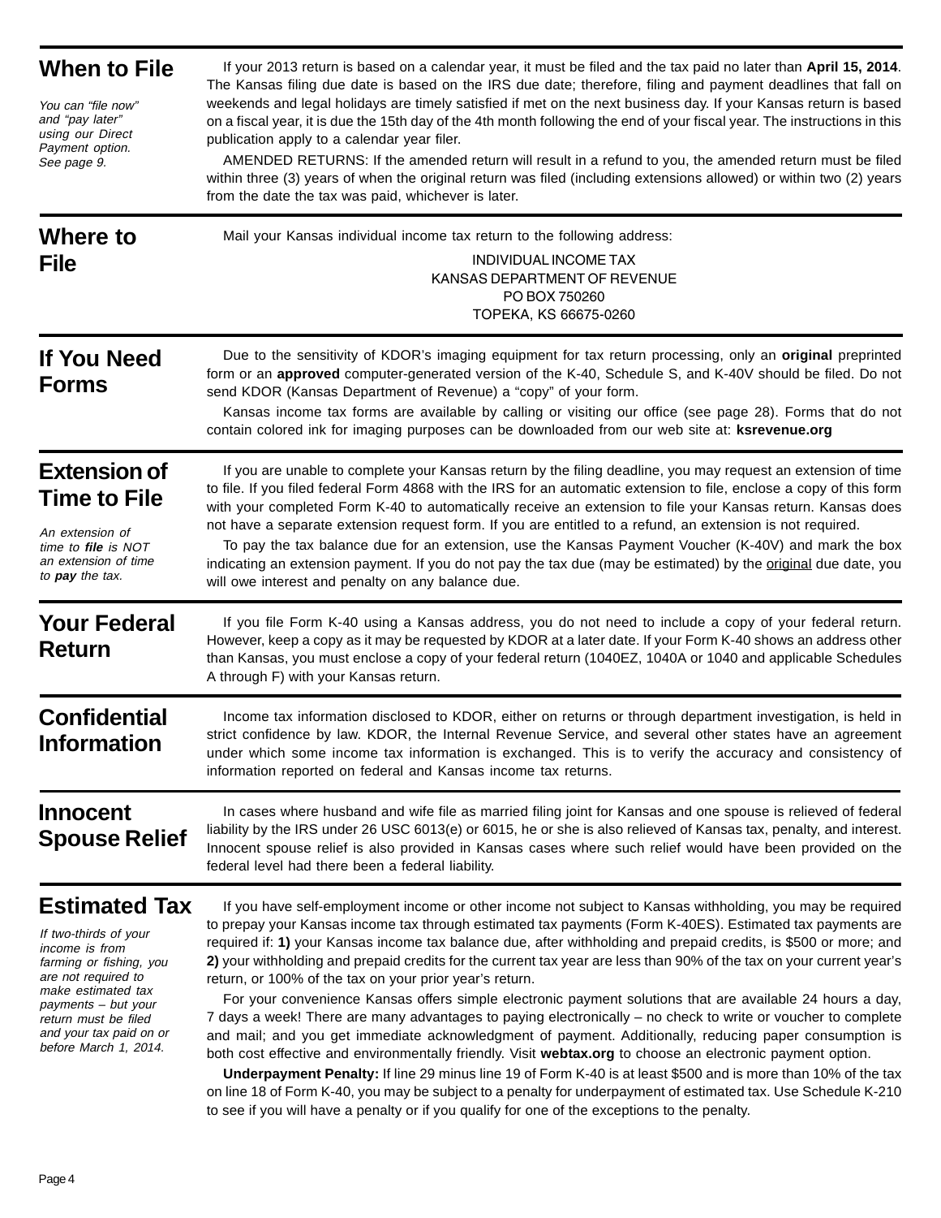## When to File

*You can "file now" and "pay later" using our Direct Payment option. See page 9.*

If your 2013 return is based on a calendar year, it must be filed and the tax paid no later than **April 15, 2014**. The Kansas filing due date is based on the IRS due date; therefore, filing and payment deadlines that fall on weekends and legal holidays are timely satisfied if met on the next business day. If your Kansas return is based on a fiscal year, it is due the 15th day of the 4th month following the end of your fiscal year. The instructions in this publication apply to a calendar year filer.

AMENDED RETURNS: If the amended return will result in a refund to you, the amended return must be filed within three (3) years of when the original return was filed (including extensions allowed) or within two (2) years from the date the tax was paid, whichever is later.

## Where to File

Mail your Kansas individual income tax return to the following address:

INDIVIDUAL INCOME TAX
KANSAS DEPARTMENT OF REVENUE
PO BOX 750260
TOPEKA, KS 66675-0260

## If You Need Forms

Due to the sensitivity of KDOR's imaging equipment for tax return processing, only an **original** preprinted form or an **approved** computer-generated version of the K-40, Schedule S, and K-40V should be filed. Do not send KDOR (Kansas Department of Revenue) a "copy" of your form.

Kansas income tax forms are available by calling or visiting our office (see page 28). Forms that do not contain colored ink for imaging purposes can be downloaded from our web site at: **ksrevenue.org**

## Extension of Time to File

*An extension of time to **file** is NOT an extension of time to **pay** the tax.*

If you are unable to complete your Kansas return by the filing deadline, you may request an extension of time to file. If you filed federal Form 4868 with the IRS for an automatic extension to file, enclose a copy of this form with your completed Form K-40 to automatically receive an extension to file your Kansas return. Kansas does not have a separate extension request form. If you are entitled to a refund, an extension is not required.

To pay the tax balance due for an extension, use the Kansas Payment Voucher (K-40V) and mark the box indicating an extension payment. If you do not pay the tax due (may be estimated) by the original due date, you will owe interest and penalty on any balance due.

## Your Federal Return

If you file Form K-40 using a Kansas address, you do not need to include a copy of your federal return. However, keep a copy as it may be requested by KDOR at a later date. If your Form K-40 shows an address other than Kansas, you must enclose a copy of your federal return (1040EZ, 1040A or 1040 and applicable Schedules A through F) with your Kansas return.

## Confidential Information

Income tax information disclosed to KDOR, either on returns or through department investigation, is held in strict confidence by law. KDOR, the Internal Revenue Service, and several other states have an agreement under which some income tax information is exchanged. This is to verify the accuracy and consistency of information reported on federal and Kansas income tax returns.

## Innocent Spouse Relief

In cases where husband and wife file as married filing joint for Kansas and one spouse is relieved of federal liability by the IRS under 26 USC 6013(e) or 6015, he or she is also relieved of Kansas tax, penalty, and interest. Innocent spouse relief is also provided in Kansas cases where such relief would have been provided on the federal level had there been a federal liability.

## Estimated Tax

*If two-thirds of your income is from farming or fishing, you are not required to make estimated tax payments – but your return must be filed and your tax paid on or before March 1, 2014.*

If you have self-employment income or other income not subject to Kansas withholding, you may be required to prepay your Kansas income tax through estimated tax payments (Form K-40ES). Estimated tax payments are required if: **1)** your Kansas income tax balance due, after withholding and prepaid credits, is $500 or more; and **2)** your withholding and prepaid credits for the current tax year are less than 90% of the tax on your current year's return, or 100% of the tax on your prior year's return.

For your convenience Kansas offers simple electronic payment solutions that are available 24 hours a day, 7 days a week! There are many advantages to paying electronically – no check to write or voucher to complete and mail; and you get immediate acknowledgment of payment. Additionally, reducing paper consumption is both cost effective and environmentally friendly. Visit **webtax.org** to choose an electronic payment option.

**Underpayment Penalty:** If line 29 minus line 19 of Form K-40 is at least $500 and is more than 10% of the tax on line 18 of Form K-40, you may be subject to a penalty for underpayment of estimated tax. Use Schedule K-210 to see if you will have a penalty or if you qualify for one of the exceptions to the penalty.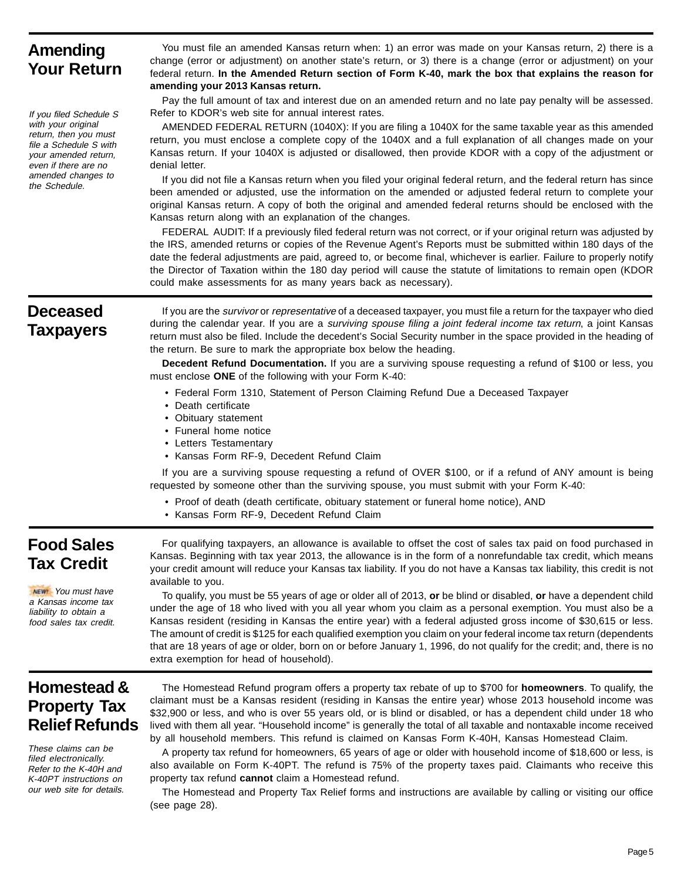## Amending Your Return

*If you filed Schedule S with your original return, then you must file a Schedule S with your amended return, even if there are no amended changes to the Schedule.*

You must file an amended Kansas return when: 1) an error was made on your Kansas return, 2) there is a change (error or adjustment) on another state's return, or 3) there is a change (error or adjustment) on your federal return. **In the Amended Return section of Form K-40, mark the box that explains the reason for amending your 2013 Kansas return.**

Pay the full amount of tax and interest due on an amended return and no late pay penalty will be assessed. Refer to KDOR's web site for annual interest rates.

AMENDED FEDERAL RETURN (1040X): If you are filing a 1040X for the same taxable year as this amended return, you must enclose a complete copy of the 1040X and a full explanation of all changes made on your Kansas return. If your 1040X is adjusted or disallowed, then provide KDOR with a copy of the adjustment or denial letter.

If you did not file a Kansas return when you filed your original federal return, and the federal return has since been amended or adjusted, use the information on the amended or adjusted federal return to complete your original Kansas return. A copy of both the original and amended federal returns should be enclosed with the Kansas return along with an explanation of the changes.

FEDERAL AUDIT: If a previously filed federal return was not correct, or if your original return was adjusted by the IRS, amended returns or copies of the Revenue Agent's Reports must be submitted within 180 days of the date the federal adjustments are paid, agreed to, or become final, whichever is earlier. Failure to properly notify the Director of Taxation within the 180 day period will cause the statute of limitations to remain open (KDOR could make assessments for as many years back as necessary).

## Deceased Taxpayers

If you are the *survivor* or *representative* of a deceased taxpayer, you must file a return for the taxpayer who died during the calendar year. If you are a *surviving spouse filing a joint federal income tax return*, a joint Kansas return must also be filed. Include the decedent's Social Security number in the space provided in the heading of the return. Be sure to mark the appropriate box below the heading.

**Decedent Refund Documentation.** If you are a surviving spouse requesting a refund of $100 or less, you must enclose **ONE** of the following with your Form K-40:

- Federal Form 1310, Statement of Person Claiming Refund Due a Deceased Taxpayer
- Death certificate
- Obituary statement
- Funeral home notice
- Letters Testamentary
- Kansas Form RF-9, Decedent Refund Claim

If you are a surviving spouse requesting a refund of OVER $100, or if a refund of ANY amount is being requested by someone other than the surviving spouse, you must submit with your Form K-40:

- Proof of death (death certificate, obituary statement or funeral home notice), AND
- Kansas Form RF-9, Decedent Refund Claim

## Food Sales Tax Credit

*NEW! You must have a Kansas income tax liability to obtain a food sales tax credit.*

For qualifying taxpayers, an allowance is available to offset the cost of sales tax paid on food purchased in Kansas. Beginning with tax year 2013, the allowance is in the form of a nonrefundable tax credit, which means your credit amount will reduce your Kansas tax liability. If you do not have a Kansas tax liability, this credit is not available to you.

To qualify, you must be 55 years of age or older all of 2013, **or** be blind or disabled, **or** have a dependent child under the age of 18 who lived with you all year whom you claim as a personal exemption. You must also be a Kansas resident (residing in Kansas the entire year) with a federal adjusted gross income of $30,615 or less. The amount of credit is $125 for each qualified exemption you claim on your federal income tax return (dependents that are 18 years of age or older, born on or before January 1, 1996, do not qualify for the credit; and, there is no extra exemption for head of household).

## Homestead & Property Tax Relief Refunds

*These claims can be filed electronically. Refer to the K-40H and K-40PT instructions on our web site for details.*

The Homestead Refund program offers a property tax rebate of up to $700 for **homeowners**. To qualify, the claimant must be a Kansas resident (residing in Kansas the entire year) whose 2013 household income was $32,900 or less, and who is over 55 years old, or is blind or disabled, or has a dependent child under 18 who lived with them all year. "Household income" is generally the total of all taxable and nontaxable income received by all household members. This refund is claimed on Kansas Form K-40H, Kansas Homestead Claim.

A property tax refund for homeowners, 65 years of age or older with household income of $18,600 or less, is also available on Form K-40PT. The refund is 75% of the property taxes paid. Claimants who receive this property tax refund **cannot** claim a Homestead refund.

The Homestead and Property Tax Relief forms and instructions are available by calling or visiting our office (see page 28).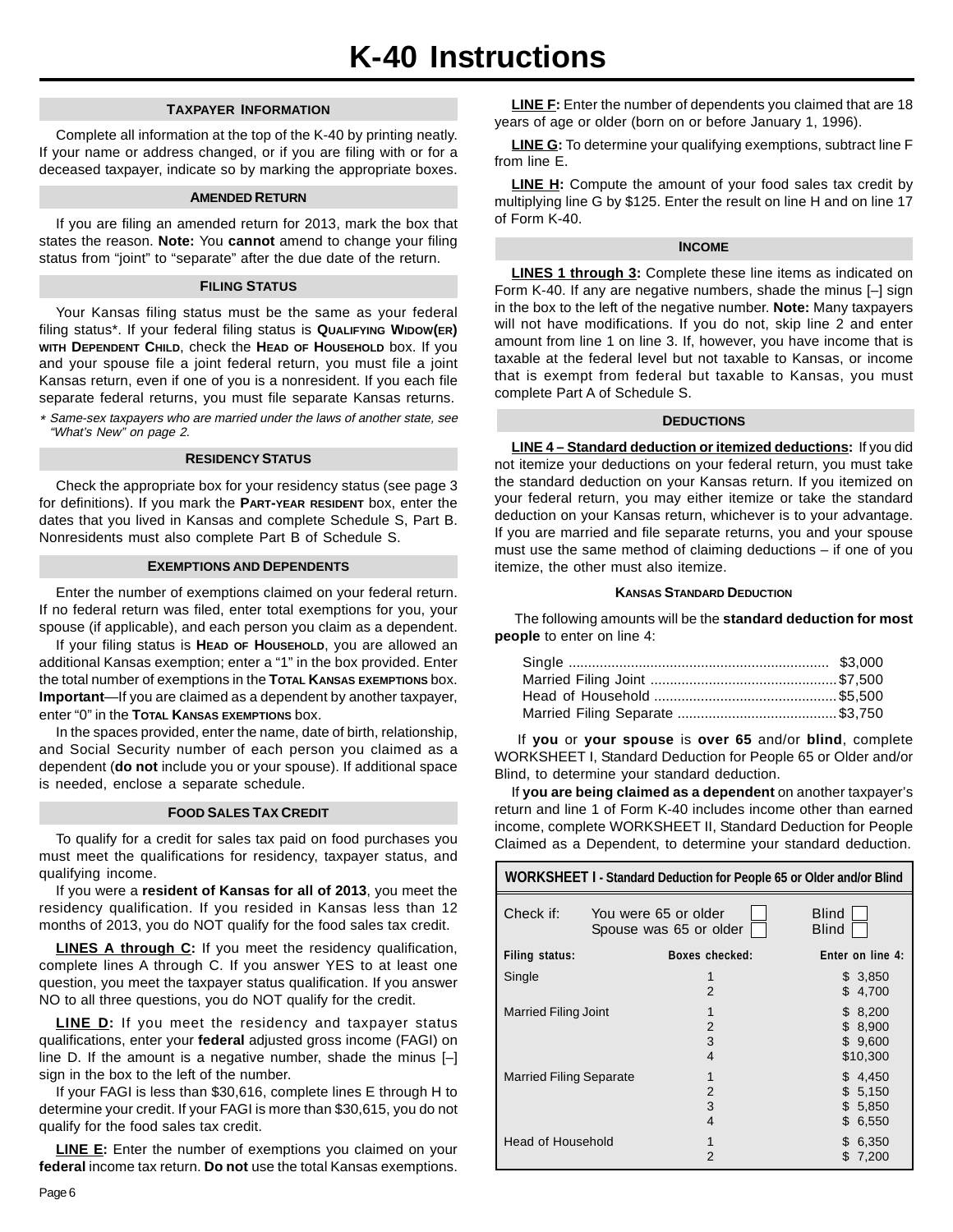# K-40 Instructions

## TAXPAYER INFORMATION

Complete all information at the top of the K-40 by printing neatly. If your name or address changed, or if you are filing with or for a deceased taxpayer, indicate so by marking the appropriate boxes.

## AMENDED RETURN

If you are filing an amended return for 2013, mark the box that states the reason. **Note:** You **cannot** amend to change your filing status from "joint" to "separate" after the due date of the return.

## FILING STATUS

Your Kansas filing status must be the same as your federal filing status*. If your federal filing status is **QUALIFYING WIDOW(ER) WITH DEPENDENT CHILD**, check the **HEAD OF HOUSEHOLD** box. If you and your spouse file a joint federal return, you must file a joint Kansas return, even if one of you is a nonresident. If you each file separate federal returns, you must file separate Kansas returns.

\* *Same-sex taxpayers who are married under the laws of another state, see "What's New" on page 2.*

## RESIDENCY STATUS

Check the appropriate box for your residency status (see page 3 for definitions). If you mark the **PART-YEAR RESIDENT** box, enter the dates that you lived in Kansas and complete Schedule S, Part B. Nonresidents must also complete Part B of Schedule S.

## EXEMPTIONS AND DEPENDENTS

Enter the number of exemptions claimed on your federal return. If no federal return was filed, enter total exemptions for you, your spouse (if applicable), and each person you claim as a dependent.

If your filing status is **HEAD OF HOUSEHOLD**, you are allowed an additional Kansas exemption; enter a "1" in the box provided. Enter the total number of exemptions in the **TOTAL KANSAS EXEMPTIONS** box. **Important**—If you are claimed as a dependent by another taxpayer, enter "0" in the **TOTAL KANSAS EXEMPTIONS** box.

In the spaces provided, enter the name, date of birth, relationship, and Social Security number of each person you claimed as a dependent (**do not** include you or your spouse). If additional space is needed, enclose a separate schedule.

## FOOD SALES TAX CREDIT

To qualify for a credit for sales tax paid on food purchases you must meet the qualifications for residency, taxpayer status, and qualifying income.

If you were a **resident of Kansas for all of 2013**, you meet the residency qualification. If you resided in Kansas less than 12 months of 2013, you do NOT qualify for the food sales tax credit.

**LINES A through C:** If you meet the residency qualification, complete lines A through C. If you answer YES to at least one question, you meet the taxpayer status qualification. If you answer NO to all three questions, you do NOT qualify for the credit.

**LINE D:** If you meet the residency and taxpayer status qualifications, enter your **federal** adjusted gross income (FAGI) on line D. If the amount is a negative number, shade the minus [–] sign in the box to the left of the number.

If your FAGI is less than $30,616, complete lines E through H to determine your credit. If your FAGI is more than $30,615, you do not qualify for the food sales tax credit.

**LINE E:** Enter the number of exemptions you claimed on your **federal** income tax return. **Do not** use the total Kansas exemptions.

**LINE F:** Enter the number of dependents you claimed that are 18 years of age or older (born on or before January 1, 1996).

**LINE G:** To determine your qualifying exemptions, subtract line F from line E.

**LINE H:** Compute the amount of your food sales tax credit by multiplying line G by $125. Enter the result on line H and on line 17 of Form K-40.

## INCOME

**LINES 1 through 3:** Complete these line items as indicated on Form K-40. If any are negative numbers, shade the minus [–] sign in the box to the left of the negative number. **Note:** Many taxpayers will not have modifications. If you do not, skip line 2 and enter amount from line 1 on line 3. If, however, you have income that is taxable at the federal level but not taxable to Kansas, or income that is exempt from federal but taxable to Kansas, you must complete Part A of Schedule S.

## DEDUCTIONS

**LINE 4 – Standard deduction or itemized deductions:** If you did not itemize your deductions on your federal return, you must take the standard deduction on your Kansas return. If you itemized on your federal return, you may either itemize or take the standard deduction on your Kansas return, whichever is to your advantage. If you are married and file separate returns, you and your spouse must use the same method of claiming deductions – if one of you itemize, the other must also itemize.

### KANSAS STANDARD DEDUCTION

The following amounts will be the **standard deduction for most people** to enter on line 4:

| | |
|---|---|
| Single | $3,000 |
| Married Filing Joint | $7,500 |
| Head of Household | $5,500 |
| Married Filing Separate | $3,750 |

If **you** or **your spouse** is **over 65** and/or **blind**, complete WORKSHEET I, Standard Deduction for People 65 or Older and/or Blind, to determine your standard deduction.

If **you are being claimed as a dependent** on another taxpayer's return and line 1 of Form K-40 includes income other than earned income, complete WORKSHEET II, Standard Deduction for People Claimed as a Dependent, to determine your standard deduction.

### WORKSHEET I - Standard Deduction for People 65 or Older and/or Blind

Check if: You were 65 or older ☐ Blind ☐
Spouse was 65 or older ☐ Blind ☐

| Filing status: | Boxes checked: | Enter on line 4: |
|---|---|---|
| Single | 1 | $ 3,850 |
| | 2 | $ 4,700 |
| Married Filing Joint | 1 | $ 8,200 |
| | 2 | $ 8,900 |
| | 3 | $ 9,600 |
| | 4 | $10,300 |
| Married Filing Separate | 1 | $ 4,450 |
| | 2 | $ 5,150 |
| | 3 | $ 5,850 |
| | 4 | $ 6,550 |
| Head of Household | 1 | $ 6,350 |
| | 2 | $ 7,200 |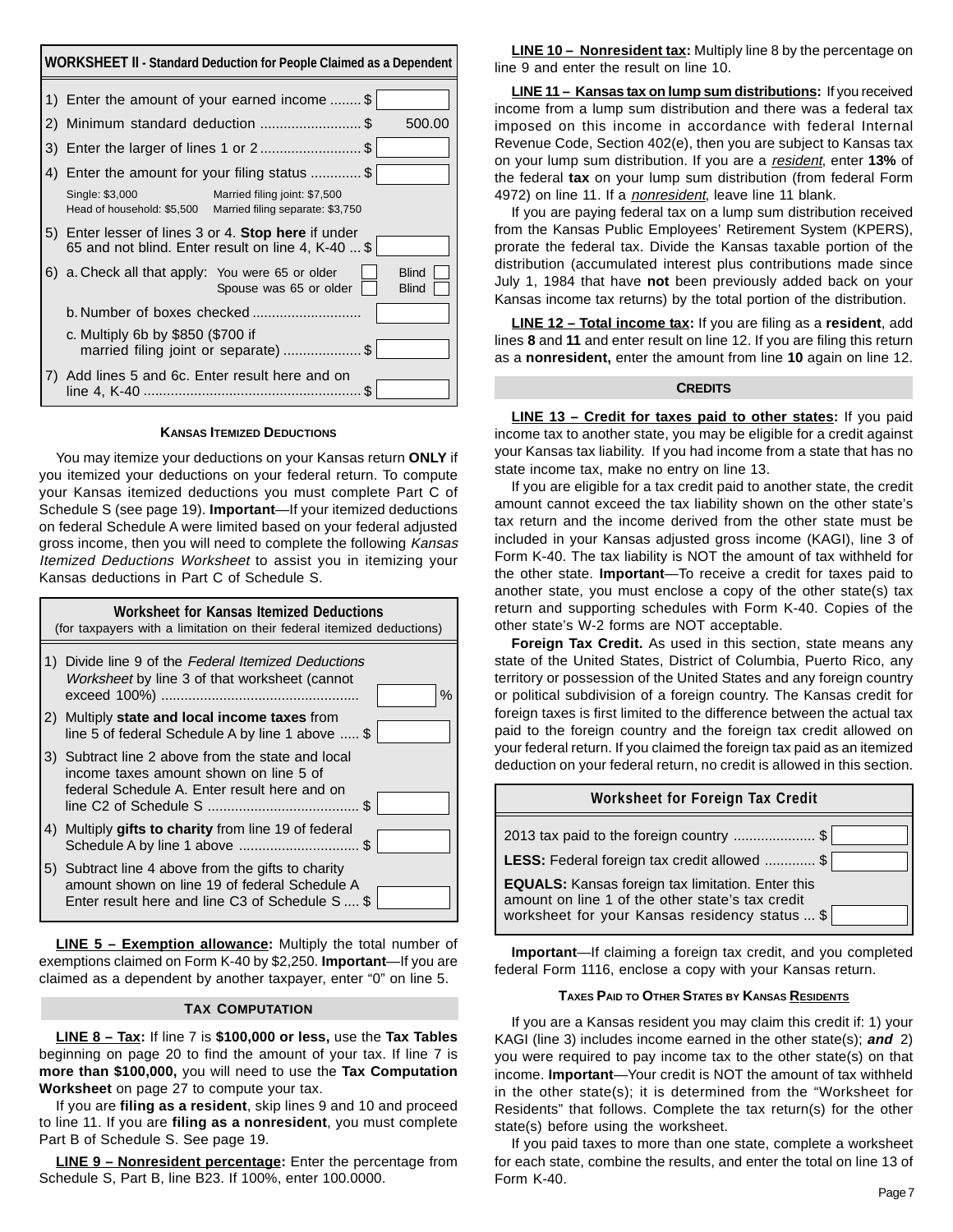## WORKSHEET II - Standard Deduction for People Claimed as a Dependent

| | | |
|---|---|---|
| 1) | Enter the amount of your earned income ........ $ | |
| 2) | Minimum standard deduction .......................... $ | 500.00 |
| 3) | Enter the larger of lines 1 or 2 .......................... $ | |
| 4) | Enter the amount for your filing status ............ $<br>Single: $3,000 Married filing joint: $7,500<br>Head of household: $5,500 Married filing separate: $3,750 | |
| 5) | Enter lesser of lines 3 or 4. **Stop here** if under 65 and not blind. Enter result on line 4, K-40 ... $ | |
| 6) | a. Check all that apply: You were 65 or older ☐ Blind ☐<br>Spouse was 65 or older ☐ Blind ☐ | |
| | b. Number of boxes checked ........................... | |
| | c. Multiply 6b by $850 ($700 if married filing joint or separate) .................... $ | |
| 7) | Add lines 5 and 6c. Enter result here and on line 4, K-40 ........................................................ $ | |

### KANSAS ITEMIZED DEDUCTIONS

You may itemize your deductions on your Kansas return **ONLY** if you itemized your deductions on your federal return. To compute your Kansas itemized deductions you must complete Part C of Schedule S (see page 19). **Important**—If your itemized deductions on federal Schedule A were limited based on your federal adjusted gross income, then you will need to complete the following *Kansas Itemized Deductions Worksheet* to assist you in itemizing your Kansas deductions in Part C of Schedule S.

**Worksheet for Kansas Itemized Deductions**
(for taxpayers with a limitation on their federal itemized deductions)

| | | |
|---|---|---|
| 1) | Divide line 9 of the *Federal Itemized Deductions Worksheet* by line 3 of that worksheet (cannot exceed 100%) .................................................. | % |
| 2) | Multiply **state and local income taxes** from line 5 of federal Schedule A by line 1 above ..... $ | |
| 3) | Subtract line 2 above from the state and local income taxes amount shown on line 5 of federal Schedule A. Enter result here and on line C2 of Schedule S ....................................... $ | |
| 4) | Multiply **gifts to charity** from line 19 of federal Schedule A by line 1 above .............................. $ | |
| 5) | Subtract line 4 above from the gifts to charity amount shown on line 19 of federal Schedule A Enter result here and line C3 of Schedule S .... $ | |

**LINE 5 – Exemption allowance:** Multiply the total number of exemptions claimed on Form K-40 by $2,250. **Important**—If you are claimed as a dependent by another taxpayer, enter "0" on line 5.

### TAX COMPUTATION

**LINE 8 – Tax:** If line 7 is **$100,000 or less,** use the **Tax Tables** beginning on page 20 to find the amount of your tax. If line 7 is **more than $100,000,** you will need to use the **Tax Computation Worksheet** on page 27 to compute your tax.

If you are **filing as a resident**, skip lines 9 and 10 and proceed to line 11. If you are **filing as a nonresident**, you must complete Part B of Schedule S. See page 19.

**LINE 9 – Nonresident percentage:** Enter the percentage from Schedule S, Part B, line B23. If 100%, enter 100.0000.

**LINE 10 – Nonresident tax:** Multiply line 8 by the percentage on line 9 and enter the result on line 10.

**LINE 11 – Kansas tax on lump sum distributions:** If you received income from a lump sum distribution and there was a federal tax imposed on this income in accordance with federal Internal Revenue Code, Section 402(e), then you are subject to Kansas tax on your lump sum distribution. If you are a *resident*, enter **13%** of the federal **tax** on your lump sum distribution (from federal Form 4972) on line 11. If a *nonresident*, leave line 11 blank.

If you are paying federal tax on a lump sum distribution received from the Kansas Public Employees' Retirement System (KPERS), prorate the federal tax. Divide the Kansas taxable portion of the distribution (accumulated interest plus contributions made since July 1, 1984 that have **not** been previously added back on your Kansas income tax returns) by the total portion of the distribution.

**LINE 12 – Total income tax:** If you are filing as a **resident**, add lines **8** and **11** and enter result on line 12. If you are filing this return as a **nonresident,** enter the amount from line **10** again on line 12.

### CREDITS

**LINE 13 – Credit for taxes paid to other states:** If you paid income tax to another state, you may be eligible for a credit against your Kansas tax liability. If you had income from a state that has no state income tax, make no entry on line 13.

If you are eligible for a tax credit paid to another state, the credit amount cannot exceed the tax liability shown on the other state's tax return and the income derived from the other state must be included in your Kansas adjusted gross income (KAGI), line 3 of Form K-40. The tax liability is NOT the amount of tax withheld for the other state. **Important**—To receive a credit for taxes paid to another state, you must enclose a copy of the other state(s) tax return and supporting schedules with Form K-40. Copies of the other state's W-2 forms are NOT acceptable.

**Foreign Tax Credit.** As used in this section, state means any state of the United States, District of Columbia, Puerto Rico, any territory or possession of the United States and any foreign country or political subdivision of a foreign country. The Kansas credit for foreign taxes is first limited to the difference between the actual tax paid to the foreign country and the foreign tax credit allowed on your federal return. If you claimed the foreign tax paid as an itemized deduction on your federal return, no credit is allowed in this section.

**Worksheet for Foreign Tax Credit**

| | |
|---|---|
| 2013 tax paid to the foreign country ..................... $ | |
| **LESS:** Federal foreign tax credit allowed ............. $ | |
| **EQUALS:** Kansas foreign tax limitation. Enter this amount on line 1 of the other state's tax credit worksheet for your Kansas residency status ... $ | |

**Important**—If claiming a foreign tax credit, and you completed federal Form 1116, enclose a copy with your Kansas return.

### TAXES PAID TO OTHER STATES BY KANSAS RESIDENTS

If you are a Kansas resident you may claim this credit if: 1) your KAGI (line 3) includes income earned in the other state(s); ***and*** 2) you were required to pay income tax to the other state(s) on that income. **Important**—Your credit is NOT the amount of tax withheld in the other state(s); it is determined from the "Worksheet for Residents" that follows. Complete the tax return(s) for the other state(s) before using the worksheet.

If you paid taxes to more than one state, complete a worksheet for each state, combine the results, and enter the total on line 13 of Form K-40.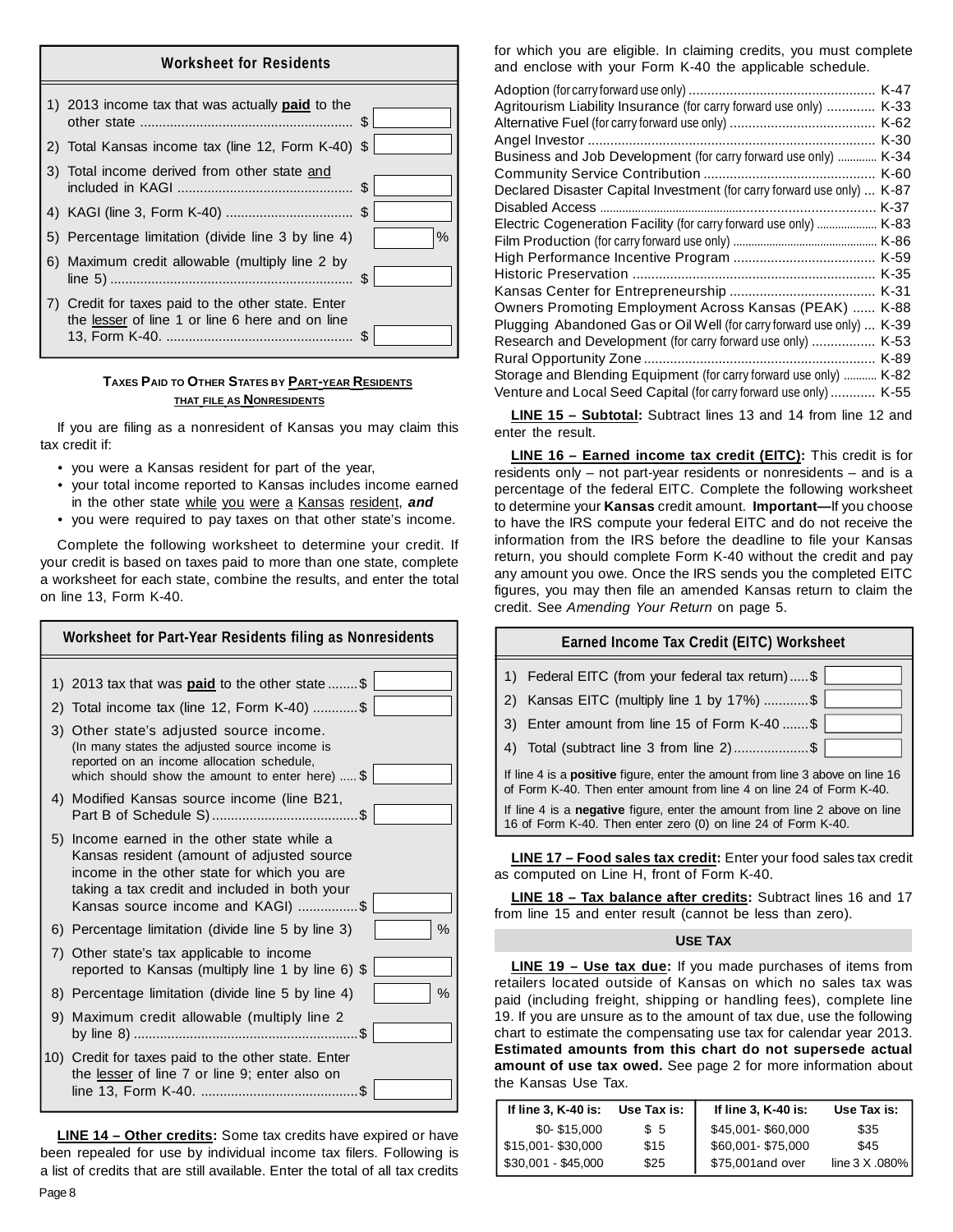### Worksheet for Residents

| | | |
|---|---|---|
| 1) | 2013 income tax that was actually **paid** to the other state | $ |
| 2) | Total Kansas income tax (line 12, Form K-40) | $ |
| 3) | Total income derived from other state and included in KAGI | $ |
| 4) | KAGI (line 3, Form K-40) | $ |
| 5) | Percentage limitation (divide line 3 by line 4) | % |
| 6) | Maximum credit allowable (multiply line 2 by line 5) | $ |
| 7) | Credit for taxes paid to the other state. Enter the lesser of line 1 or line 6 here and on line 13, Form K-40. | $ |

### TAXES PAID TO OTHER STATES BY PART-YEAR RESIDENTS THAT FILE AS NONRESIDENTS

If you are filing as a nonresident of Kansas you may claim this tax credit if:

- you were a Kansas resident for part of the year,
- your total income reported to Kansas includes income earned in the other state while you were a Kansas resident, ***and***
- you were required to pay taxes on that other state's income.

Complete the following worksheet to determine your credit. If your credit is based on taxes paid to more than one state, complete a worksheet for each state, combine the results, and enter the total on line 13, Form K-40.

### Worksheet for Part-Year Residents filing as Nonresidents

| | | |
|---|---|---|
| 1) | 2013 tax that was **paid** to the other state | $ |
| 2) | Total income tax (line 12, Form K-40) | $ |
| 3) | Other state's adjusted source income. (In many states the adjusted source income is reported on an income allocation schedule, which should show the amount to enter here) | $ |
| 4) | Modified Kansas source income (line B21, Part B of Schedule S) | $ |
| 5) | Income earned in the other state while a Kansas resident (amount of adjusted source income in the other state for which you are taking a tax credit and included in both your Kansas source income and KAGI) | $ |
| 6) | Percentage limitation (divide line 5 by line 3) | % |
| 7) | Other state's tax applicable to income reported to Kansas (multiply line 1 by line 6) | $ |
| 8) | Percentage limitation (divide line 5 by line 4) | % |
| 9) | Maximum credit allowable (multiply line 2 by line 8) | $ |
| 10) | Credit for taxes paid to the other state. Enter the lesser of line 7 or line 9; enter also on line 13, Form K-40. | $ |

**LINE 14 – Other credits:** Some tax credits have expired or have been repealed for use by individual income tax filers. Following is a list of credits that are still available. Enter the total of all tax credits for which you are eligible. In claiming credits, you must complete and enclose with your Form K-40 the applicable schedule.

| Credit | Schedule |
|---|---|
| Adoption (for carry forward use only) | K-47 |
| Agritourism Liability Insurance (for carry forward use only) | K-33 |
| Alternative Fuel (for carry forward use only) | K-62 |
| Angel Investor | K-30 |
| Business and Job Development (for carry forward use only) | K-34 |
| Community Service Contribution | K-60 |
| Declared Disaster Capital Investment (for carry forward use only) | K-87 |
| Disabled Access | K-37 |
| Electric Cogeneration Facility (for carry forward use only) | K-83 |
| Film Production (for carry forward use only) | K-86 |
| High Performance Incentive Program | K-59 |
| Historic Preservation | K-35 |
| Kansas Center for Entrepreneurship | K-31 |
| Owners Promoting Employment Across Kansas (PEAK) | K-88 |
| Plugging Abandoned Gas or Oil Well (for carry forward use only) | K-39 |
| Research and Development (for carry forward use only) | K-53 |
| Rural Opportunity Zone | K-89 |
| Storage and Blending Equipment (for carry forward use only) | K-82 |
| Venture and Local Seed Capital (for carry forward use only) | K-55 |

**LINE 15 – Subtotal:** Subtract lines 13 and 14 from line 12 and enter the result.

**LINE 16 – Earned income tax credit (EITC):** This credit is for residents only – not part-year residents or nonresidents – and is a percentage of the federal EITC. Complete the following worksheet to determine your **Kansas** credit amount. **Important—**If you choose to have the IRS compute your federal EITC and do not receive the information from the IRS before the deadline to file your Kansas return, you should complete Form K-40 without the credit and pay any amount you owe. Once the IRS sends you the completed EITC figures, you may then file an amended Kansas return to claim the credit. See *Amending Your Return* on page 5.

### Earned Income Tax Credit (EITC) Worksheet

| | | |
|---|---|---|
| 1) | Federal EITC (from your federal tax return) | $ |
| 2) | Kansas EITC (multiply line 1 by 17%) | $ |
| 3) | Enter amount from line 15 of Form K-40 | $ |
| 4) | Total (subtract line 3 from line 2) | $ |

If line 4 is a **positive** figure, enter the amount from line 3 above on line 16 of Form K-40. Then enter amount from line 4 on line 24 of Form K-40.

If line 4 is a **negative** figure, enter the amount from line 2 above on line 16 of Form K-40. Then enter zero (0) on line 24 of Form K-40.

**LINE 17 – Food sales tax credit:** Enter your food sales tax credit as computed on Line H, front of Form K-40.

**LINE 18 – Tax balance after credits:** Subtract lines 16 and 17 from line 15 and enter result (cannot be less than zero).

### USE TAX

**LINE 19 – Use tax due:** If you made purchases of items from retailers located outside of Kansas on which no sales tax was paid (including freight, shipping or handling fees), complete line 19. If you are unsure as to the amount of tax due, use the following chart to estimate the compensating use tax for calendar year 2013. **Estimated amounts from this chart do not supersede actual amount of use tax owed.** See page 2 for more information about the Kansas Use Tax.

| If line 3, K-40 is: | Use Tax is: | If line 3, K-40 is: | Use Tax is: |
|---|---|---|---|
| $0- $15,000 | $ 5 | $45,001- $60,000 | $35 |
| $15,001- $30,000 | $15 | $60,001- $75,000 | $45 |
| $30,001 - $45,000 | $25 | $75,001and over | line 3 X .080% |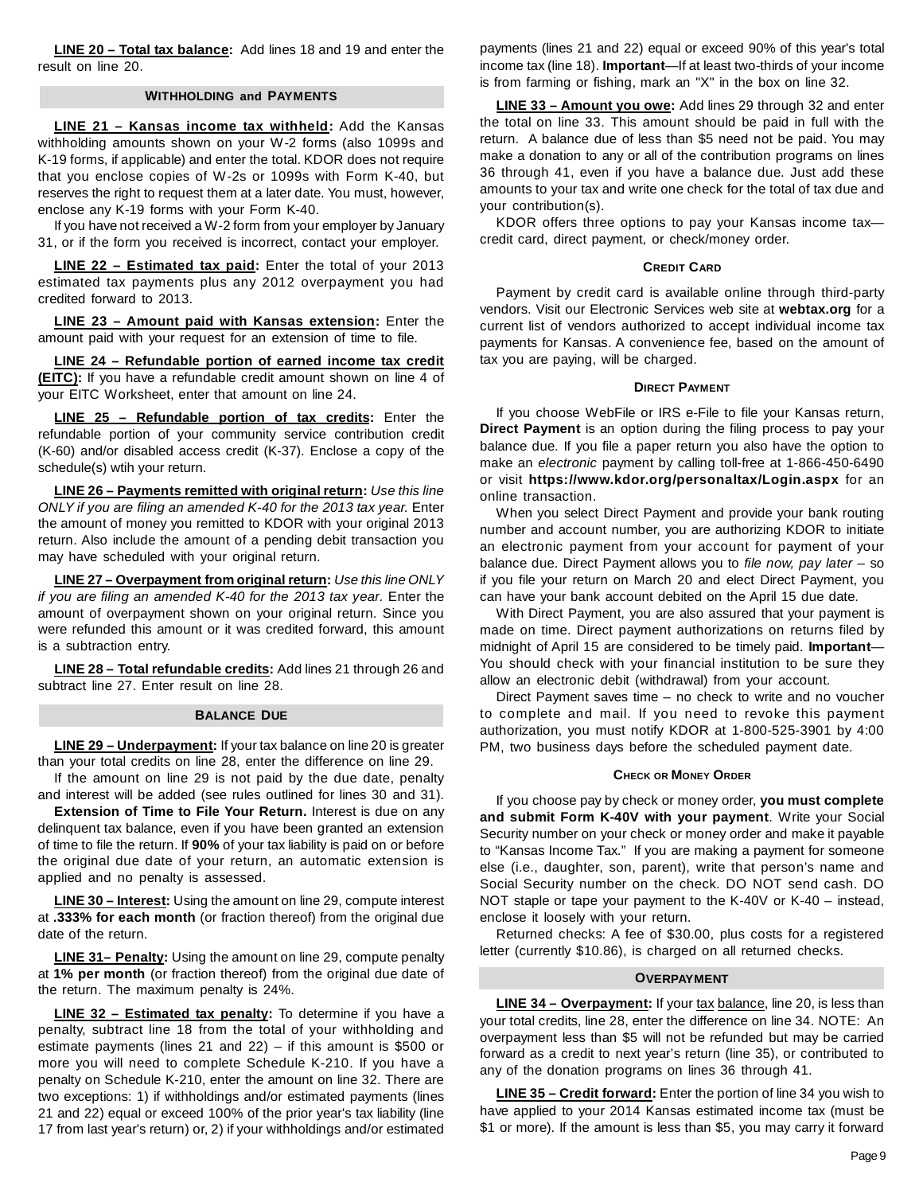**LINE 20 – Total tax balance:** Add lines 18 and 19 and enter the result on line 20.

## WITHHOLDING and PAYMENTS

**LINE 21 – Kansas income tax withheld:** Add the Kansas withholding amounts shown on your W-2 forms (also 1099s and K-19 forms, if applicable) and enter the total. KDOR does not require that you enclose copies of W-2s or 1099s with Form K-40, but reserves the right to request them at a later date. You must, however, enclose any K-19 forms with your Form K-40.

If you have not received a W-2 form from your employer by January 31, or if the form you received is incorrect, contact your employer.

**LINE 22 – Estimated tax paid:** Enter the total of your 2013 estimated tax payments plus any 2012 overpayment you had credited forward to 2013.

**LINE 23 – Amount paid with Kansas extension:** Enter the amount paid with your request for an extension of time to file.

**LINE 24 – Refundable portion of earned income tax credit (EITC):** If you have a refundable credit amount shown on line 4 of your EITC Worksheet, enter that amount on line 24.

**LINE 25 – Refundable portion of tax credits:** Enter the refundable portion of your community service contribution credit (K-60) and/or disabled access credit (K-37). Enclose a copy of the schedule(s) wtih your return.

**LINE 26 – Payments remitted with original return:** *Use this line ONLY if you are filing an amended K-40 for the 2013 tax year.* Enter the amount of money you remitted to KDOR with your original 2013 return. Also include the amount of a pending debit transaction you may have scheduled with your original return.

**LINE 27 – Overpayment from original return:** *Use this line ONLY if you are filing an amended K-40 for the 2013 tax year.* Enter the amount of overpayment shown on your original return. Since you were refunded this amount or it was credited forward, this amount is a subtraction entry.

**LINE 28 – Total refundable credits:** Add lines 21 through 26 and subtract line 27. Enter result on line 28.

## BALANCE DUE

**LINE 29 – Underpayment:** If your tax balance on line 20 is greater than your total credits on line 28, enter the difference on line 29.

If the amount on line 29 is not paid by the due date, penalty and interest will be added (see rules outlined for lines 30 and 31).

**Extension of Time to File Your Return.** Interest is due on any delinquent tax balance, even if you have been granted an extension of time to file the return. If **90%** of your tax liability is paid on or before the original due date of your return, an automatic extension is applied and no penalty is assessed.

**LINE 30 – Interest:** Using the amount on line 29, compute interest at **.333% for each month** (or fraction thereof) from the original due date of the return.

**LINE 31– Penalty:** Using the amount on line 29, compute penalty at **1% per month** (or fraction thereof) from the original due date of the return. The maximum penalty is 24%.

**LINE 32 – Estimated tax penalty:** To determine if you have a penalty, subtract line 18 from the total of your withholding and estimate payments (lines 21 and 22) – if this amount is $500 or more you will need to complete Schedule K-210. If you have a penalty on Schedule K-210, enter the amount on line 32. There are two exceptions: 1) if withholdings and/or estimated payments (lines 21 and 22) equal or exceed 100% of the prior year's tax liability (line 17 from last year's return) or, 2) if your withholdings and/or estimated payments (lines 21 and 22) equal or exceed 90% of this year's total income tax (line 18). **Important**—If at least two-thirds of your income is from farming or fishing, mark an "X" in the box on line 32.

**LINE 33 – Amount you owe:** Add lines 29 through 32 and enter the total on line 33. This amount should be paid in full with the return. A balance due of less than $5 need not be paid. You may make a donation to any or all of the contribution programs on lines 36 through 41, even if you have a balance due. Just add these amounts to your tax and write one check for the total of tax due and your contribution(s).

KDOR offers three options to pay your Kansas income tax—credit card, direct payment, or check/money order.

### CREDIT CARD

Payment by credit card is available online through third-party vendors. Visit our Electronic Services web site at **webtax.org** for a current list of vendors authorized to accept individual income tax payments for Kansas. A convenience fee, based on the amount of tax you are paying, will be charged.

### DIRECT PAYMENT

If you choose WebFile or IRS e-File to file your Kansas return, **Direct Payment** is an option during the filing process to pay your balance due. If you file a paper return you also have the option to make an *electronic* payment by calling toll-free at 1-866-450-6490 or visit **https://www.kdor.org/personaltax/Login.aspx** for an online transaction.

When you select Direct Payment and provide your bank routing number and account number, you are authorizing KDOR to initiate an electronic payment from your account for payment of your balance due. Direct Payment allows you to *file now, pay later* – so if you file your return on March 20 and elect Direct Payment, you can have your bank account debited on the April 15 due date.

With Direct Payment, you are also assured that your payment is made on time. Direct payment authorizations on returns filed by midnight of April 15 are considered to be timely paid. **Important**—You should check with your financial institution to be sure they allow an electronic debit (withdrawal) from your account.

Direct Payment saves time – no check to write and no voucher to complete and mail. If you need to revoke this payment authorization, you must notify KDOR at 1-800-525-3901 by 4:00 PM, two business days before the scheduled payment date.

### CHECK OR MONEY ORDER

If you choose pay by check or money order, **you must complete and submit Form K-40V with your payment**. Write your Social Security number on your check or money order and make it payable to "Kansas Income Tax." If you are making a payment for someone else (i.e., daughter, son, parent), write that person's name and Social Security number on the check. DO NOT send cash. DO NOT staple or tape your payment to the K-40V or K-40 – instead, enclose it loosely with your return.

Returned checks: A fee of $30.00, plus costs for a registered letter (currently $10.86), is charged on all returned checks.

## OVERPAYMENT

**LINE 34 – Overpayment:** If your tax balance, line 20, is less than your total credits, line 28, enter the difference on line 34. NOTE: An overpayment less than $5 will not be refunded but may be carried forward as a credit to next year's return (line 35), or contributed to any of the donation programs on lines 36 through 41.

**LINE 35 – Credit forward:** Enter the portion of line 34 you wish to have applied to your 2014 Kansas estimated income tax (must be $1 or more). If the amount is less than $5, you may carry it forward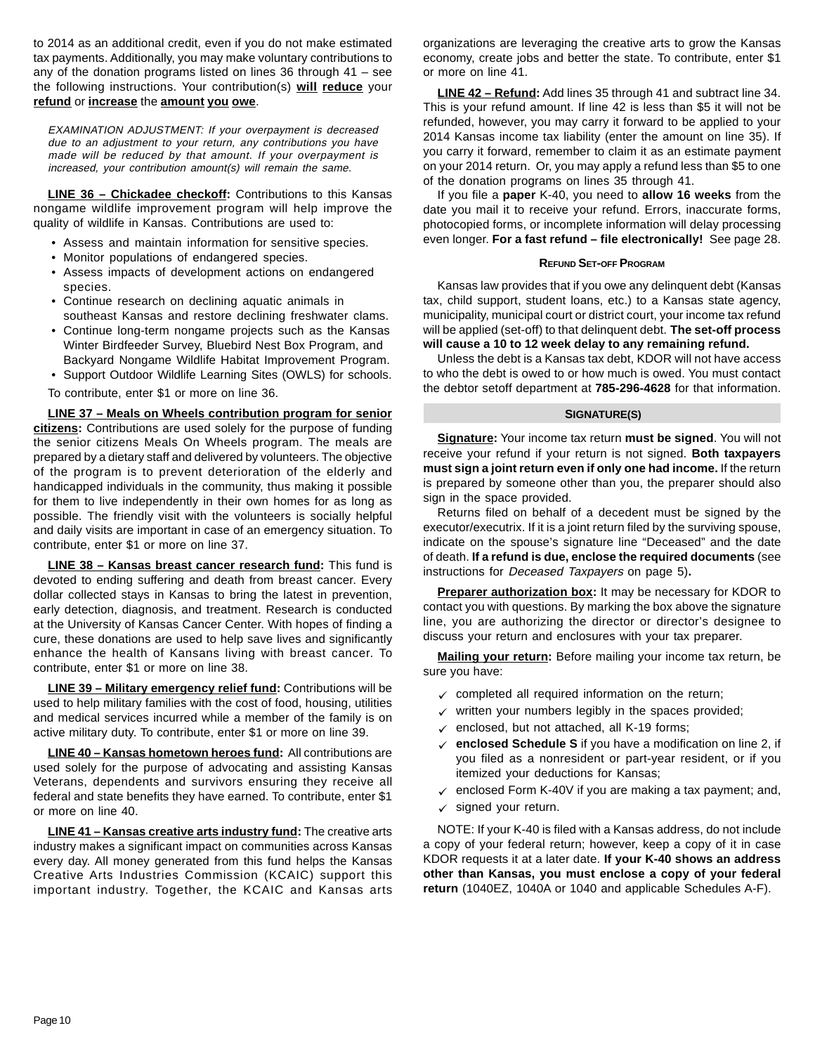to 2014 as an additional credit, even if you do not make estimated tax payments. Additionally, you may make voluntary contributions to any of the donation programs listed on lines 36 through 41 – see the following instructions. Your contribution(s) **will reduce** your **refund** or **increase** the **amount you owe**.

*EXAMINATION ADJUSTMENT: If your overpayment is decreased due to an adjustment to your return, any contributions you have made will be reduced by that amount. If your overpayment is increased, your contribution amount(s) will remain the same.*

**LINE 36 – Chickadee checkoff:** Contributions to this Kansas nongame wildlife improvement program will help improve the quality of wildlife in Kansas. Contributions are used to:

- Assess and maintain information for sensitive species.
- Monitor populations of endangered species.
- Assess impacts of development actions on endangered species.
- Continue research on declining aquatic animals in southeast Kansas and restore declining freshwater clams.
- Continue long-term nongame projects such as the Kansas Winter Birdfeeder Survey, Bluebird Nest Box Program, and Backyard Nongame Wildlife Habitat Improvement Program.
- Support Outdoor Wildlife Learning Sites (OWLS) for schools.

To contribute, enter $1 or more on line 36.

**LINE 37 – Meals on Wheels contribution program for senior citizens:** Contributions are used solely for the purpose of funding the senior citizens Meals On Wheels program. The meals are prepared by a dietary staff and delivered by volunteers. The objective of the program is to prevent deterioration of the elderly and handicapped individuals in the community, thus making it possible for them to live independently in their own homes for as long as possible. The friendly visit with the volunteers is socially helpful and daily visits are important in case of an emergency situation. To contribute, enter $1 or more on line 37.

**LINE 38 – Kansas breast cancer research fund:** This fund is devoted to ending suffering and death from breast cancer. Every dollar collected stays in Kansas to bring the latest in prevention, early detection, diagnosis, and treatment. Research is conducted at the University of Kansas Cancer Center. With hopes of finding a cure, these donations are used to help save lives and significantly enhance the health of Kansans living with breast cancer. To contribute, enter $1 or more on line 38.

**LINE 39 – Military emergency relief fund:** Contributions will be used to help military families with the cost of food, housing, utilities and medical services incurred while a member of the family is on active military duty. To contribute, enter $1 or more on line 39.

**LINE 40 – Kansas hometown heroes fund:** All contributions are used solely for the purpose of advocating and assisting Kansas Veterans, dependents and survivors ensuring they receive all federal and state benefits they have earned. To contribute, enter $1 or more on line 40.

**LINE 41 – Kansas creative arts industry fund:** The creative arts industry makes a significant impact on communities across Kansas every day. All money generated from this fund helps the Kansas Creative Arts Industries Commission (KCAIC) support this important industry. Together, the KCAIC and Kansas arts organizations are leveraging the creative arts to grow the Kansas economy, create jobs and better the state. To contribute, enter $1 or more on line 41.

**LINE 42 – Refund:** Add lines 35 through 41 and subtract line 34. This is your refund amount. If line 42 is less than $5 it will not be refunded, however, you may carry it forward to be applied to your 2014 Kansas income tax liability (enter the amount on line 35). If you carry it forward, remember to claim it as an estimate payment on your 2014 return. Or, you may apply a refund less than $5 to one of the donation programs on lines 35 through 41.

If you file a **paper** K-40, you need to **allow 16 weeks** from the date you mail it to receive your refund. Errors, inaccurate forms, photocopied forms, or incomplete information will delay processing even longer. **For a fast refund – file electronically!** See page 28.

### Refund Set-off Program

Kansas law provides that if you owe any delinquent debt (Kansas tax, child support, student loans, etc.) to a Kansas state agency, municipality, municipal court or district court, your income tax refund will be applied (set-off) to that delinquent debt. **The set-off process will cause a 10 to 12 week delay to any remaining refund.**

Unless the debt is a Kansas tax debt, KDOR will not have access to who the debt is owed to or how much is owed. You must contact the debtor setoff department at **785-296-4628** for that information.

## SIGNATURE(S)

**Signature:** Your income tax return **must be signed**. You will not receive your refund if your return is not signed. **Both taxpayers must sign a joint return even if only one had income.** If the return is prepared by someone other than you, the preparer should also sign in the space provided.

Returns filed on behalf of a decedent must be signed by the executor/executrix. If it is a joint return filed by the surviving spouse, indicate on the spouse's signature line "Deceased" and the date of death. **If a refund is due, enclose the required documents** (see instructions for *Deceased Taxpayers* on page 5)**.**

**Preparer authorization box:** It may be necessary for KDOR to contact you with questions. By marking the box above the signature line, you are authorizing the director or director's designee to discuss your return and enclosures with your tax preparer.

**Mailing your return:** Before mailing your income tax return, be sure you have:

- ✓ completed all required information on the return;
- ✓ written your numbers legibly in the spaces provided;
- ✓ enclosed, but not attached, all K-19 forms;
- ✓ **enclosed Schedule S** if you have a modification on line 2, if you filed as a nonresident or part-year resident, or if you itemized your deductions for Kansas;
- ✓ enclosed Form K-40V if you are making a tax payment; and,
- ✓ signed your return.

NOTE: If your K-40 is filed with a Kansas address, do not include a copy of your federal return; however, keep a copy of it in case KDOR requests it at a later date. **If your K-40 shows an address other than Kansas, you must enclose a copy of your federal return** (1040EZ, 1040A or 1040 and applicable Schedules A-F).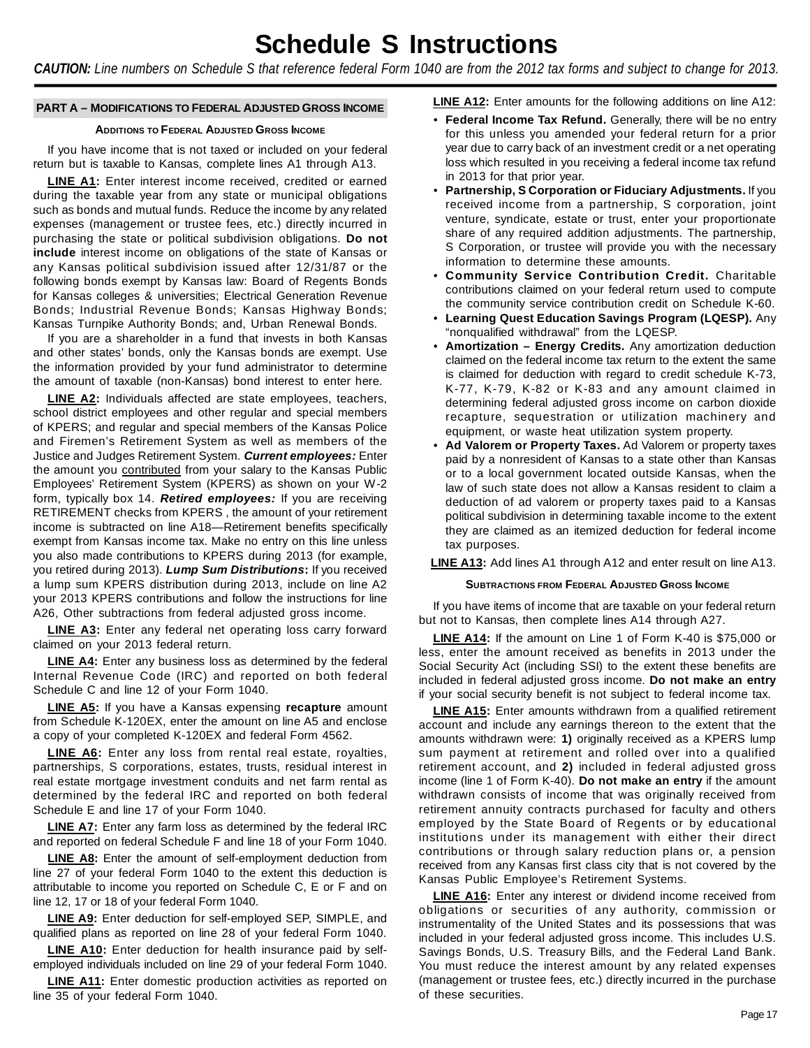# Schedule S Instructions

***CAUTION:*** *Line numbers on Schedule S that reference federal Form 1040 are from the 2012 tax forms and subject to change for 2013.*

## PART A – MODIFICATIONS TO FEDERAL ADJUSTED GROSS INCOME

### ADDITIONS TO FEDERAL ADJUSTED GROSS INCOME

If you have income that is not taxed or included on your federal return but is taxable to Kansas, complete lines A1 through A13.

**LINE A1:** Enter interest income received, credited or earned during the taxable year from any state or municipal obligations such as bonds and mutual funds. Reduce the income by any related expenses (management or trustee fees, etc.) directly incurred in purchasing the state or political subdivision obligations. **Do not include** interest income on obligations of the state of Kansas or any Kansas political subdivision issued after 12/31/87 or the following bonds exempt by Kansas law: Board of Regents Bonds for Kansas colleges & universities; Electrical Generation Revenue Bonds; Industrial Revenue Bonds; Kansas Highway Bonds; Kansas Turnpike Authority Bonds; and, Urban Renewal Bonds.

If you are a shareholder in a fund that invests in both Kansas and other states' bonds, only the Kansas bonds are exempt. Use the information provided by your fund administrator to determine the amount of taxable (non-Kansas) bond interest to enter here.

**LINE A2:** Individuals affected are state employees, teachers, school district employees and other regular and special members of KPERS; and regular and special members of the Kansas Police and Firemen's Retirement System as well as members of the Justice and Judges Retirement System. ***Current employees:*** Enter the amount you contributed from your salary to the Kansas Public Employees' Retirement System (KPERS) as shown on your W-2 form, typically box 14. ***Retired employees:*** If you are receiving RETIREMENT checks from KPERS , the amount of your retirement income is subtracted on line A18—Retirement benefits specifically exempt from Kansas income tax. Make no entry on this line unless you also made contributions to KPERS during 2013 (for example, you retired during 2013). ***Lump Sum Distributions*****:** If you received a lump sum KPERS distribution during 2013, include on line A2 your 2013 KPERS contributions and follow the instructions for line A26, Other subtractions from federal adjusted gross income.

**LINE A3:** Enter any federal net operating loss carry forward claimed on your 2013 federal return.

**LINE A4:** Enter any business loss as determined by the federal Internal Revenue Code (IRC) and reported on both federal Schedule C and line 12 of your Form 1040.

**LINE A5:** If you have a Kansas expensing **recapture** amount from Schedule K-120EX, enter the amount on line A5 and enclose a copy of your completed K-120EX and federal Form 4562.

**LINE A6:** Enter any loss from rental real estate, royalties, partnerships, S corporations, estates, trusts, residual interest in real estate mortgage investment conduits and net farm rental as determined by the federal IRC and reported on both federal Schedule E and line 17 of your Form 1040.

**LINE A7:** Enter any farm loss as determined by the federal IRC and reported on federal Schedule F and line 18 of your Form 1040.

**LINE A8:** Enter the amount of self-employment deduction from line 27 of your federal Form 1040 to the extent this deduction is attributable to income you reported on Schedule C, E or F and on line 12, 17 or 18 of your federal Form 1040.

**LINE A9:** Enter deduction for self-employed SEP, SIMPLE, and qualified plans as reported on line 28 of your federal Form 1040.

**LINE A10:** Enter deduction for health insurance paid by self-employed individuals included on line 29 of your federal Form 1040.

**LINE A11:** Enter domestic production activities as reported on line 35 of your federal Form 1040.

**LINE A12:** Enter amounts for the following additions on line A12:

- **Federal Income Tax Refund.** Generally, there will be no entry for this unless you amended your federal return for a prior year due to carry back of an investment credit or a net operating loss which resulted in you receiving a federal income tax refund in 2013 for that prior year.
- **Partnership, S Corporation or Fiduciary Adjustments.** If you received income from a partnership, S corporation, joint venture, syndicate, estate or trust, enter your proportionate share of any required addition adjustments. The partnership, S Corporation, or trustee will provide you with the necessary information to determine these amounts.
- **Community Service Contribution Credit.** Charitable contributions claimed on your federal return used to compute the community service contribution credit on Schedule K-60.
- **Learning Quest Education Savings Program (LQESP).** Any "nonqualified withdrawal" from the LQESP.
- **Amortization – Energy Credits.** Any amortization deduction claimed on the federal income tax return to the extent the same is claimed for deduction with regard to credit schedule K-73, K-77, K-79, K-82 or K-83 and any amount claimed in determining federal adjusted gross income on carbon dioxide recapture, sequestration or utilization machinery and equipment, or waste heat utilization system property.
- **Ad Valorem or Property Taxes.** Ad Valorem or property taxes paid by a nonresident of Kansas to a state other than Kansas or to a local government located outside Kansas, when the law of such state does not allow a Kansas resident to claim a deduction of ad valorem or property taxes paid to a Kansas political subdivision in determining taxable income to the extent they are claimed as an itemized deduction for federal income tax purposes.

**LINE A13:** Add lines A1 through A12 and enter result on line A13.

### SUBTRACTIONS FROM FEDERAL ADJUSTED GROSS INCOME

If you have items of income that are taxable on your federal return but not to Kansas, then complete lines A14 through A27.

**LINE A14:** If the amount on Line 1 of Form K-40 is $75,000 or less, enter the amount received as benefits in 2013 under the Social Security Act (including SSI) to the extent these benefits are included in federal adjusted gross income. **Do not make an entry** if your social security benefit is not subject to federal income tax.

**LINE A15:** Enter amounts withdrawn from a qualified retirement account and include any earnings thereon to the extent that the amounts withdrawn were: **1)** originally received as a KPERS lump sum payment at retirement and rolled over into a qualified retirement account, and **2)** included in federal adjusted gross income (line 1 of Form K-40). **Do not make an entry** if the amount withdrawn consists of income that was originally received from retirement annuity contracts purchased for faculty and others employed by the State Board of Regents or by educational institutions under its management with either their direct contributions or through salary reduction plans or, a pension received from any Kansas first class city that is not covered by the Kansas Public Employee's Retirement Systems.

**LINE A16:** Enter any interest or dividend income received from obligations or securities of any authority, commission or instrumentality of the United States and its possessions that was included in your federal adjusted gross income. This includes U.S. Savings Bonds, U.S. Treasury Bills, and the Federal Land Bank. You must reduce the interest amount by any related expenses (management or trustee fees, etc.) directly incurred in the purchase of these securities.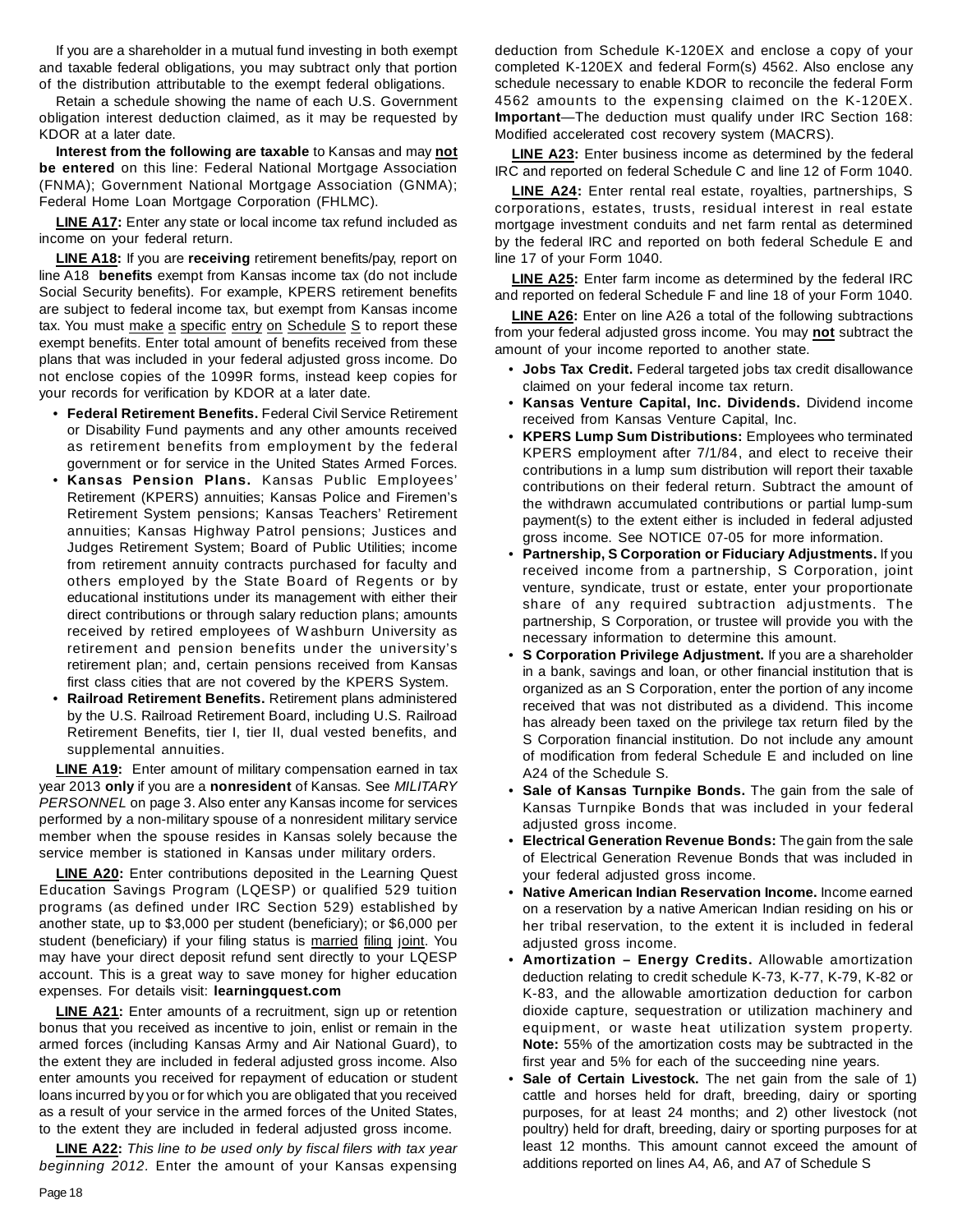If you are a shareholder in a mutual fund investing in both exempt and taxable federal obligations, you may subtract only that portion of the distribution attributable to the exempt federal obligations.

Retain a schedule showing the name of each U.S. Government obligation interest deduction claimed, as it may be requested by KDOR at a later date.

**Interest from the following are taxable** to Kansas and may **not be entered** on this line: Federal National Mortgage Association (FNMA); Government National Mortgage Association (GNMA); Federal Home Loan Mortgage Corporation (FHLMC).

**LINE A17:** Enter any state or local income tax refund included as income on your federal return.

**LINE A18:** If you are **receiving** retirement benefits/pay, report on line A18 **benefits** exempt from Kansas income tax (do not include Social Security benefits). For example, KPERS retirement benefits are subject to federal income tax, but exempt from Kansas income tax. You must make a specific entry on Schedule S to report these exempt benefits. Enter total amount of benefits received from these plans that was included in your federal adjusted gross income. Do not enclose copies of the 1099R forms, instead keep copies for your records for verification by KDOR at a later date.

- **Federal Retirement Benefits.** Federal Civil Service Retirement or Disability Fund payments and any other amounts received as retirement benefits from employment by the federal government or for service in the United States Armed Forces.
- **Kansas Pension Plans.** Kansas Public Employees' Retirement (KPERS) annuities; Kansas Police and Firemen's Retirement System pensions; Kansas Teachers' Retirement annuities; Kansas Highway Patrol pensions; Justices and Judges Retirement System; Board of Public Utilities; income from retirement annuity contracts purchased for faculty and others employed by the State Board of Regents or by educational institutions under its management with either their direct contributions or through salary reduction plans; amounts received by retired employees of Washburn University as retirement and pension benefits under the university's retirement plan; and, certain pensions received from Kansas first class cities that are not covered by the KPERS System.
- **Railroad Retirement Benefits.** Retirement plans administered by the U.S. Railroad Retirement Board, including U.S. Railroad Retirement Benefits, tier I, tier II, dual vested benefits, and supplemental annuities.

**LINE A19:** Enter amount of military compensation earned in tax year 2013 **only** if you are a **nonresident** of Kansas. See *MILITARY PERSONNEL* on page 3. Also enter any Kansas income for services performed by a non-military spouse of a nonresident military service member when the spouse resides in Kansas solely because the service member is stationed in Kansas under military orders.

**LINE A20:** Enter contributions deposited in the Learning Quest Education Savings Program (LQESP) or qualified 529 tuition programs (as defined under IRC Section 529) established by another state, up to $3,000 per student (beneficiary); or $6,000 per student (beneficiary) if your filing status is married filing joint. You may have your direct deposit refund sent directly to your LQESP account. This is a great way to save money for higher education expenses. For details visit: **learningquest.com**

**LINE A21:** Enter amounts of a recruitment, sign up or retention bonus that you received as incentive to join, enlist or remain in the armed forces (including Kansas Army and Air National Guard), to the extent they are included in federal adjusted gross income. Also enter amounts you received for repayment of education or student loans incurred by you or for which you are obligated that you received as a result of your service in the armed forces of the United States, to the extent they are included in federal adjusted gross income.

**LINE A22:** *This line to be used only by fiscal filers with tax year beginning 2012.* Enter the amount of your Kansas expensing deduction from Schedule K-120EX and enclose a copy of your completed K-120EX and federal Form(s) 4562. Also enclose any schedule necessary to enable KDOR to reconcile the federal Form 4562 amounts to the expensing claimed on the K-120EX. **Important**—The deduction must qualify under IRC Section 168: Modified accelerated cost recovery system (MACRS).

**LINE A23:** Enter business income as determined by the federal IRC and reported on federal Schedule C and line 12 of Form 1040.

**LINE A24:** Enter rental real estate, royalties, partnerships, S corporations, estates, trusts, residual interest in real estate mortgage investment conduits and net farm rental as determined by the federal IRC and reported on both federal Schedule E and line 17 of your Form 1040.

**LINE A25:** Enter farm income as determined by the federal IRC and reported on federal Schedule F and line 18 of your Form 1040.

**LINE A26:** Enter on line A26 a total of the following subtractions from your federal adjusted gross income. You may **not** subtract the amount of your income reported to another state.

- **Jobs Tax Credit.** Federal targeted jobs tax credit disallowance claimed on your federal income tax return.
- **Kansas Venture Capital, Inc. Dividends.** Dividend income received from Kansas Venture Capital, Inc.
- **KPERS Lump Sum Distributions:** Employees who terminated KPERS employment after 7/1/84, and elect to receive their contributions in a lump sum distribution will report their taxable contributions on their federal return. Subtract the amount of the withdrawn accumulated contributions or partial lump-sum payment(s) to the extent either is included in federal adjusted gross income. See NOTICE 07-05 for more information.
- **Partnership, S Corporation or Fiduciary Adjustments.** If you received income from a partnership, S Corporation, joint venture, syndicate, trust or estate, enter your proportionate share of any required subtraction adjustments. The partnership, S Corporation, or trustee will provide you with the necessary information to determine this amount.
- **S Corporation Privilege Adjustment.** If you are a shareholder in a bank, savings and loan, or other financial institution that is organized as an S Corporation, enter the portion of any income received that was not distributed as a dividend. This income has already been taxed on the privilege tax return filed by the S Corporation financial institution. Do not include any amount of modification from federal Schedule E and included on line A24 of the Schedule S.
- **Sale of Kansas Turnpike Bonds.** The gain from the sale of Kansas Turnpike Bonds that was included in your federal adjusted gross income.
- **Electrical Generation Revenue Bonds:** The gain from the sale of Electrical Generation Revenue Bonds that was included in your federal adjusted gross income.
- **Native American Indian Reservation Income.** Income earned on a reservation by a native American Indian residing on his or her tribal reservation, to the extent it is included in federal adjusted gross income.
- **Amortization – Energy Credits.** Allowable amortization deduction relating to credit schedule K-73, K-77, K-79, K-82 or K-83, and the allowable amortization deduction for carbon dioxide capture, sequestration or utilization machinery and equipment, or waste heat utilization system property. **Note:** 55% of the amortization costs may be subtracted in the first year and 5% for each of the succeeding nine years.
- **Sale of Certain Livestock.** The net gain from the sale of 1) cattle and horses held for draft, breeding, dairy or sporting purposes, for at least 24 months; and 2) other livestock (not poultry) held for draft, breeding, dairy or sporting purposes for at least 12 months. This amount cannot exceed the amount of additions reported on lines A4, A6, and A7 of Schedule S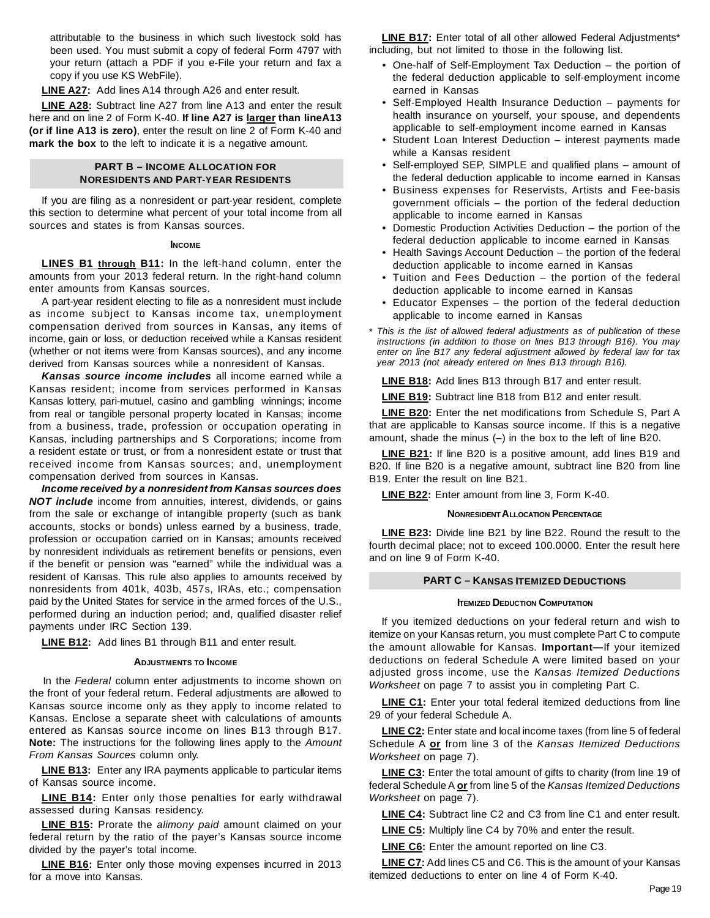attributable to the business in which such livestock sold has been used. You must submit a copy of federal Form 4797 with your return (attach a PDF if you e-File your return and fax a copy if you use KS WebFile).

**LINE A27:** Add lines A14 through A26 and enter result.

**LINE A28:** Subtract line A27 from line A13 and enter the result here and on line 2 of Form K-40. **If line A27 is larger than lineA13 (or if line A13 is zero)**, enter the result on line 2 of Form K-40 and **mark the box** to the left to indicate it is a negative amount.

## PART B – INCOME ALLOCATION FOR NORESIDENTS AND PART-YEAR RESIDENTS

If you are filing as a nonresident or part-year resident, complete this section to determine what percent of your total income from all sources and states is from Kansas sources.

### INCOME

**LINES B1 through B11:** In the left-hand column, enter the amounts from your 2013 federal return. In the right-hand column enter amounts from Kansas sources.

A part-year resident electing to file as a nonresident must include as income subject to Kansas income tax, unemployment compensation derived from sources in Kansas, any items of income, gain or loss, or deduction received while a Kansas resident (whether or not items were from Kansas sources), and any income derived from Kansas sources while a nonresident of Kansas.

***Kansas source income includes*** all income earned while a Kansas resident; income from services performed in Kansas Kansas lottery, pari-mutuel, casino and gambling winnings; income from real or tangible personal property located in Kansas; income from a business, trade, profession or occupation operating in Kansas, including partnerships and S Corporations; income from a resident estate or trust, or from a nonresident estate or trust that received income from Kansas sources; and, unemployment compensation derived from sources in Kansas.

***Income received by a nonresident from Kansas sources does NOT include*** income from annuities, interest, dividends, or gains from the sale or exchange of intangible property (such as bank accounts, stocks or bonds) unless earned by a business, trade, profession or occupation carried on in Kansas; amounts received by nonresident individuals as retirement benefits or pensions, even if the benefit or pension was "earned" while the individual was a resident of Kansas. This rule also applies to amounts received by nonresidents from 401k, 403b, 457s, IRAs, etc.; compensation paid by the United States for service in the armed forces of the U.S., performed during an induction period; and, qualified disaster relief payments under IRC Section 139.

**LINE B12:** Add lines B1 through B11 and enter result.

### ADJUSTMENTS TO INCOME

In the *Federal* column enter adjustments to income shown on the front of your federal return. Federal adjustments are allowed to Kansas source income only as they apply to income related to Kansas. Enclose a separate sheet with calculations of amounts entered as Kansas source income on lines B13 through B17. **Note:** The instructions for the following lines apply to the *Amount From Kansas Sources* column only.

**LINE B13:** Enter any IRA payments applicable to particular items of Kansas source income.

**LINE B14:** Enter only those penalties for early withdrawal assessed during Kansas residency.

**LINE B15:** Prorate the *alimony paid* amount claimed on your federal return by the ratio of the payer's Kansas source income divided by the payer's total income.

**LINE B16:** Enter only those moving expenses incurred in 2013 for a move into Kansas.

**LINE B17:** Enter total of all other allowed Federal Adjustments* including, but not limited to those in the following list.

- One-half of Self-Employment Tax Deduction – the portion of the federal deduction applicable to self-employment income earned in Kansas
- Self-Employed Health Insurance Deduction – payments for health insurance on yourself, your spouse, and dependents applicable to self-employment income earned in Kansas
- Student Loan Interest Deduction – interest payments made while a Kansas resident
- Self-employed SEP, SIMPLE and qualified plans – amount of the federal deduction applicable to income earned in Kansas
- Business expenses for Reservists, Artists and Fee-basis government officials – the portion of the federal deduction applicable to income earned in Kansas
- Domestic Production Activities Deduction – the portion of the federal deduction applicable to income earned in Kansas
- Health Savings Account Deduction – the portion of the federal deduction applicable to income earned in Kansas
- Tuition and Fees Deduction – the portion of the federal deduction applicable to income earned in Kansas
- Educator Expenses – the portion of the federal deduction applicable to income earned in Kansas

*\* This is the list of allowed federal adjustments as of publication of these instructions (in addition to those on lines B13 through B16). You may enter on line B17 any federal adjustment allowed by federal law for tax year 2013 (not already entered on lines B13 through B16).*

**LINE B18:** Add lines B13 through B17 and enter result.

**LINE B19:** Subtract line B18 from B12 and enter result.

**LINE B20:** Enter the net modifications from Schedule S, Part A that are applicable to Kansas source income. If this is a negative amount, shade the minus (–) in the box to the left of line B20.

**LINE B21:** If line B20 is a positive amount, add lines B19 and B20. If line B20 is a negative amount, subtract line B20 from line B19. Enter the result on line B21.

**LINE B22:** Enter amount from line 3, Form K-40.

### NONRESIDENT ALLOCATION PERCENTAGE

**LINE B23:** Divide line B21 by line B22. Round the result to the fourth decimal place; not to exceed 100.0000. Enter the result here and on line 9 of Form K-40.

## PART C – KANSAS ITEMIZED DEDUCTIONS

### ITEMIZED DEDUCTION COMPUTATION

If you itemized deductions on your federal return and wish to itemize on your Kansas return, you must complete Part C to compute the amount allowable for Kansas. **Important—**If your itemized deductions on federal Schedule A were limited based on your adjusted gross income, use the *Kansas Itemized Deductions Worksheet* on page 7 to assist you in completing Part C.

**LINE C1:** Enter your total federal itemized deductions from line 29 of your federal Schedule A.

**LINE C2:** Enter state and local income taxes (from line 5 of federal Schedule A **or** from line 3 of the *Kansas Itemized Deductions Worksheet* on page 7).

**LINE C3:** Enter the total amount of gifts to charity (from line 19 of federal Schedule A **or** from line 5 of the *Kansas Itemized Deductions Worksheet* on page 7).

**LINE C4:** Subtract line C2 and C3 from line C1 and enter result.

**LINE C5:** Multiply line C4 by 70% and enter the result.

**LINE C6:** Enter the amount reported on line C3.

**LINE C7:** Add lines C5 and C6. This is the amount of your Kansas itemized deductions to enter on line 4 of Form K-40.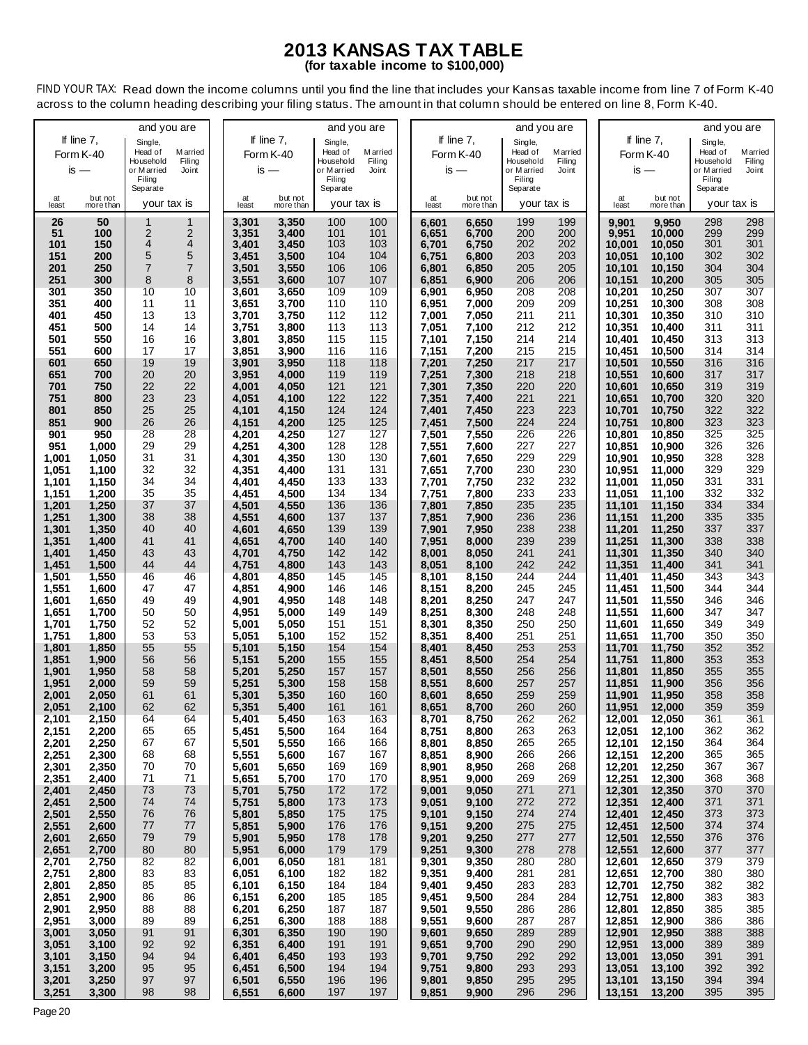# 2013 KANSAS TAX TABLE

**(for taxable income to $100,000)**

FIND YOUR TAX: Read down the income columns until you find the line that includes your Kansas taxable income from line 7 of Form K-40 across to the column heading describing your filing status. The amount in that column should be entered on line 8, Form K-40.

| If line 7, Form K-40 is — at least | but not more than | Single, Head of Household or Married Filing Separate | Married Filing Joint |
|---|---|---|---|
| 26 | 50 | 1 | 1 |
| 51 | 100 | 2 | 2 |
| 101 | 150 | 4 | 4 |
| 151 | 200 | 5 | 5 |
| 201 | 250 | 7 | 7 |
| 251 | 300 | 8 | 8 |
| 301 | 350 | 10 | 10 |
| 351 | 400 | 11 | 11 |
| 401 | 450 | 13 | 13 |
| 451 | 500 | 14 | 14 |
| 501 | 550 | 16 | 16 |
| 551 | 600 | 17 | 17 |
| 601 | 650 | 19 | 19 |
| 651 | 700 | 20 | 20 |
| 701 | 750 | 22 | 22 |
| 751 | 800 | 23 | 23 |
| 801 | 850 | 25 | 25 |
| 851 | 900 | 26 | 26 |
| 901 | 950 | 28 | 28 |
| 951 | 1,000 | 29 | 29 |
| 1,001 | 1,050 | 31 | 31 |
| 1,051 | 1,100 | 32 | 32 |
| 1,101 | 1,150 | 34 | 34 |
| 1,151 | 1,200 | 35 | 35 |
| 1,201 | 1,250 | 37 | 37 |
| 1,251 | 1,300 | 38 | 38 |
| 1,301 | 1,350 | 40 | 40 |
| 1,351 | 1,400 | 41 | 41 |
| 1,401 | 1,450 | 43 | 43 |
| 1,451 | 1,500 | 44 | 44 |
| 1,501 | 1,550 | 46 | 46 |
| 1,551 | 1,600 | 47 | 47 |
| 1,601 | 1,650 | 49 | 49 |
| 1,651 | 1,700 | 50 | 50 |
| 1,701 | 1,750 | 52 | 52 |
| 1,751 | 1,800 | 53 | 53 |
| 1,801 | 1,850 | 55 | 55 |
| 1,851 | 1,900 | 56 | 56 |
| 1,901 | 1,950 | 58 | 58 |
| 1,951 | 2,000 | 59 | 59 |
| 2,001 | 2,050 | 61 | 61 |
| 2,051 | 2,100 | 62 | 62 |
| 2,101 | 2,150 | 64 | 64 |
| 2,151 | 2,200 | 65 | 65 |
| 2,201 | 2,250 | 67 | 67 |
| 2,251 | 2,300 | 68 | 68 |
| 2,301 | 2,350 | 70 | 70 |
| 2,351 | 2,400 | 71 | 71 |
| 2,401 | 2,450 | 73 | 73 |
| 2,451 | 2,500 | 74 | 74 |
| 2,501 | 2,550 | 76 | 76 |
| 2,551 | 2,600 | 77 | 77 |
| 2,601 | 2,650 | 79 | 79 |
| 2,651 | 2,700 | 80 | 80 |
| 2,701 | 2,750 | 82 | 82 |
| 2,751 | 2,800 | 83 | 83 |
| 2,801 | 2,850 | 85 | 85 |
| 2,851 | 2,900 | 86 | 86 |
| 2,901 | 2,950 | 88 | 88 |
| 2,951 | 3,000 | 89 | 89 |
| 3,001 | 3,050 | 91 | 91 |
| 3,051 | 3,100 | 92 | 92 |
| 3,101 | 3,150 | 94 | 94 |
| 3,151 | 3,200 | 95 | 95 |
| 3,201 | 3,250 | 97 | 97 |
| 3,251 | 3,300 | 98 | 98 |
| 3,301 | 3,350 | 100 | 100 |
| 3,351 | 3,400 | 101 | 101 |
| 3,401 | 3,450 | 103 | 103 |
| 3,451 | 3,500 | 104 | 104 |
| 3,501 | 3,550 | 106 | 106 |
| 3,551 | 3,600 | 107 | 107 |
| 3,601 | 3,650 | 109 | 109 |
| 3,651 | 3,700 | 110 | 110 |
| 3,701 | 3,750 | 112 | 112 |
| 3,751 | 3,800 | 113 | 113 |
| 3,801 | 3,850 | 115 | 115 |
| 3,851 | 3,900 | 116 | 116 |
| 3,901 | 3,950 | 118 | 118 |
| 3,951 | 4,000 | 119 | 119 |
| 4,001 | 4,050 | 121 | 121 |
| 4,051 | 4,100 | 122 | 122 |
| 4,101 | 4,150 | 124 | 124 |
| 4,151 | 4,200 | 125 | 125 |
| 4,201 | 4,250 | 127 | 127 |
| 4,251 | 4,300 | 128 | 128 |
| 4,301 | 4,350 | 130 | 130 |
| 4,351 | 4,400 | 131 | 131 |
| 4,401 | 4,450 | 133 | 133 |
| 4,451 | 4,500 | 134 | 134 |
| 4,501 | 4,550 | 136 | 136 |
| 4,551 | 4,600 | 137 | 137 |
| 4,601 | 4,650 | 139 | 139 |
| 4,651 | 4,700 | 140 | 140 |
| 4,701 | 4,750 | 142 | 142 |
| 4,751 | 4,800 | 143 | 143 |
| 4,801 | 4,850 | 145 | 145 |
| 4,851 | 4,900 | 146 | 146 |
| 4,901 | 4,950 | 148 | 148 |
| 4,951 | 5,000 | 149 | 149 |
| 5,001 | 5,050 | 151 | 151 |
| 5,051 | 5,100 | 152 | 152 |
| 5,101 | 5,150 | 154 | 154 |
| 5,151 | 5,200 | 155 | 155 |
| 5,201 | 5,250 | 157 | 157 |
| 5,251 | 5,300 | 158 | 158 |
| 5,301 | 5,350 | 160 | 160 |
| 5,351 | 5,400 | 161 | 161 |
| 5,401 | 5,450 | 163 | 163 |
| 5,451 | 5,500 | 164 | 164 |
| 5,501 | 5,550 | 166 | 166 |
| 5,551 | 5,600 | 167 | 167 |
| 5,601 | 5,650 | 169 | 169 |
| 5,651 | 5,700 | 170 | 170 |
| 5,701 | 5,750 | 172 | 172 |
| 5,751 | 5,800 | 173 | 173 |
| 5,801 | 5,850 | 175 | 175 |
| 5,851 | 5,900 | 176 | 176 |
| 5,901 | 5,950 | 178 | 178 |
| 5,951 | 6,000 | 179 | 179 |
| 6,001 | 6,050 | 181 | 181 |
| 6,051 | 6,100 | 182 | 182 |
| 6,101 | 6,150 | 184 | 184 |
| 6,151 | 6,200 | 185 | 185 |
| 6,201 | 6,250 | 187 | 187 |
| 6,251 | 6,300 | 188 | 188 |
| 6,301 | 6,350 | 190 | 190 |
| 6,351 | 6,400 | 191 | 191 |
| 6,401 | 6,450 | 193 | 193 |
| 6,451 | 6,500 | 194 | 194 |
| 6,501 | 6,550 | 196 | 196 |
| 6,551 | 6,600 | 197 | 197 |
| 6,601 | 6,650 | 199 | 199 |
| 6,651 | 6,700 | 200 | 200 |
| 6,701 | 6,750 | 202 | 202 |
| 6,751 | 6,800 | 203 | 203 |
| 6,801 | 6,850 | 205 | 205 |
| 6,851 | 6,900 | 206 | 206 |
| 6,901 | 6,950 | 208 | 208 |
| 6,951 | 7,000 | 209 | 209 |
| 7,001 | 7,050 | 211 | 211 |
| 7,051 | 7,100 | 212 | 212 |
| 7,101 | 7,150 | 214 | 214 |
| 7,151 | 7,200 | 215 | 215 |
| 7,201 | 7,250 | 217 | 217 |
| 7,251 | 7,300 | 218 | 218 |
| 7,301 | 7,350 | 220 | 220 |
| 7,351 | 7,400 | 221 | 221 |
| 7,401 | 7,450 | 223 | 223 |
| 7,451 | 7,500 | 224 | 224 |
| 7,501 | 7,550 | 226 | 226 |
| 7,551 | 7,600 | 227 | 227 |
| 7,601 | 7,650 | 229 | 229 |
| 7,651 | 7,700 | 230 | 230 |
| 7,701 | 7,750 | 232 | 232 |
| 7,751 | 7,800 | 233 | 233 |
| 7,801 | 7,850 | 235 | 235 |
| 7,851 | 7,900 | 236 | 236 |
| 7,901 | 7,950 | 238 | 238 |
| 7,951 | 8,000 | 239 | 239 |
| 8,001 | 8,050 | 241 | 241 |
| 8,051 | 8,100 | 242 | 242 |
| 8,101 | 8,150 | 244 | 244 |
| 8,151 | 8,200 | 245 | 245 |
| 8,201 | 8,250 | 247 | 247 |
| 8,251 | 8,300 | 248 | 248 |
| 8,301 | 8,350 | 250 | 250 |
| 8,351 | 8,400 | 251 | 251 |
| 8,401 | 8,450 | 253 | 253 |
| 8,451 | 8,500 | 254 | 254 |
| 8,501 | 8,550 | 256 | 256 |
| 8,551 | 8,600 | 257 | 257 |
| 8,601 | 8,650 | 259 | 259 |
| 8,651 | 8,700 | 260 | 260 |
| 8,701 | 8,750 | 262 | 262 |
| 8,751 | 8,800 | 263 | 263 |
| 8,801 | 8,850 | 265 | 265 |
| 8,851 | 8,900 | 266 | 266 |
| 8,901 | 8,950 | 268 | 268 |
| 8,951 | 9,000 | 269 | 269 |
| 9,001 | 9,050 | 271 | 271 |
| 9,051 | 9,100 | 272 | 272 |
| 9,101 | 9,150 | 274 | 274 |
| 9,151 | 9,200 | 275 | 275 |
| 9,201 | 9,250 | 277 | 277 |
| 9,251 | 9,300 | 278 | 278 |
| 9,301 | 9,350 | 280 | 280 |
| 9,351 | 9,400 | 281 | 281 |
| 9,401 | 9,450 | 283 | 283 |
| 9,451 | 9,500 | 284 | 284 |
| 9,501 | 9,550 | 286 | 286 |
| 9,551 | 9,600 | 287 | 287 |
| 9,601 | 9,650 | 289 | 289 |
| 9,651 | 9,700 | 290 | 290 |
| 9,701 | 9,750 | 292 | 292 |
| 9,751 | 9,800 | 293 | 293 |
| 9,801 | 9,850 | 295 | 295 |
| 9,851 | 9,900 | 296 | 296 |
| 9,901 | 9,950 | 298 | 298 |
| 9,951 | 10,000 | 299 | 299 |
| 10,001 | 10,050 | 301 | 301 |
| 10,051 | 10,100 | 302 | 302 |
| 10,101 | 10,150 | 304 | 304 |
| 10,151 | 10,200 | 305 | 305 |
| 10,201 | 10,250 | 307 | 307 |
| 10,251 | 10,300 | 308 | 308 |
| 10,301 | 10,350 | 310 | 310 |
| 10,351 | 10,400 | 311 | 311 |
| 10,401 | 10,450 | 313 | 313 |
| 10,451 | 10,500 | 314 | 314 |
| 10,501 | 10,550 | 316 | 316 |
| 10,551 | 10,600 | 317 | 317 |
| 10,601 | 10,650 | 319 | 319 |
| 10,651 | 10,700 | 320 | 320 |
| 10,701 | 10,750 | 322 | 322 |
| 10,751 | 10,800 | 323 | 323 |
| 10,801 | 10,850 | 325 | 325 |
| 10,851 | 10,900 | 326 | 326 |
| 10,901 | 10,950 | 328 | 328 |
| 10,951 | 11,000 | 329 | 329 |
| 11,001 | 11,050 | 331 | 331 |
| 11,051 | 11,100 | 332 | 332 |
| 11,101 | 11,150 | 334 | 334 |
| 11,151 | 11,200 | 335 | 335 |
| 11,201 | 11,250 | 337 | 337 |
| 11,251 | 11,300 | 338 | 338 |
| 11,301 | 11,350 | 340 | 340 |
| 11,351 | 11,400 | 341 | 341 |
| 11,401 | 11,450 | 343 | 343 |
| 11,451 | 11,500 | 344 | 344 |
| 11,501 | 11,550 | 346 | 346 |
| 11,551 | 11,600 | 347 | 347 |
| 11,601 | 11,650 | 349 | 349 |
| 11,651 | 11,700 | 350 | 350 |
| 11,701 | 11,750 | 352 | 352 |
| 11,751 | 11,800 | 353 | 353 |
| 11,801 | 11,850 | 355 | 355 |
| 11,851 | 11,900 | 356 | 356 |
| 11,901 | 11,950 | 358 | 358 |
| 11,951 | 12,000 | 359 | 359 |
| 12,001 | 12,050 | 361 | 361 |
| 12,051 | 12,100 | 362 | 362 |
| 12,101 | 12,150 | 364 | 364 |
| 12,151 | 12,200 | 365 | 365 |
| 12,201 | 12,250 | 367 | 367 |
| 12,251 | 12,300 | 368 | 368 |
| 12,301 | 12,350 | 370 | 370 |
| 12,351 | 12,400 | 371 | 371 |
| 12,401 | 12,450 | 373 | 373 |
| 12,451 | 12,500 | 374 | 374 |
| 12,501 | 12,550 | 376 | 376 |
| 12,551 | 12,600 | 377 | 377 |
| 12,601 | 12,650 | 379 | 379 |
| 12,651 | 12,700 | 380 | 380 |
| 12,701 | 12,750 | 382 | 382 |
| 12,751 | 12,800 | 383 | 383 |
| 12,801 | 12,850 | 385 | 385 |
| 12,851 | 12,900 | 386 | 386 |
| 12,901 | 12,950 | 388 | 388 |
| 12,951 | 13,000 | 389 | 389 |
| 13,001 | 13,050 | 391 | 391 |
| 13,051 | 13,100 | 392 | 392 |
| 13,101 | 13,150 | 394 | 394 |
| 13,151 | 13,200 | 395 | 395 |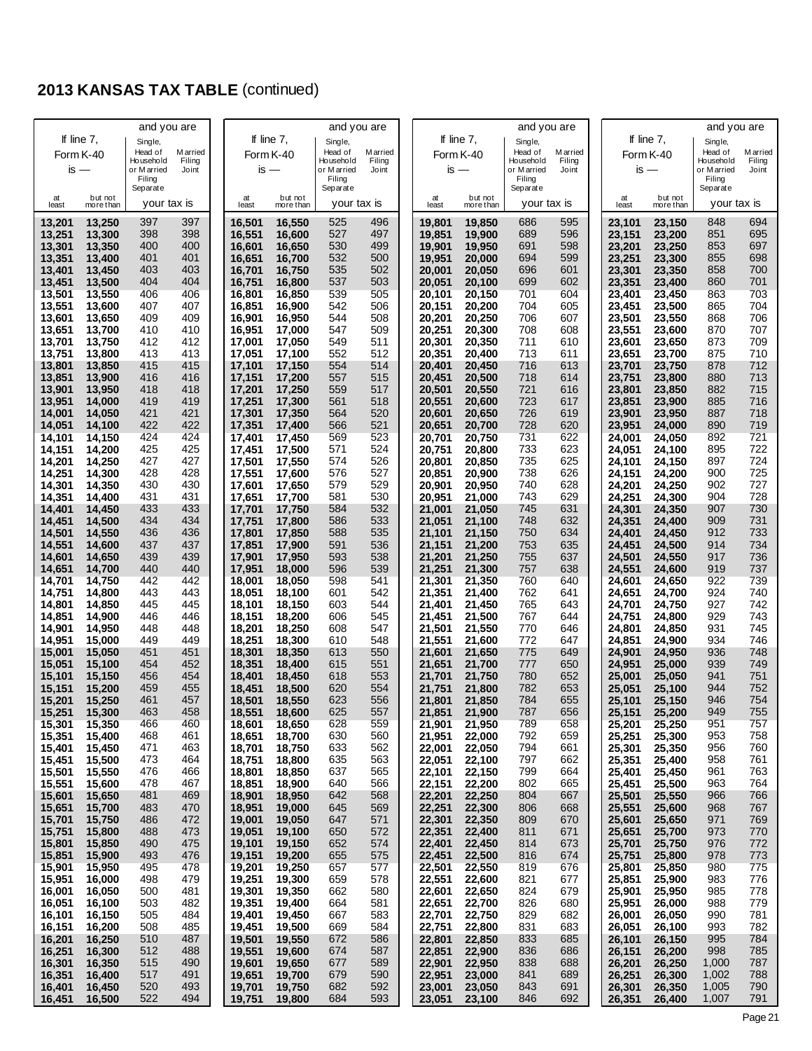# 2013 KANSAS TAX TABLE (continued)

| If line 7, Form K-40 is — at least | but not more than | Single, Head of Household or Married Filing Separate | Married Filing Joint |
|---|---|---|---|
| 13,201 | 13,250 | 397 | 397 |
| 13,251 | 13,300 | 398 | 398 |
| 13,301 | 13,350 | 400 | 400 |
| 13,351 | 13,400 | 401 | 401 |
| 13,401 | 13,450 | 403 | 403 |
| 13,451 | 13,500 | 404 | 404 |
| 13,501 | 13,550 | 406 | 406 |
| 13,551 | 13,600 | 407 | 407 |
| 13,601 | 13,650 | 409 | 409 |
| 13,651 | 13,700 | 410 | 410 |
| 13,701 | 13,750 | 412 | 412 |
| 13,751 | 13,800 | 413 | 413 |
| 13,801 | 13,850 | 415 | 415 |
| 13,851 | 13,900 | 416 | 416 |
| 13,901 | 13,950 | 418 | 418 |
| 13,951 | 14,000 | 419 | 419 |
| 14,001 | 14,050 | 421 | 421 |
| 14,051 | 14,100 | 422 | 422 |
| 14,101 | 14,150 | 424 | 424 |
| 14,151 | 14,200 | 425 | 425 |
| 14,201 | 14,250 | 427 | 427 |
| 14,251 | 14,300 | 428 | 428 |
| 14,301 | 14,350 | 430 | 430 |
| 14,351 | 14,400 | 431 | 431 |
| 14,401 | 14,450 | 433 | 433 |
| 14,451 | 14,500 | 434 | 434 |
| 14,501 | 14,550 | 436 | 436 |
| 14,551 | 14,600 | 437 | 437 |
| 14,601 | 14,650 | 439 | 439 |
| 14,651 | 14,700 | 440 | 440 |
| 14,701 | 14,750 | 442 | 442 |
| 14,751 | 14,800 | 443 | 443 |
| 14,801 | 14,850 | 445 | 445 |
| 14,851 | 14,900 | 446 | 446 |
| 14,901 | 14,950 | 448 | 448 |
| 14,951 | 15,000 | 449 | 449 |
| 15,001 | 15,050 | 451 | 451 |
| 15,051 | 15,100 | 454 | 452 |
| 15,101 | 15,150 | 456 | 454 |
| 15,151 | 15,200 | 459 | 455 |
| 15,201 | 15,250 | 461 | 457 |
| 15,251 | 15,300 | 463 | 458 |
| 15,301 | 15,350 | 466 | 460 |
| 15,351 | 15,400 | 468 | 461 |
| 15,401 | 15,450 | 471 | 463 |
| 15,451 | 15,500 | 473 | 464 |
| 15,501 | 15,550 | 476 | 466 |
| 15,551 | 15,600 | 478 | 467 |
| 15,601 | 15,650 | 481 | 469 |
| 15,651 | 15,700 | 483 | 470 |
| 15,701 | 15,750 | 486 | 472 |
| 15,751 | 15,800 | 488 | 473 |
| 15,801 | 15,850 | 490 | 475 |
| 15,851 | 15,900 | 493 | 476 |
| 15,901 | 15,950 | 495 | 478 |
| 15,951 | 16,000 | 498 | 479 |
| 16,001 | 16,050 | 500 | 481 |
| 16,051 | 16,100 | 503 | 482 |
| 16,101 | 16,150 | 505 | 484 |
| 16,151 | 16,200 | 508 | 485 |
| 16,201 | 16,250 | 510 | 487 |
| 16,251 | 16,300 | 512 | 488 |
| 16,301 | 16,350 | 515 | 490 |
| 16,351 | 16,400 | 517 | 491 |
| 16,401 | 16,450 | 520 | 493 |
| 16,451 | 16,500 | 522 | 494 |
| 16,501 | 16,550 | 525 | 496 |
| 16,551 | 16,600 | 527 | 497 |
| 16,601 | 16,650 | 530 | 499 |
| 16,651 | 16,700 | 532 | 500 |
| 16,701 | 16,750 | 535 | 502 |
| 16,751 | 16,800 | 537 | 503 |
| 16,801 | 16,850 | 539 | 505 |
| 16,851 | 16,900 | 542 | 506 |
| 16,901 | 16,950 | 544 | 508 |
| 16,951 | 17,000 | 547 | 509 |
| 17,001 | 17,050 | 549 | 511 |
| 17,051 | 17,100 | 552 | 512 |
| 17,101 | 17,150 | 554 | 514 |
| 17,151 | 17,200 | 557 | 515 |
| 17,201 | 17,250 | 559 | 517 |
| 17,251 | 17,300 | 561 | 518 |
| 17,301 | 17,350 | 564 | 520 |
| 17,351 | 17,400 | 566 | 521 |
| 17,401 | 17,450 | 569 | 523 |
| 17,451 | 17,500 | 571 | 524 |
| 17,501 | 17,550 | 574 | 526 |
| 17,551 | 17,600 | 576 | 527 |
| 17,601 | 17,650 | 579 | 529 |
| 17,651 | 17,700 | 581 | 530 |
| 17,701 | 17,750 | 584 | 532 |
| 17,751 | 17,800 | 586 | 533 |
| 17,801 | 17,850 | 588 | 535 |
| 17,851 | 17,900 | 591 | 536 |
| 17,901 | 17,950 | 593 | 538 |
| 17,951 | 18,000 | 596 | 539 |
| 18,001 | 18,050 | 598 | 541 |
| 18,051 | 18,100 | 601 | 542 |
| 18,101 | 18,150 | 603 | 544 |
| 18,151 | 18,200 | 606 | 545 |
| 18,201 | 18,250 | 608 | 547 |
| 18,251 | 18,300 | 610 | 548 |
| 18,301 | 18,350 | 613 | 550 |
| 18,351 | 18,400 | 615 | 551 |
| 18,401 | 18,450 | 618 | 553 |
| 18,451 | 18,500 | 620 | 554 |
| 18,501 | 18,550 | 623 | 556 |
| 18,551 | 18,600 | 625 | 557 |
| 18,601 | 18,650 | 628 | 559 |
| 18,651 | 18,700 | 630 | 560 |
| 18,701 | 18,750 | 633 | 562 |
| 18,751 | 18,800 | 635 | 563 |
| 18,801 | 18,850 | 637 | 565 |
| 18,851 | 18,900 | 640 | 566 |
| 18,901 | 18,950 | 642 | 568 |
| 18,951 | 19,000 | 645 | 569 |
| 19,001 | 19,050 | 647 | 571 |
| 19,051 | 19,100 | 650 | 572 |
| 19,101 | 19,150 | 652 | 574 |
| 19,151 | 19,200 | 655 | 575 |
| 19,201 | 19,250 | 657 | 577 |
| 19,251 | 19,300 | 659 | 578 |
| 19,301 | 19,350 | 662 | 580 |
| 19,351 | 19,400 | 664 | 581 |
| 19,401 | 19,450 | 667 | 583 |
| 19,451 | 19,500 | 669 | 584 |
| 19,501 | 19,550 | 672 | 586 |
| 19,551 | 19,600 | 674 | 587 |
| 19,601 | 19,650 | 677 | 589 |
| 19,651 | 19,700 | 679 | 590 |
| 19,701 | 19,750 | 682 | 592 |
| 19,751 | 19,800 | 684 | 593 |
| 19,801 | 19,850 | 686 | 595 |
| 19,851 | 19,900 | 689 | 596 |
| 19,901 | 19,950 | 691 | 598 |
| 19,951 | 20,000 | 694 | 599 |
| 20,001 | 20,050 | 696 | 601 |
| 20,051 | 20,100 | 699 | 602 |
| 20,101 | 20,150 | 701 | 604 |
| 20,151 | 20,200 | 704 | 605 |
| 20,201 | 20,250 | 706 | 607 |
| 20,251 | 20,300 | 708 | 608 |
| 20,301 | 20,350 | 711 | 610 |
| 20,351 | 20,400 | 713 | 611 |
| 20,401 | 20,450 | 716 | 613 |
| 20,451 | 20,500 | 718 | 614 |
| 20,501 | 20,550 | 721 | 616 |
| 20,551 | 20,600 | 723 | 617 |
| 20,601 | 20,650 | 726 | 619 |
| 20,651 | 20,700 | 728 | 620 |
| 20,701 | 20,750 | 731 | 622 |
| 20,751 | 20,800 | 733 | 623 |
| 20,801 | 20,850 | 735 | 625 |
| 20,851 | 20,900 | 738 | 626 |
| 20,901 | 20,950 | 740 | 628 |
| 20,951 | 21,000 | 743 | 629 |
| 21,001 | 21,050 | 745 | 631 |
| 21,051 | 21,100 | 748 | 632 |
| 21,101 | 21,150 | 750 | 634 |
| 21,151 | 21,200 | 753 | 635 |
| 21,201 | 21,250 | 755 | 637 |
| 21,251 | 21,300 | 757 | 638 |
| 21,301 | 21,350 | 760 | 640 |
| 21,351 | 21,400 | 762 | 641 |
| 21,401 | 21,450 | 765 | 643 |
| 21,451 | 21,500 | 767 | 644 |
| 21,501 | 21,550 | 770 | 646 |
| 21,551 | 21,600 | 772 | 647 |
| 21,601 | 21,650 | 775 | 649 |
| 21,651 | 21,700 | 777 | 650 |
| 21,701 | 21,750 | 780 | 652 |
| 21,751 | 21,800 | 782 | 653 |
| 21,801 | 21,850 | 784 | 655 |
| 21,851 | 21,900 | 787 | 656 |
| 21,901 | 21,950 | 789 | 658 |
| 21,951 | 22,000 | 792 | 659 |
| 22,001 | 22,050 | 794 | 661 |
| 22,051 | 22,100 | 797 | 662 |
| 22,101 | 22,150 | 799 | 664 |
| 22,151 | 22,200 | 802 | 665 |
| 22,201 | 22,250 | 804 | 667 |
| 22,251 | 22,300 | 806 | 668 |
| 22,301 | 22,350 | 809 | 670 |
| 22,351 | 22,400 | 811 | 671 |
| 22,401 | 22,450 | 814 | 673 |
| 22,451 | 22,500 | 816 | 674 |
| 22,501 | 22,550 | 819 | 676 |
| 22,551 | 22,600 | 821 | 677 |
| 22,601 | 22,650 | 824 | 679 |
| 22,651 | 22,700 | 826 | 680 |
| 22,701 | 22,750 | 829 | 682 |
| 22,751 | 22,800 | 831 | 683 |
| 22,801 | 22,850 | 833 | 685 |
| 22,851 | 22,900 | 836 | 686 |
| 22,901 | 22,950 | 838 | 688 |
| 22,951 | 23,000 | 841 | 689 |
| 23,001 | 23,050 | 843 | 691 |
| 23,051 | 23,100 | 846 | 692 |
| 23,101 | 23,150 | 848 | 694 |
| 23,151 | 23,200 | 851 | 695 |
| 23,201 | 23,250 | 853 | 697 |
| 23,251 | 23,300 | 855 | 698 |
| 23,301 | 23,350 | 858 | 700 |
| 23,351 | 23,400 | 860 | 701 |
| 23,401 | 23,450 | 863 | 703 |
| 23,451 | 23,500 | 865 | 704 |
| 23,501 | 23,550 | 868 | 706 |
| 23,551 | 23,600 | 870 | 707 |
| 23,601 | 23,650 | 873 | 709 |
| 23,651 | 23,700 | 875 | 710 |
| 23,701 | 23,750 | 878 | 712 |
| 23,751 | 23,800 | 880 | 713 |
| 23,801 | 23,850 | 882 | 715 |
| 23,851 | 23,900 | 885 | 716 |
| 23,901 | 23,950 | 887 | 718 |
| 23,951 | 24,000 | 890 | 719 |
| 24,001 | 24,050 | 892 | 721 |
| 24,051 | 24,100 | 895 | 722 |
| 24,101 | 24,150 | 897 | 724 |
| 24,151 | 24,200 | 900 | 725 |
| 24,201 | 24,250 | 902 | 727 |
| 24,251 | 24,300 | 904 | 728 |
| 24,301 | 24,350 | 907 | 730 |
| 24,351 | 24,400 | 909 | 731 |
| 24,401 | 24,450 | 912 | 733 |
| 24,451 | 24,500 | 914 | 734 |
| 24,501 | 24,550 | 917 | 736 |
| 24,551 | 24,600 | 919 | 737 |
| 24,601 | 24,650 | 922 | 739 |
| 24,651 | 24,700 | 924 | 740 |
| 24,701 | 24,750 | 927 | 742 |
| 24,751 | 24,800 | 929 | 743 |
| 24,801 | 24,850 | 931 | 745 |
| 24,851 | 24,900 | 934 | 746 |
| 24,901 | 24,950 | 936 | 748 |
| 24,951 | 25,000 | 939 | 749 |
| 25,001 | 25,050 | 941 | 751 |
| 25,051 | 25,100 | 944 | 752 |
| 25,101 | 25,150 | 946 | 754 |
| 25,151 | 25,200 | 949 | 755 |
| 25,201 | 25,250 | 951 | 757 |
| 25,251 | 25,300 | 953 | 758 |
| 25,301 | 25,350 | 956 | 760 |
| 25,351 | 25,400 | 958 | 761 |
| 25,401 | 25,450 | 961 | 763 |
| 25,451 | 25,500 | 963 | 764 |
| 25,501 | 25,550 | 966 | 766 |
| 25,551 | 25,600 | 968 | 767 |
| 25,601 | 25,650 | 971 | 769 |
| 25,651 | 25,700 | 973 | 770 |
| 25,701 | 25,750 | 976 | 772 |
| 25,751 | 25,800 | 978 | 773 |
| 25,801 | 25,850 | 980 | 775 |
| 25,851 | 25,900 | 983 | 776 |
| 25,901 | 25,950 | 985 | 778 |
| 25,951 | 26,000 | 988 | 779 |
| 26,001 | 26,050 | 990 | 781 |
| 26,051 | 26,100 | 993 | 782 |
| 26,101 | 26,150 | 995 | 784 |
| 26,151 | 26,200 | 998 | 785 |
| 26,201 | 26,250 | 1,000 | 787 |
| 26,251 | 26,300 | 1,002 | 788 |
| 26,301 | 26,350 | 1,005 | 790 |
| 26,351 | 26,400 | 1,007 | 791 |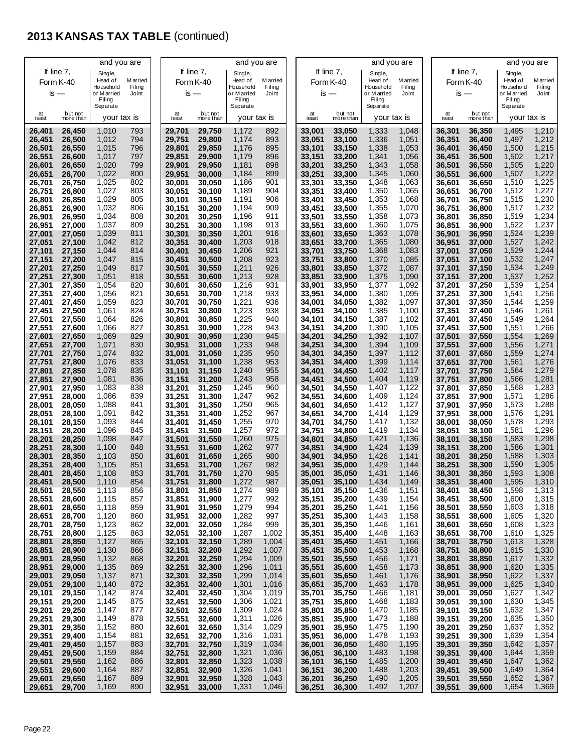# 2013 KANSAS TAX TABLE (continued)

| If line 7, Form K-40 is — at least | but not more than | Single, Head of Household or Married Filing Separate — your tax is | Married Filing Joint — your tax is |
|---|---|---|---|
| 26,401 | 26,450 | 1,010 | 793 |
| 26,451 | 26,500 | 1,012 | 794 |
| 26,501 | 26,550 | 1,015 | 796 |
| 26,551 | 26,600 | 1,017 | 797 |
| 26,601 | 26,650 | 1,020 | 799 |
| 26,651 | 26,700 | 1,022 | 800 |
| 26,701 | 26,750 | 1,025 | 802 |
| 26,751 | 26,800 | 1,027 | 803 |
| 26,801 | 26,850 | 1,029 | 805 |
| 26,851 | 26,900 | 1,032 | 806 |
| 26,901 | 26,950 | 1,034 | 808 |
| 26,951 | 27,000 | 1,037 | 809 |
| 27,001 | 27,050 | 1,039 | 811 |
| 27,051 | 27,100 | 1,042 | 812 |
| 27,101 | 27,150 | 1,044 | 814 |
| 27,151 | 27,200 | 1,047 | 815 |
| 27,201 | 27,250 | 1,049 | 817 |
| 27,251 | 27,300 | 1,051 | 818 |
| 27,301 | 27,350 | 1,054 | 820 |
| 27,351 | 27,400 | 1,056 | 821 |
| 27,401 | 27,450 | 1,059 | 823 |
| 27,451 | 27,500 | 1,061 | 824 |
| 27,501 | 27,550 | 1,064 | 826 |
| 27,551 | 27,600 | 1,066 | 827 |
| 27,601 | 27,650 | 1,069 | 829 |
| 27,651 | 27,700 | 1,071 | 830 |
| 27,701 | 27,750 | 1,074 | 832 |
| 27,751 | 27,800 | 1,076 | 833 |
| 27,801 | 27,850 | 1,078 | 835 |
| 27,851 | 27,900 | 1,081 | 836 |
| 27,901 | 27,950 | 1,083 | 838 |
| 27,951 | 28,000 | 1,086 | 839 |
| 28,001 | 28,050 | 1,088 | 841 |
| 28,051 | 28,100 | 1,091 | 842 |
| 28,101 | 28,150 | 1,093 | 844 |
| 28,151 | 28,200 | 1,096 | 845 |
| 28,201 | 28,250 | 1,098 | 847 |
| 28,251 | 28,300 | 1,100 | 848 |
| 28,301 | 28,350 | 1,103 | 850 |
| 28,351 | 28,400 | 1,105 | 851 |
| 28,401 | 28,450 | 1,108 | 853 |
| 28,451 | 28,500 | 1,110 | 854 |
| 28,501 | 28,550 | 1,113 | 856 |
| 28,551 | 28,600 | 1,115 | 857 |
| 28,601 | 28,650 | 1,118 | 859 |
| 28,651 | 28,700 | 1,120 | 860 |
| 28,701 | 28,750 | 1,123 | 862 |
| 28,751 | 28,800 | 1,125 | 863 |
| 28,801 | 28,850 | 1,127 | 865 |
| 28,851 | 28,900 | 1,130 | 866 |
| 28,901 | 28,950 | 1,132 | 868 |
| 28,951 | 29,000 | 1,135 | 869 |
| 29,001 | 29,050 | 1,137 | 871 |
| 29,051 | 29,100 | 1,140 | 872 |
| 29,101 | 29,150 | 1,142 | 874 |
| 29,151 | 29,200 | 1,145 | 875 |
| 29,201 | 29,250 | 1,147 | 877 |
| 29,251 | 29,300 | 1,149 | 878 |
| 29,301 | 29,350 | 1,152 | 880 |
| 29,351 | 29,400 | 1,154 | 881 |
| 29,401 | 29,450 | 1,157 | 883 |
| 29,451 | 29,500 | 1,159 | 884 |
| 29,501 | 29,550 | 1,162 | 886 |
| 29,551 | 29,600 | 1,164 | 887 |
| 29,601 | 29,650 | 1,167 | 889 |
| 29,651 | 29,700 | 1,169 | 890 |
| 29,701 | 29,750 | 1,172 | 892 |
| 29,751 | 29,800 | 1,174 | 893 |
| 29,801 | 29,850 | 1,176 | 895 |
| 29,851 | 29,900 | 1,179 | 896 |
| 29,901 | 29,950 | 1,181 | 898 |
| 29,951 | 30,000 | 1,184 | 899 |
| 30,001 | 30,050 | 1,186 | 901 |
| 30,051 | 30,100 | 1,189 | 904 |
| 30,101 | 30,150 | 1,191 | 906 |
| 30,151 | 30,200 | 1,194 | 909 |
| 30,201 | 30,250 | 1,196 | 911 |
| 30,251 | 30,300 | 1,198 | 913 |
| 30,301 | 30,350 | 1,201 | 916 |
| 30,351 | 30,400 | 1,203 | 918 |
| 30,401 | 30,450 | 1,206 | 921 |
| 30,451 | 30,500 | 1,208 | 923 |
| 30,501 | 30,550 | 1,211 | 926 |
| 30,551 | 30,600 | 1,213 | 928 |
| 30,601 | 30,650 | 1,216 | 931 |
| 30,651 | 30,700 | 1,218 | 933 |
| 30,701 | 30,750 | 1,221 | 936 |
| 30,751 | 30,800 | 1,223 | 938 |
| 30,801 | 30,850 | 1,225 | 940 |
| 30,851 | 30,900 | 1,228 | 943 |
| 30,901 | 30,950 | 1,230 | 945 |
| 30,951 | 31,000 | 1,233 | 948 |
| 31,001 | 31,050 | 1,235 | 950 |
| 31,051 | 31,100 | 1,238 | 953 |
| 31,101 | 31,150 | 1,240 | 955 |
| 31,151 | 31,200 | 1,243 | 958 |
| 31,201 | 31,250 | 1,245 | 960 |
| 31,251 | 31,300 | 1,247 | 962 |
| 31,301 | 31,350 | 1,250 | 965 |
| 31,351 | 31,400 | 1,252 | 967 |
| 31,401 | 31,450 | 1,255 | 970 |
| 31,451 | 31,500 | 1,257 | 972 |
| 31,501 | 31,550 | 1,260 | 975 |
| 31,551 | 31,600 | 1,262 | 977 |
| 31,601 | 31,650 | 1,265 | 980 |
| 31,651 | 31,700 | 1,267 | 982 |
| 31,701 | 31,750 | 1,270 | 985 |
| 31,751 | 31,800 | 1,272 | 987 |
| 31,801 | 31,850 | 1,274 | 989 |
| 31,851 | 31,900 | 1,277 | 992 |
| 31,901 | 31,950 | 1,279 | 994 |
| 31,951 | 32,000 | 1,282 | 997 |
| 32,001 | 32,050 | 1,284 | 999 |
| 32,051 | 32,100 | 1,287 | 1,002 |
| 32,101 | 32,150 | 1,289 | 1,004 |
| 32,151 | 32,200 | 1,292 | 1,007 |
| 32,201 | 32,250 | 1,294 | 1,009 |
| 32,251 | 32,300 | 1,296 | 1,011 |
| 32,301 | 32,350 | 1,299 | 1,014 |
| 32,351 | 32,400 | 1,301 | 1,016 |
| 32,401 | 32,450 | 1,304 | 1,019 |
| 32,451 | 32,500 | 1,306 | 1,021 |
| 32,501 | 32,550 | 1,309 | 1,024 |
| 32,551 | 32,600 | 1,311 | 1,026 |
| 32,601 | 32,650 | 1,314 | 1,029 |
| 32,651 | 32,700 | 1,316 | 1,031 |
| 32,701 | 32,750 | 1,319 | 1,034 |
| 32,751 | 32,800 | 1,321 | 1,036 |
| 32,801 | 32,850 | 1,323 | 1,038 |
| 32,851 | 32,900 | 1,326 | 1,041 |
| 32,901 | 32,950 | 1,328 | 1,043 |
| 32,951 | 33,000 | 1,331 | 1,046 |
| 33,001 | 33,050 | 1,333 | 1,048 |
| 33,051 | 33,100 | 1,336 | 1,051 |
| 33,101 | 33,150 | 1,338 | 1,053 |
| 33,151 | 33,200 | 1,341 | 1,056 |
| 33,201 | 33,250 | 1,343 | 1,058 |
| 33,251 | 33,300 | 1,345 | 1,060 |
| 33,301 | 33,350 | 1,348 | 1,063 |
| 33,351 | 33,400 | 1,350 | 1,065 |
| 33,401 | 33,450 | 1,353 | 1,068 |
| 33,451 | 33,500 | 1,355 | 1,070 |
| 33,501 | 33,550 | 1,358 | 1,073 |
| 33,551 | 33,600 | 1,360 | 1,075 |
| 33,601 | 33,650 | 1,363 | 1,078 |
| 33,651 | 33,700 | 1,365 | 1,080 |
| 33,701 | 33,750 | 1,368 | 1,083 |
| 33,751 | 33,800 | 1,370 | 1,085 |
| 33,801 | 33,850 | 1,372 | 1,087 |
| 33,851 | 33,900 | 1,375 | 1,090 |
| 33,901 | 33,950 | 1,377 | 1,092 |
| 33,951 | 34,000 | 1,380 | 1,095 |
| 34,001 | 34,050 | 1,382 | 1,097 |
| 34,051 | 34,100 | 1,385 | 1,100 |
| 34,101 | 34,150 | 1,387 | 1,102 |
| 34,151 | 34,200 | 1,390 | 1,105 |
| 34,201 | 34,250 | 1,392 | 1,107 |
| 34,251 | 34,300 | 1,394 | 1,109 |
| 34,301 | 34,350 | 1,397 | 1,112 |
| 34,351 | 34,400 | 1,399 | 1,114 |
| 34,401 | 34,450 | 1,402 | 1,117 |
| 34,451 | 34,500 | 1,404 | 1,119 |
| 34,501 | 34,550 | 1,407 | 1,122 |
| 34,551 | 34,600 | 1,409 | 1,124 |
| 34,601 | 34,650 | 1,412 | 1,127 |
| 34,651 | 34,700 | 1,414 | 1,129 |
| 34,701 | 34,750 | 1,417 | 1,132 |
| 34,751 | 34,800 | 1,419 | 1,134 |
| 34,801 | 34,850 | 1,421 | 1,136 |
| 34,851 | 34,900 | 1,424 | 1,139 |
| 34,901 | 34,950 | 1,426 | 1,141 |
| 34,951 | 35,000 | 1,429 | 1,144 |
| 35,001 | 35,050 | 1,431 | 1,146 |
| 35,051 | 35,100 | 1,434 | 1,149 |
| 35,101 | 35,150 | 1,436 | 1,151 |
| 35,151 | 35,200 | 1,439 | 1,154 |
| 35,201 | 35,250 | 1,441 | 1,156 |
| 35,251 | 35,300 | 1,443 | 1,158 |
| 35,301 | 35,350 | 1,446 | 1,161 |
| 35,351 | 35,400 | 1,448 | 1,163 |
| 35,401 | 35,450 | 1,451 | 1,166 |
| 35,451 | 35,500 | 1,453 | 1,168 |
| 35,501 | 35,550 | 1,456 | 1,171 |
| 35,551 | 35,600 | 1,458 | 1,173 |
| 35,601 | 35,650 | 1,461 | 1,176 |
| 35,651 | 35,700 | 1,463 | 1,178 |
| 35,701 | 35,750 | 1,466 | 1,181 |
| 35,751 | 35,800 | 1,468 | 1,183 |
| 35,801 | 35,850 | 1,470 | 1,185 |
| 35,851 | 35,900 | 1,473 | 1,188 |
| 35,901 | 35,950 | 1,475 | 1,190 |
| 35,951 | 36,000 | 1,478 | 1,193 |
| 36,001 | 36,050 | 1,480 | 1,195 |
| 36,051 | 36,100 | 1,483 | 1,198 |
| 36,101 | 36,150 | 1,485 | 1,200 |
| 36,151 | 36,200 | 1,488 | 1,203 |
| 36,201 | 36,250 | 1,490 | 1,205 |
| 36,251 | 36,300 | 1,492 | 1,207 |
| 36,301 | 36,350 | 1,495 | 1,210 |
| 36,351 | 36,400 | 1,497 | 1,212 |
| 36,401 | 36,450 | 1,500 | 1,215 |
| 36,451 | 36,500 | 1,502 | 1,217 |
| 36,501 | 36,550 | 1,505 | 1,220 |
| 36,551 | 36,600 | 1,507 | 1,222 |
| 36,601 | 36,650 | 1,510 | 1,225 |
| 36,651 | 36,700 | 1,512 | 1,227 |
| 36,701 | 36,750 | 1,515 | 1,230 |
| 36,751 | 36,800 | 1,517 | 1,232 |
| 36,801 | 36,850 | 1,519 | 1,234 |
| 36,851 | 36,900 | 1,522 | 1,237 |
| 36,901 | 36,950 | 1,524 | 1,239 |
| 36,951 | 37,000 | 1,527 | 1,242 |
| 37,001 | 37,050 | 1,529 | 1,244 |
| 37,051 | 37,100 | 1,532 | 1,247 |
| 37,101 | 37,150 | 1,534 | 1,249 |
| 37,151 | 37,200 | 1,537 | 1,252 |
| 37,201 | 37,250 | 1,539 | 1,254 |
| 37,251 | 37,300 | 1,541 | 1,256 |
| 37,301 | 37,350 | 1,544 | 1,259 |
| 37,351 | 37,400 | 1,546 | 1,261 |
| 37,401 | 37,450 | 1,549 | 1,264 |
| 37,451 | 37,500 | 1,551 | 1,266 |
| 37,501 | 37,550 | 1,554 | 1,269 |
| 37,551 | 37,600 | 1,556 | 1,271 |
| 37,601 | 37,650 | 1,559 | 1,274 |
| 37,651 | 37,700 | 1,561 | 1,276 |
| 37,701 | 37,750 | 1,564 | 1,279 |
| 37,751 | 37,800 | 1,566 | 1,281 |
| 37,801 | 37,850 | 1,568 | 1,283 |
| 37,851 | 37,900 | 1,571 | 1,286 |
| 37,901 | 37,950 | 1,573 | 1,288 |
| 37,951 | 38,000 | 1,576 | 1,291 |
| 38,001 | 38,050 | 1,578 | 1,293 |
| 38,051 | 38,100 | 1,581 | 1,296 |
| 38,101 | 38,150 | 1,583 | 1,298 |
| 38,151 | 38,200 | 1,586 | 1,301 |
| 38,201 | 38,250 | 1,588 | 1,303 |
| 38,251 | 38,300 | 1,590 | 1,305 |
| 38,301 | 38,350 | 1,593 | 1,308 |
| 38,351 | 38,400 | 1,595 | 1,310 |
| 38,401 | 38,450 | 1,598 | 1,313 |
| 38,451 | 38,500 | 1,600 | 1,315 |
| 38,501 | 38,550 | 1,603 | 1,318 |
| 38,551 | 38,600 | 1,605 | 1,320 |
| 38,601 | 38,650 | 1,608 | 1,323 |
| 38,651 | 38,700 | 1,610 | 1,325 |
| 38,701 | 38,750 | 1,613 | 1,328 |
| 38,751 | 38,800 | 1,615 | 1,330 |
| 38,801 | 38,850 | 1,617 | 1,332 |
| 38,851 | 38,900 | 1,620 | 1,335 |
| 38,901 | 38,950 | 1,622 | 1,337 |
| 38,951 | 39,000 | 1,625 | 1,340 |
| 39,001 | 39,050 | 1,627 | 1,342 |
| 39,051 | 39,100 | 1,630 | 1,345 |
| 39,101 | 39,150 | 1,632 | 1,347 |
| 39,151 | 39,200 | 1,635 | 1,350 |
| 39,201 | 39,250 | 1,637 | 1,352 |
| 39,251 | 39,300 | 1,639 | 1,354 |
| 39,301 | 39,350 | 1,642 | 1,357 |
| 39,351 | 39,400 | 1,644 | 1,359 |
| 39,401 | 39,450 | 1,647 | 1,362 |
| 39,451 | 39,500 | 1,649 | 1,364 |
| 39,501 | 39,550 | 1,652 | 1,367 |
| 39,551 | 39,600 | 1,654 | 1,369 |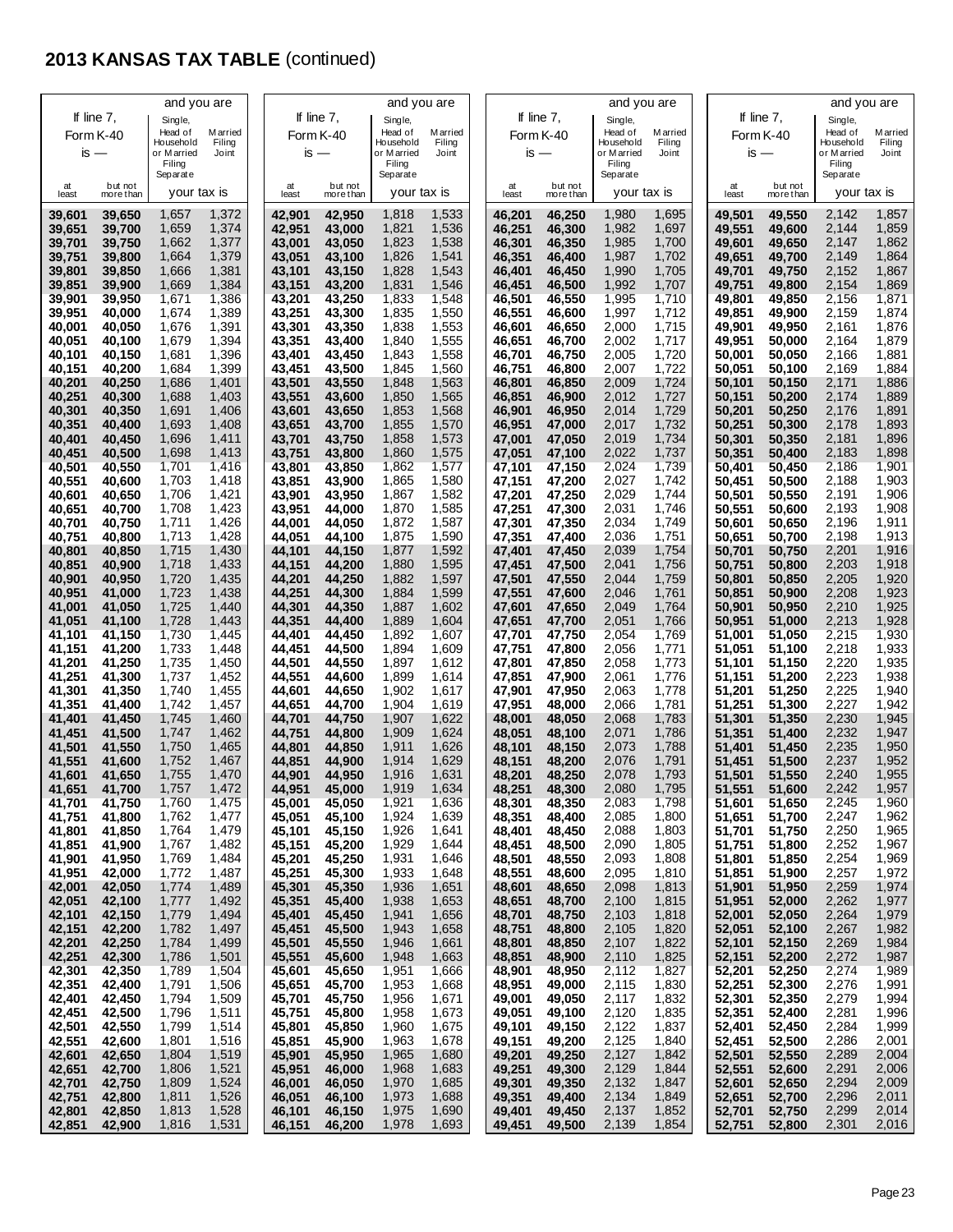# 2013 KANSAS TAX TABLE (continued)

| If line 7, Form K-40 is — at least | but not more than | Single, Head of Household or Married Filing Separate — your tax is | Married Filing Joint — your tax is |
|---|---|---|---|
| 39,601 | 39,650 | 1,657 | 1,372 |
| 39,651 | 39,700 | 1,659 | 1,374 |
| 39,701 | 39,750 | 1,662 | 1,377 |
| 39,751 | 39,800 | 1,664 | 1,379 |
| 39,801 | 39,850 | 1,666 | 1,381 |
| 39,851 | 39,900 | 1,669 | 1,384 |
| 39,901 | 39,950 | 1,671 | 1,386 |
| 39,951 | 40,000 | 1,674 | 1,389 |
| 40,001 | 40,050 | 1,676 | 1,391 |
| 40,051 | 40,100 | 1,679 | 1,394 |
| 40,101 | 40,150 | 1,681 | 1,396 |
| 40,151 | 40,200 | 1,684 | 1,399 |
| 40,201 | 40,250 | 1,686 | 1,401 |
| 40,251 | 40,300 | 1,688 | 1,403 |
| 40,301 | 40,350 | 1,691 | 1,406 |
| 40,351 | 40,400 | 1,693 | 1,408 |
| 40,401 | 40,450 | 1,696 | 1,411 |
| 40,451 | 40,500 | 1,698 | 1,413 |
| 40,501 | 40,550 | 1,701 | 1,416 |
| 40,551 | 40,600 | 1,703 | 1,418 |
| 40,601 | 40,650 | 1,706 | 1,421 |
| 40,651 | 40,700 | 1,708 | 1,423 |
| 40,701 | 40,750 | 1,711 | 1,426 |
| 40,751 | 40,800 | 1,713 | 1,428 |
| 40,801 | 40,850 | 1,715 | 1,430 |
| 40,851 | 40,900 | 1,718 | 1,433 |
| 40,901 | 40,950 | 1,720 | 1,435 |
| 40,951 | 41,000 | 1,723 | 1,438 |
| 41,001 | 41,050 | 1,725 | 1,440 |
| 41,051 | 41,100 | 1,728 | 1,443 |
| 41,101 | 41,150 | 1,730 | 1,445 |
| 41,151 | 41,200 | 1,733 | 1,448 |
| 41,201 | 41,250 | 1,735 | 1,450 |
| 41,251 | 41,300 | 1,737 | 1,452 |
| 41,301 | 41,350 | 1,740 | 1,455 |
| 41,351 | 41,400 | 1,742 | 1,457 |
| 41,401 | 41,450 | 1,745 | 1,460 |
| 41,451 | 41,500 | 1,747 | 1,462 |
| 41,501 | 41,550 | 1,750 | 1,465 |
| 41,551 | 41,600 | 1,752 | 1,467 |
| 41,601 | 41,650 | 1,755 | 1,470 |
| 41,651 | 41,700 | 1,757 | 1,472 |
| 41,701 | 41,750 | 1,760 | 1,475 |
| 41,751 | 41,800 | 1,762 | 1,477 |
| 41,801 | 41,850 | 1,764 | 1,479 |
| 41,851 | 41,900 | 1,767 | 1,482 |
| 41,901 | 41,950 | 1,769 | 1,484 |
| 41,951 | 42,000 | 1,772 | 1,487 |
| 42,001 | 42,050 | 1,774 | 1,489 |
| 42,051 | 42,100 | 1,777 | 1,492 |
| 42,101 | 42,150 | 1,779 | 1,494 |
| 42,151 | 42,200 | 1,782 | 1,497 |
| 42,201 | 42,250 | 1,784 | 1,499 |
| 42,251 | 42,300 | 1,786 | 1,501 |
| 42,301 | 42,350 | 1,789 | 1,504 |
| 42,351 | 42,400 | 1,791 | 1,506 |
| 42,401 | 42,450 | 1,794 | 1,509 |
| 42,451 | 42,500 | 1,796 | 1,511 |
| 42,501 | 42,550 | 1,799 | 1,514 |
| 42,551 | 42,600 | 1,801 | 1,516 |
| 42,601 | 42,650 | 1,804 | 1,519 |
| 42,651 | 42,700 | 1,806 | 1,521 |
| 42,701 | 42,750 | 1,809 | 1,524 |
| 42,751 | 42,800 | 1,811 | 1,526 |
| 42,801 | 42,850 | 1,813 | 1,528 |
| 42,851 | 42,900 | 1,816 | 1,531 |
| 42,901 | 42,950 | 1,818 | 1,533 |
| 42,951 | 43,000 | 1,821 | 1,536 |
| 43,001 | 43,050 | 1,823 | 1,538 |
| 43,051 | 43,100 | 1,826 | 1,541 |
| 43,101 | 43,150 | 1,828 | 1,543 |
| 43,151 | 43,200 | 1,831 | 1,546 |
| 43,201 | 43,250 | 1,833 | 1,548 |
| 43,251 | 43,300 | 1,835 | 1,550 |
| 43,301 | 43,350 | 1,838 | 1,553 |
| 43,351 | 43,400 | 1,840 | 1,555 |
| 43,401 | 43,450 | 1,843 | 1,558 |
| 43,451 | 43,500 | 1,845 | 1,560 |
| 43,501 | 43,550 | 1,848 | 1,563 |
| 43,551 | 43,600 | 1,850 | 1,565 |
| 43,601 | 43,650 | 1,853 | 1,568 |
| 43,651 | 43,700 | 1,855 | 1,570 |
| 43,701 | 43,750 | 1,858 | 1,573 |
| 43,751 | 43,800 | 1,860 | 1,575 |
| 43,801 | 43,850 | 1,862 | 1,577 |
| 43,851 | 43,900 | 1,865 | 1,580 |
| 43,901 | 43,950 | 1,867 | 1,582 |
| 43,951 | 44,000 | 1,870 | 1,585 |
| 44,001 | 44,050 | 1,872 | 1,587 |
| 44,051 | 44,100 | 1,875 | 1,590 |
| 44,101 | 44,150 | 1,877 | 1,592 |
| 44,151 | 44,200 | 1,880 | 1,595 |
| 44,201 | 44,250 | 1,882 | 1,597 |
| 44,251 | 44,300 | 1,884 | 1,599 |
| 44,301 | 44,350 | 1,887 | 1,602 |
| 44,351 | 44,400 | 1,889 | 1,604 |
| 44,401 | 44,450 | 1,892 | 1,607 |
| 44,451 | 44,500 | 1,894 | 1,609 |
| 44,501 | 44,550 | 1,897 | 1,612 |
| 44,551 | 44,600 | 1,899 | 1,614 |
| 44,601 | 44,650 | 1,902 | 1,617 |
| 44,651 | 44,700 | 1,904 | 1,619 |
| 44,701 | 44,750 | 1,907 | 1,622 |
| 44,751 | 44,800 | 1,909 | 1,624 |
| 44,801 | 44,850 | 1,911 | 1,626 |
| 44,851 | 44,900 | 1,914 | 1,629 |
| 44,901 | 44,950 | 1,916 | 1,631 |
| 44,951 | 45,000 | 1,919 | 1,634 |
| 45,001 | 45,050 | 1,921 | 1,636 |
| 45,051 | 45,100 | 1,924 | 1,639 |
| 45,101 | 45,150 | 1,926 | 1,641 |
| 45,151 | 45,200 | 1,929 | 1,644 |
| 45,201 | 45,250 | 1,931 | 1,646 |
| 45,251 | 45,300 | 1,933 | 1,648 |
| 45,301 | 45,350 | 1,936 | 1,651 |
| 45,351 | 45,400 | 1,938 | 1,653 |
| 45,401 | 45,450 | 1,941 | 1,656 |
| 45,451 | 45,500 | 1,943 | 1,658 |
| 45,501 | 45,550 | 1,946 | 1,661 |
| 45,551 | 45,600 | 1,948 | 1,663 |
| 45,601 | 45,650 | 1,951 | 1,666 |
| 45,651 | 45,700 | 1,953 | 1,668 |
| 45,701 | 45,750 | 1,956 | 1,671 |
| 45,751 | 45,800 | 1,958 | 1,673 |
| 45,801 | 45,850 | 1,960 | 1,675 |
| 45,851 | 45,900 | 1,963 | 1,678 |
| 45,901 | 45,950 | 1,965 | 1,680 |
| 45,951 | 46,000 | 1,968 | 1,683 |
| 46,001 | 46,050 | 1,970 | 1,685 |
| 46,051 | 46,100 | 1,973 | 1,688 |
| 46,101 | 46,150 | 1,975 | 1,690 |
| 46,151 | 46,200 | 1,978 | 1,693 |
| 46,201 | 46,250 | 1,980 | 1,695 |
| 46,251 | 46,300 | 1,982 | 1,697 |
| 46,301 | 46,350 | 1,985 | 1,700 |
| 46,351 | 46,400 | 1,987 | 1,702 |
| 46,401 | 46,450 | 1,990 | 1,705 |
| 46,451 | 46,500 | 1,992 | 1,707 |
| 46,501 | 46,550 | 1,995 | 1,710 |
| 46,551 | 46,600 | 1,997 | 1,712 |
| 46,601 | 46,650 | 2,000 | 1,715 |
| 46,651 | 46,700 | 2,002 | 1,717 |
| 46,701 | 46,750 | 2,005 | 1,720 |
| 46,751 | 46,800 | 2,007 | 1,722 |
| 46,801 | 46,850 | 2,009 | 1,724 |
| 46,851 | 46,900 | 2,012 | 1,727 |
| 46,901 | 46,950 | 2,014 | 1,729 |
| 46,951 | 47,000 | 2,017 | 1,732 |
| 47,001 | 47,050 | 2,019 | 1,734 |
| 47,051 | 47,100 | 2,022 | 1,737 |
| 47,101 | 47,150 | 2,024 | 1,739 |
| 47,151 | 47,200 | 2,027 | 1,742 |
| 47,201 | 47,250 | 2,029 | 1,744 |
| 47,251 | 47,300 | 2,031 | 1,746 |
| 47,301 | 47,350 | 2,034 | 1,749 |
| 47,351 | 47,400 | 2,036 | 1,751 |
| 47,401 | 47,450 | 2,039 | 1,754 |
| 47,451 | 47,500 | 2,041 | 1,756 |
| 47,501 | 47,550 | 2,044 | 1,759 |
| 47,551 | 47,600 | 2,046 | 1,761 |
| 47,601 | 47,650 | 2,049 | 1,764 |
| 47,651 | 47,700 | 2,051 | 1,766 |
| 47,701 | 47,750 | 2,054 | 1,769 |
| 47,751 | 47,800 | 2,056 | 1,771 |
| 47,801 | 47,850 | 2,058 | 1,773 |
| 47,851 | 47,900 | 2,061 | 1,776 |
| 47,901 | 47,950 | 2,063 | 1,778 |
| 47,951 | 48,000 | 2,066 | 1,781 |
| 48,001 | 48,050 | 2,068 | 1,783 |
| 48,051 | 48,100 | 2,071 | 1,786 |
| 48,101 | 48,150 | 2,073 | 1,788 |
| 48,151 | 48,200 | 2,076 | 1,791 |
| 48,201 | 48,250 | 2,078 | 1,793 |
| 48,251 | 48,300 | 2,080 | 1,795 |
| 48,301 | 48,350 | 2,083 | 1,798 |
| 48,351 | 48,400 | 2,085 | 1,800 |
| 48,401 | 48,450 | 2,088 | 1,803 |
| 48,451 | 48,500 | 2,090 | 1,805 |
| 48,501 | 48,550 | 2,093 | 1,808 |
| 48,551 | 48,600 | 2,095 | 1,810 |
| 48,601 | 48,650 | 2,098 | 1,813 |
| 48,651 | 48,700 | 2,100 | 1,815 |
| 48,701 | 48,750 | 2,103 | 1,818 |
| 48,751 | 48,800 | 2,105 | 1,820 |
| 48,801 | 48,850 | 2,107 | 1,822 |
| 48,851 | 48,900 | 2,110 | 1,825 |
| 48,901 | 48,950 | 2,112 | 1,827 |
| 48,951 | 49,000 | 2,115 | 1,830 |
| 49,001 | 49,050 | 2,117 | 1,832 |
| 49,051 | 49,100 | 2,120 | 1,835 |
| 49,101 | 49,150 | 2,122 | 1,837 |
| 49,151 | 49,200 | 2,125 | 1,840 |
| 49,201 | 49,250 | 2,127 | 1,842 |
| 49,251 | 49,300 | 2,129 | 1,844 |
| 49,301 | 49,350 | 2,132 | 1,847 |
| 49,351 | 49,400 | 2,134 | 1,849 |
| 49,401 | 49,450 | 2,137 | 1,852 |
| 49,451 | 49,500 | 2,139 | 1,854 |
| 49,501 | 49,550 | 2,142 | 1,857 |
| 49,551 | 49,600 | 2,144 | 1,859 |
| 49,601 | 49,650 | 2,147 | 1,862 |
| 49,651 | 49,700 | 2,149 | 1,864 |
| 49,701 | 49,750 | 2,152 | 1,867 |
| 49,751 | 49,800 | 2,154 | 1,869 |
| 49,801 | 49,850 | 2,156 | 1,871 |
| 49,851 | 49,900 | 2,159 | 1,874 |
| 49,901 | 49,950 | 2,161 | 1,876 |
| 49,951 | 50,000 | 2,164 | 1,879 |
| 50,001 | 50,050 | 2,166 | 1,881 |
| 50,051 | 50,100 | 2,169 | 1,884 |
| 50,101 | 50,150 | 2,171 | 1,886 |
| 50,151 | 50,200 | 2,174 | 1,889 |
| 50,201 | 50,250 | 2,176 | 1,891 |
| 50,251 | 50,300 | 2,178 | 1,893 |
| 50,301 | 50,350 | 2,181 | 1,896 |
| 50,351 | 50,400 | 2,183 | 1,898 |
| 50,401 | 50,450 | 2,186 | 1,901 |
| 50,451 | 50,500 | 2,188 | 1,903 |
| 50,501 | 50,550 | 2,191 | 1,906 |
| 50,551 | 50,600 | 2,193 | 1,908 |
| 50,601 | 50,650 | 2,196 | 1,911 |
| 50,651 | 50,700 | 2,198 | 1,913 |
| 50,701 | 50,750 | 2,201 | 1,916 |
| 50,751 | 50,800 | 2,203 | 1,918 |
| 50,801 | 50,850 | 2,205 | 1,920 |
| 50,851 | 50,900 | 2,208 | 1,923 |
| 50,901 | 50,950 | 2,210 | 1,925 |
| 50,951 | 51,000 | 2,213 | 1,928 |
| 51,001 | 51,050 | 2,215 | 1,930 |
| 51,051 | 51,100 | 2,218 | 1,933 |
| 51,101 | 51,150 | 2,220 | 1,935 |
| 51,151 | 51,200 | 2,223 | 1,938 |
| 51,201 | 51,250 | 2,225 | 1,940 |
| 51,251 | 51,300 | 2,227 | 1,942 |
| 51,301 | 51,350 | 2,230 | 1,945 |
| 51,351 | 51,400 | 2,232 | 1,947 |
| 51,401 | 51,450 | 2,235 | 1,950 |
| 51,451 | 51,500 | 2,237 | 1,952 |
| 51,501 | 51,550 | 2,240 | 1,955 |
| 51,551 | 51,600 | 2,242 | 1,957 |
| 51,601 | 51,650 | 2,245 | 1,960 |
| 51,651 | 51,700 | 2,247 | 1,962 |
| 51,701 | 51,750 | 2,250 | 1,965 |
| 51,751 | 51,800 | 2,252 | 1,967 |
| 51,801 | 51,850 | 2,254 | 1,969 |
| 51,851 | 51,900 | 2,257 | 1,972 |
| 51,901 | 51,950 | 2,259 | 1,974 |
| 51,951 | 52,000 | 2,262 | 1,977 |
| 52,001 | 52,050 | 2,264 | 1,979 |
| 52,051 | 52,100 | 2,267 | 1,982 |
| 52,101 | 52,150 | 2,269 | 1,984 |
| 52,151 | 52,200 | 2,272 | 1,987 |
| 52,201 | 52,250 | 2,274 | 1,989 |
| 52,251 | 52,300 | 2,276 | 1,991 |
| 52,301 | 52,350 | 2,279 | 1,994 |
| 52,351 | 52,400 | 2,281 | 1,996 |
| 52,401 | 52,450 | 2,284 | 1,999 |
| 52,451 | 52,500 | 2,286 | 2,001 |
| 52,501 | 52,550 | 2,289 | 2,004 |
| 52,551 | 52,600 | 2,291 | 2,006 |
| 52,601 | 52,650 | 2,294 | 2,009 |
| 52,651 | 52,700 | 2,296 | 2,011 |
| 52,701 | 52,750 | 2,299 | 2,014 |
| 52,751 | 52,800 | 2,301 | 2,016 |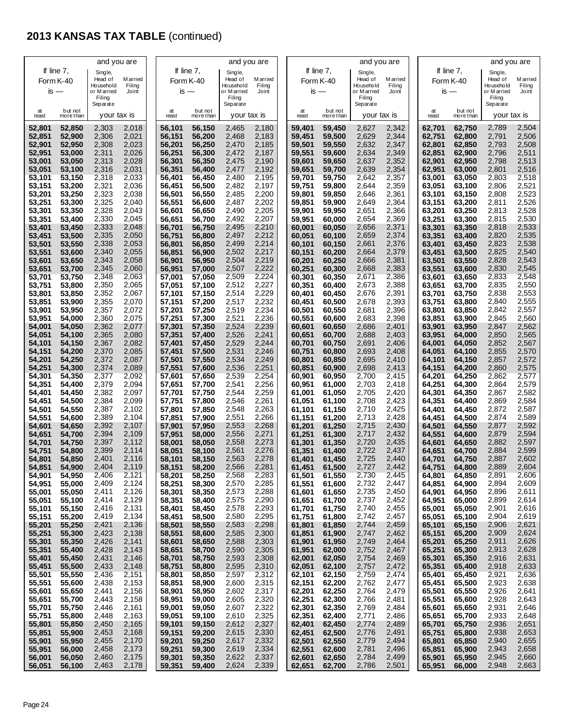# 2013 KANSAS TAX TABLE (continued)

| If line 7, Form K-40 is — at least | but not more than | Single, Head of Household or Married Filing Separate — your tax is | Married Filing Joint — your tax is |
|---|---|---|---|
| 52,801 | 52,850 | 2,303 | 2,018 |
| 52,851 | 52,900 | 2,306 | 2,021 |
| 52,901 | 52,950 | 2,308 | 2,023 |
| 52,951 | 53,000 | 2,311 | 2,026 |
| 53,001 | 53,050 | 2,313 | 2,028 |
| 53,051 | 53,100 | 2,316 | 2,031 |
| 53,101 | 53,150 | 2,318 | 2,033 |
| 53,151 | 53,200 | 2,321 | 2,036 |
| 53,201 | 53,250 | 2,323 | 2,038 |
| 53,251 | 53,300 | 2,325 | 2,040 |
| 53,301 | 53,350 | 2,328 | 2,043 |
| 53,351 | 53,400 | 2,330 | 2,045 |
| 53,401 | 53,450 | 2,333 | 2,048 |
| 53,451 | 53,500 | 2,335 | 2,050 |
| 53,501 | 53,550 | 2,338 | 2,053 |
| 53,551 | 53,600 | 2,340 | 2,055 |
| 53,601 | 53,650 | 2,343 | 2,058 |
| 53,651 | 53,700 | 2,345 | 2,060 |
| 53,701 | 53,750 | 2,348 | 2,063 |
| 53,751 | 53,800 | 2,350 | 2,065 |
| 53,801 | 53,850 | 2,352 | 2,067 |
| 53,851 | 53,900 | 2,355 | 2,070 |
| 53,901 | 53,950 | 2,357 | 2,072 |
| 53,951 | 54,000 | 2,360 | 2,075 |
| 54,001 | 54,050 | 2,362 | 2,077 |
| 54,051 | 54,100 | 2,365 | 2,080 |
| 54,101 | 54,150 | 2,367 | 2,082 |
| 54,151 | 54,200 | 2,370 | 2,085 |
| 54,201 | 54,250 | 2,372 | 2,087 |
| 54,251 | 54,300 | 2,374 | 2,089 |
| 54,301 | 54,350 | 2,377 | 2,092 |
| 54,351 | 54,400 | 2,379 | 2,094 |
| 54,401 | 54,450 | 2,382 | 2,097 |
| 54,451 | 54,500 | 2,384 | 2,099 |
| 54,501 | 54,550 | 2,387 | 2,102 |
| 54,551 | 54,600 | 2,389 | 2,104 |
| 54,601 | 54,650 | 2,392 | 2,107 |
| 54,651 | 54,700 | 2,394 | 2,109 |
| 54,701 | 54,750 | 2,397 | 2,112 |
| 54,751 | 54,800 | 2,399 | 2,114 |
| 54,801 | 54,850 | 2,401 | 2,116 |
| 54,851 | 54,900 | 2,404 | 2,119 |
| 54,901 | 54,950 | 2,406 | 2,121 |
| 54,951 | 55,000 | 2,409 | 2,124 |
| 55,001 | 55,050 | 2,411 | 2,126 |
| 55,051 | 55,100 | 2,414 | 2,129 |
| 55,101 | 55,150 | 2,416 | 2,131 |
| 55,151 | 55,200 | 2,419 | 2,134 |
| 55,201 | 55,250 | 2,421 | 2,136 |
| 55,251 | 55,300 | 2,423 | 2,138 |
| 55,301 | 55,350 | 2,426 | 2,141 |
| 55,351 | 55,400 | 2,428 | 2,143 |
| 55,401 | 55,450 | 2,431 | 2,146 |
| 55,451 | 55,500 | 2,433 | 2,148 |
| 55,501 | 55,550 | 2,436 | 2,151 |
| 55,551 | 55,600 | 2,438 | 2,153 |
| 55,601 | 55,650 | 2,441 | 2,156 |
| 55,651 | 55,700 | 2,443 | 2,158 |
| 55,701 | 55,750 | 2,446 | 2,161 |
| 55,751 | 55,800 | 2,448 | 2,163 |
| 55,801 | 55,850 | 2,450 | 2,165 |
| 55,851 | 55,900 | 2,453 | 2,168 |
| 55,901 | 55,950 | 2,455 | 2,170 |
| 55,951 | 56,000 | 2,458 | 2,173 |
| 56,001 | 56,050 | 2,460 | 2,175 |
| 56,051 | 56,100 | 2,463 | 2,178 |
| 56,101 | 56,150 | 2,465 | 2,180 |
| 56,151 | 56,200 | 2,468 | 2,183 |
| 56,201 | 56,250 | 2,470 | 2,185 |
| 56,251 | 56,300 | 2,472 | 2,187 |
| 56,301 | 56,350 | 2,475 | 2,190 |
| 56,351 | 56,400 | 2,477 | 2,192 |
| 56,401 | 56,450 | 2,480 | 2,195 |
| 56,451 | 56,500 | 2,482 | 2,197 |
| 56,501 | 56,550 | 2,485 | 2,200 |
| 56,551 | 56,600 | 2,487 | 2,202 |
| 56,601 | 56,650 | 2,490 | 2,205 |
| 56,651 | 56,700 | 2,492 | 2,207 |
| 56,701 | 56,750 | 2,495 | 2,210 |
| 56,751 | 56,800 | 2,497 | 2,212 |
| 56,801 | 56,850 | 2,499 | 2,214 |
| 56,851 | 56,900 | 2,502 | 2,217 |
| 56,901 | 56,950 | 2,504 | 2,219 |
| 56,951 | 57,000 | 2,507 | 2,222 |
| 57,001 | 57,050 | 2,509 | 2,224 |
| 57,051 | 57,100 | 2,512 | 2,227 |
| 57,101 | 57,150 | 2,514 | 2,229 |
| 57,151 | 57,200 | 2,517 | 2,232 |
| 57,201 | 57,250 | 2,519 | 2,234 |
| 57,251 | 57,300 | 2,521 | 2,236 |
| 57,301 | 57,350 | 2,524 | 2,239 |
| 57,351 | 57,400 | 2,526 | 2,241 |
| 57,401 | 57,450 | 2,529 | 2,244 |
| 57,451 | 57,500 | 2,531 | 2,246 |
| 57,501 | 57,550 | 2,534 | 2,249 |
| 57,551 | 57,600 | 2,536 | 2,251 |
| 57,601 | 57,650 | 2,539 | 2,254 |
| 57,651 | 57,700 | 2,541 | 2,256 |
| 57,701 | 57,750 | 2,544 | 2,259 |
| 57,751 | 57,800 | 2,546 | 2,261 |
| 57,801 | 57,850 | 2,548 | 2,263 |
| 57,851 | 57,900 | 2,551 | 2,266 |
| 57,901 | 57,950 | 2,553 | 2,268 |
| 57,951 | 58,000 | 2,556 | 2,271 |
| 58,001 | 58,050 | 2,558 | 2,273 |
| 58,051 | 58,100 | 2,561 | 2,276 |
| 58,101 | 58,150 | 2,563 | 2,278 |
| 58,151 | 58,200 | 2,566 | 2,281 |
| 58,201 | 58,250 | 2,568 | 2,283 |
| 58,251 | 58,300 | 2,570 | 2,285 |
| 58,301 | 58,350 | 2,573 | 2,288 |
| 58,351 | 58,400 | 2,575 | 2,290 |
| 58,401 | 58,450 | 2,578 | 2,293 |
| 58,451 | 58,500 | 2,580 | 2,295 |
| 58,501 | 58,550 | 2,583 | 2,298 |
| 58,551 | 58,600 | 2,585 | 2,300 |
| 58,601 | 58,650 | 2,588 | 2,303 |
| 58,651 | 58,700 | 2,590 | 2,305 |
| 58,701 | 58,750 | 2,593 | 2,308 |
| 58,751 | 58,800 | 2,595 | 2,310 |
| 58,801 | 58,850 | 2,597 | 2,312 |
| 58,851 | 58,900 | 2,600 | 2,315 |
| 58,901 | 58,950 | 2,602 | 2,317 |
| 58,951 | 59,000 | 2,605 | 2,320 |
| 59,001 | 59,050 | 2,607 | 2,322 |
| 59,051 | 59,100 | 2,610 | 2,325 |
| 59,101 | 59,150 | 2,612 | 2,327 |
| 59,151 | 59,200 | 2,615 | 2,330 |
| 59,201 | 59,250 | 2,617 | 2,332 |
| 59,251 | 59,300 | 2,619 | 2,334 |
| 59,301 | 59,350 | 2,622 | 2,337 |
| 59,351 | 59,400 | 2,624 | 2,339 |
| 59,401 | 59,450 | 2,627 | 2,342 |
| 59,451 | 59,500 | 2,629 | 2,344 |
| 59,501 | 59,550 | 2,632 | 2,347 |
| 59,551 | 59,600 | 2,634 | 2,349 |
| 59,601 | 59,650 | 2,637 | 2,352 |
| 59,651 | 59,700 | 2,639 | 2,354 |
| 59,701 | 59,750 | 2,642 | 2,357 |
| 59,751 | 59,800 | 2,644 | 2,359 |
| 59,801 | 59,850 | 2,646 | 2,361 |
| 59,851 | 59,900 | 2,649 | 2,364 |
| 59,901 | 59,950 | 2,651 | 2,366 |
| 59,951 | 60,000 | 2,654 | 2,369 |
| 60,001 | 60,050 | 2,656 | 2,371 |
| 60,051 | 60,100 | 2,659 | 2,374 |
| 60,101 | 60,150 | 2,661 | 2,376 |
| 60,151 | 60,200 | 2,664 | 2,379 |
| 60,201 | 60,250 | 2,666 | 2,381 |
| 60,251 | 60,300 | 2,668 | 2,383 |
| 60,301 | 60,350 | 2,671 | 2,386 |
| 60,351 | 60,400 | 2,673 | 2,388 |
| 60,401 | 60,450 | 2,676 | 2,391 |
| 60,451 | 60,500 | 2,678 | 2,393 |
| 60,501 | 60,550 | 2,681 | 2,396 |
| 60,551 | 60,600 | 2,683 | 2,398 |
| 60,601 | 60,650 | 2,686 | 2,401 |
| 60,651 | 60,700 | 2,688 | 2,403 |
| 60,701 | 60,750 | 2,691 | 2,406 |
| 60,751 | 60,800 | 2,693 | 2,408 |
| 60,801 | 60,850 | 2,695 | 2,410 |
| 60,851 | 60,900 | 2,698 | 2,413 |
| 60,901 | 60,950 | 2,700 | 2,415 |
| 60,951 | 61,000 | 2,703 | 2,418 |
| 61,001 | 61,050 | 2,705 | 2,420 |
| 61,051 | 61,100 | 2,708 | 2,423 |
| 61,101 | 61,150 | 2,710 | 2,425 |
| 61,151 | 61,200 | 2,713 | 2,428 |
| 61,201 | 61,250 | 2,715 | 2,430 |
| 61,251 | 61,300 | 2,717 | 2,432 |
| 61,301 | 61,350 | 2,720 | 2,435 |
| 61,351 | 61,400 | 2,722 | 2,437 |
| 61,401 | 61,450 | 2,725 | 2,440 |
| 61,451 | 61,500 | 2,727 | 2,442 |
| 61,501 | 61,550 | 2,730 | 2,445 |
| 61,551 | 61,600 | 2,732 | 2,447 |
| 61,601 | 61,650 | 2,735 | 2,450 |
| 61,651 | 61,700 | 2,737 | 2,452 |
| 61,701 | 61,750 | 2,740 | 2,455 |
| 61,751 | 61,800 | 2,742 | 2,457 |
| 61,801 | 61,850 | 2,744 | 2,459 |
| 61,851 | 61,900 | 2,747 | 2,462 |
| 61,901 | 61,950 | 2,749 | 2,464 |
| 61,951 | 62,000 | 2,752 | 2,467 |
| 62,001 | 62,050 | 2,754 | 2,469 |
| 62,051 | 62,100 | 2,757 | 2,472 |
| 62,101 | 62,150 | 2,759 | 2,474 |
| 62,151 | 62,200 | 2,762 | 2,477 |
| 62,201 | 62,250 | 2,764 | 2,479 |
| 62,251 | 62,300 | 2,766 | 2,481 |
| 62,301 | 62,350 | 2,769 | 2,484 |
| 62,351 | 62,400 | 2,771 | 2,486 |
| 62,401 | 62,450 | 2,774 | 2,489 |
| 62,451 | 62,500 | 2,776 | 2,491 |
| 62,501 | 62,550 | 2,779 | 2,494 |
| 62,551 | 62,600 | 2,781 | 2,496 |
| 62,601 | 62,650 | 2,784 | 2,499 |
| 62,651 | 62,700 | 2,786 | 2,501 |
| 62,701 | 62,750 | 2,789 | 2,504 |
| 62,751 | 62,800 | 2,791 | 2,506 |
| 62,801 | 62,850 | 2,793 | 2,508 |
| 62,851 | 62,900 | 2,796 | 2,511 |
| 62,901 | 62,950 | 2,798 | 2,513 |
| 62,951 | 63,000 | 2,801 | 2,516 |
| 63,001 | 63,050 | 2,803 | 2,518 |
| 63,051 | 63,100 | 2,806 | 2,521 |
| 63,101 | 63,150 | 2,808 | 2,523 |
| 63,151 | 63,200 | 2,811 | 2,526 |
| 63,201 | 63,250 | 2,813 | 2,528 |
| 63,251 | 63,300 | 2,815 | 2,530 |
| 63,301 | 63,350 | 2,818 | 2,533 |
| 63,351 | 63,400 | 2,820 | 2,535 |
| 63,401 | 63,450 | 2,823 | 2,538 |
| 63,451 | 63,500 | 2,825 | 2,540 |
| 63,501 | 63,550 | 2,828 | 2,543 |
| 63,551 | 63,600 | 2,830 | 2,545 |
| 63,601 | 63,650 | 2,833 | 2,548 |
| 63,651 | 63,700 | 2,835 | 2,550 |
| 63,701 | 63,750 | 2,838 | 2,553 |
| 63,751 | 63,800 | 2,840 | 2,555 |
| 63,801 | 63,850 | 2,842 | 2,557 |
| 63,851 | 63,900 | 2,845 | 2,560 |
| 63,901 | 63,950 | 2,847 | 2,562 |
| 63,951 | 64,000 | 2,850 | 2,565 |
| 64,001 | 64,050 | 2,852 | 2,567 |
| 64,051 | 64,100 | 2,855 | 2,570 |
| 64,101 | 64,150 | 2,857 | 2,572 |
| 64,151 | 64,200 | 2,860 | 2,575 |
| 64,201 | 64,250 | 2,862 | 2,577 |
| 64,251 | 64,300 | 2,864 | 2,579 |
| 64,301 | 64,350 | 2,867 | 2,582 |
| 64,351 | 64,400 | 2,869 | 2,584 |
| 64,401 | 64,450 | 2,872 | 2,587 |
| 64,451 | 64,500 | 2,874 | 2,589 |
| 64,501 | 64,550 | 2,877 | 2,592 |
| 64,551 | 64,600 | 2,879 | 2,594 |
| 64,601 | 64,650 | 2,882 | 2,597 |
| 64,651 | 64,700 | 2,884 | 2,599 |
| 64,701 | 64,750 | 2,887 | 2,602 |
| 64,751 | 64,800 | 2,889 | 2,604 |
| 64,801 | 64,850 | 2,891 | 2,606 |
| 64,851 | 64,900 | 2,894 | 2,609 |
| 64,901 | 64,950 | 2,896 | 2,611 |
| 64,951 | 65,000 | 2,899 | 2,614 |
| 65,001 | 65,050 | 2,901 | 2,616 |
| 65,051 | 65,100 | 2,904 | 2,619 |
| 65,101 | 65,150 | 2,906 | 2,621 |
| 65,151 | 65,200 | 2,909 | 2,624 |
| 65,201 | 65,250 | 2,911 | 2,626 |
| 65,251 | 65,300 | 2,913 | 2,628 |
| 65,301 | 65,350 | 2,916 | 2,631 |
| 65,351 | 65,400 | 2,918 | 2,633 |
| 65,401 | 65,450 | 2,921 | 2,636 |
| 65,451 | 65,500 | 2,923 | 2,638 |
| 65,501 | 65,550 | 2,926 | 2,641 |
| 65,551 | 65,600 | 2,928 | 2,643 |
| 65,601 | 65,650 | 2,931 | 2,646 |
| 65,651 | 65,700 | 2,933 | 2,648 |
| 65,701 | 65,750 | 2,936 | 2,651 |
| 65,751 | 65,800 | 2,938 | 2,653 |
| 65,801 | 65,850 | 2,940 | 2,655 |
| 65,851 | 65,900 | 2,943 | 2,658 |
| 65,901 | 65,950 | 2,945 | 2,660 |
| 65,951 | 66,000 | 2,948 | 2,663 |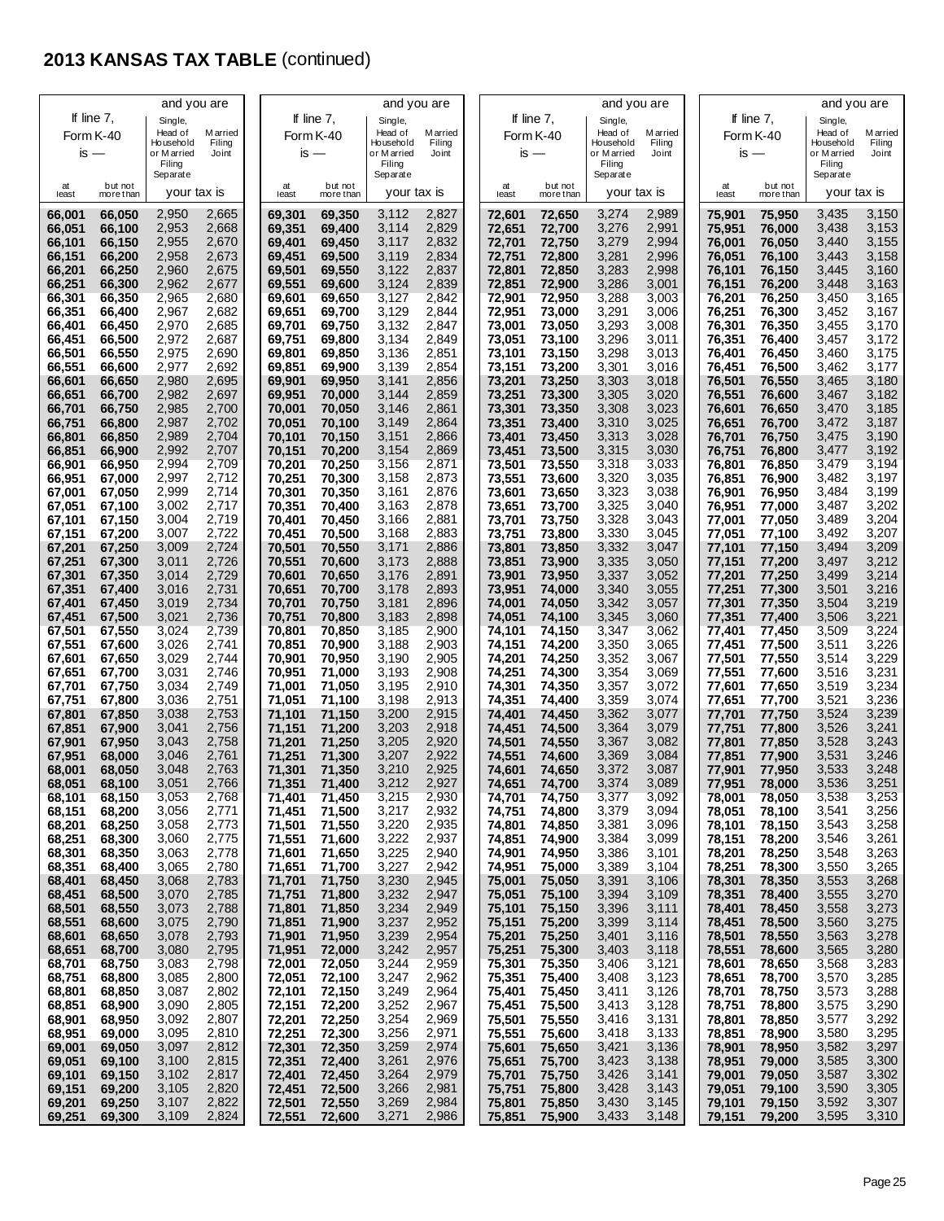## 2013 KANSAS TAX TABLE (continued)

| If line 7, Form K-40 is — | | and you are | |
|---|---|---|---|
| at least | but not more than | Single, Head of Household or Married Filing Separate | Married Filing Joint |
| | | your tax is | |
| 66,001 | 66,050 | 2,950 | 2,665 |
| 66,051 | 66,100 | 2,953 | 2,668 |
| 66,101 | 66,150 | 2,955 | 2,670 |
| 66,151 | 66,200 | 2,958 | 2,673 |
| 66,201 | 66,250 | 2,960 | 2,675 |
| 66,251 | 66,300 | 2,962 | 2,677 |
| 66,301 | 66,350 | 2,965 | 2,680 |
| 66,351 | 66,400 | 2,967 | 2,682 |
| 66,401 | 66,450 | 2,970 | 2,685 |
| 66,451 | 66,500 | 2,972 | 2,687 |
| 66,501 | 66,550 | 2,975 | 2,690 |
| 66,551 | 66,600 | 2,977 | 2,692 |
| 66,601 | 66,650 | 2,980 | 2,695 |
| 66,651 | 66,700 | 2,982 | 2,697 |
| 66,701 | 66,750 | 2,985 | 2,700 |
| 66,751 | 66,800 | 2,987 | 2,702 |
| 66,801 | 66,850 | 2,989 | 2,704 |
| 66,851 | 66,900 | 2,992 | 2,707 |
| 66,901 | 66,950 | 2,994 | 2,709 |
| 66,951 | 67,000 | 2,997 | 2,712 |
| 67,001 | 67,050 | 2,999 | 2,714 |
| 67,051 | 67,100 | 3,002 | 2,717 |
| 67,101 | 67,150 | 3,004 | 2,719 |
| 67,151 | 67,200 | 3,007 | 2,722 |
| 67,201 | 67,250 | 3,009 | 2,724 |
| 67,251 | 67,300 | 3,011 | 2,726 |
| 67,301 | 67,350 | 3,014 | 2,729 |
| 67,351 | 67,400 | 3,016 | 2,731 |
| 67,401 | 67,450 | 3,019 | 2,734 |
| 67,451 | 67,500 | 3,021 | 2,736 |
| 67,501 | 67,550 | 3,024 | 2,739 |
| 67,551 | 67,600 | 3,026 | 2,741 |
| 67,601 | 67,650 | 3,029 | 2,744 |
| 67,651 | 67,700 | 3,031 | 2,746 |
| 67,701 | 67,750 | 3,034 | 2,749 |
| 67,751 | 67,800 | 3,036 | 2,751 |
| 67,801 | 67,850 | 3,038 | 2,753 |
| 67,851 | 67,900 | 3,041 | 2,756 |
| 67,901 | 67,950 | 3,043 | 2,758 |
| 67,951 | 68,000 | 3,046 | 2,761 |
| 68,001 | 68,050 | 3,048 | 2,763 |
| 68,051 | 68,100 | 3,051 | 2,766 |
| 68,101 | 68,150 | 3,053 | 2,768 |
| 68,151 | 68,200 | 3,056 | 2,771 |
| 68,201 | 68,250 | 3,058 | 2,773 |
| 68,251 | 68,300 | 3,060 | 2,775 |
| 68,301 | 68,350 | 3,063 | 2,778 |
| 68,351 | 68,400 | 3,065 | 2,780 |
| 68,401 | 68,450 | 3,068 | 2,783 |
| 68,451 | 68,500 | 3,070 | 2,785 |
| 68,501 | 68,550 | 3,073 | 2,788 |
| 68,551 | 68,600 | 3,075 | 2,790 |
| 68,601 | 68,650 | 3,078 | 2,793 |
| 68,651 | 68,700 | 3,080 | 2,795 |
| 68,701 | 68,750 | 3,083 | 2,798 |
| 68,751 | 68,800 | 3,085 | 2,800 |
| 68,801 | 68,850 | 3,087 | 2,802 |
| 68,851 | 68,900 | 3,090 | 2,805 |
| 68,901 | 68,950 | 3,092 | 2,807 |
| 68,951 | 69,000 | 3,095 | 2,810 |
| 69,001 | 69,050 | 3,097 | 2,812 |
| 69,051 | 69,100 | 3,100 | 2,815 |
| 69,101 | 69,150 | 3,102 | 2,817 |
| 69,151 | 69,200 | 3,105 | 2,820 |
| 69,201 | 69,250 | 3,107 | 2,822 |
| 69,251 | 69,300 | 3,109 | 2,824 |
| 69,301 | 69,350 | 3,112 | 2,827 |
| 69,351 | 69,400 | 3,114 | 2,829 |
| 69,401 | 69,450 | 3,117 | 2,832 |
| 69,451 | 69,500 | 3,119 | 2,834 |
| 69,501 | 69,550 | 3,122 | 2,837 |
| 69,551 | 69,600 | 3,124 | 2,839 |
| 69,601 | 69,650 | 3,127 | 2,842 |
| 69,651 | 69,700 | 3,129 | 2,844 |
| 69,701 | 69,750 | 3,132 | 2,847 |
| 69,751 | 69,800 | 3,134 | 2,849 |
| 69,801 | 69,850 | 3,136 | 2,851 |
| 69,851 | 69,900 | 3,139 | 2,854 |
| 69,901 | 69,950 | 3,141 | 2,856 |
| 69,951 | 70,000 | 3,144 | 2,859 |
| 70,001 | 70,050 | 3,146 | 2,861 |
| 70,051 | 70,100 | 3,149 | 2,864 |
| 70,101 | 70,150 | 3,151 | 2,866 |
| 70,151 | 70,200 | 3,154 | 2,869 |
| 70,201 | 70,250 | 3,156 | 2,871 |
| 70,251 | 70,300 | 3,158 | 2,873 |
| 70,301 | 70,350 | 3,161 | 2,876 |
| 70,351 | 70,400 | 3,163 | 2,878 |
| 70,401 | 70,450 | 3,166 | 2,881 |
| 70,451 | 70,500 | 3,168 | 2,883 |
| 70,501 | 70,550 | 3,171 | 2,886 |
| 70,551 | 70,600 | 3,173 | 2,888 |
| 70,601 | 70,650 | 3,176 | 2,891 |
| 70,651 | 70,700 | 3,178 | 2,893 |
| 70,701 | 70,750 | 3,181 | 2,896 |
| 70,751 | 70,800 | 3,183 | 2,898 |
| 70,801 | 70,850 | 3,185 | 2,900 |
| 70,851 | 70,900 | 3,188 | 2,903 |
| 70,901 | 70,950 | 3,190 | 2,905 |
| 70,951 | 71,000 | 3,193 | 2,908 |
| 71,001 | 71,050 | 3,195 | 2,910 |
| 71,051 | 71,100 | 3,198 | 2,913 |
| 71,101 | 71,150 | 3,200 | 2,915 |
| 71,151 | 71,200 | 3,203 | 2,918 |
| 71,201 | 71,250 | 3,205 | 2,920 |
| 71,251 | 71,300 | 3,207 | 2,922 |
| 71,301 | 71,350 | 3,210 | 2,925 |
| 71,351 | 71,400 | 3,212 | 2,927 |
| 71,401 | 71,450 | 3,215 | 2,930 |
| 71,451 | 71,500 | 3,217 | 2,932 |
| 71,501 | 71,550 | 3,220 | 2,935 |
| 71,551 | 71,600 | 3,222 | 2,937 |
| 71,601 | 71,650 | 3,225 | 2,940 |
| 71,651 | 71,700 | 3,227 | 2,942 |
| 71,701 | 71,750 | 3,230 | 2,945 |
| 71,751 | 71,800 | 3,232 | 2,947 |
| 71,801 | 71,850 | 3,234 | 2,949 |
| 71,851 | 71,900 | 3,237 | 2,952 |
| 71,901 | 71,950 | 3,239 | 2,954 |
| 71,951 | 72,000 | 3,242 | 2,957 |
| 72,001 | 72,050 | 3,244 | 2,959 |
| 72,051 | 72,100 | 3,247 | 2,962 |
| 72,101 | 72,150 | 3,249 | 2,964 |
| 72,151 | 72,200 | 3,252 | 2,967 |
| 72,201 | 72,250 | 3,254 | 2,969 |
| 72,251 | 72,300 | 3,256 | 2,971 |
| 72,301 | 72,350 | 3,259 | 2,974 |
| 72,351 | 72,400 | 3,261 | 2,976 |
| 72,401 | 72,450 | 3,264 | 2,979 |
| 72,451 | 72,500 | 3,266 | 2,981 |
| 72,501 | 72,550 | 3,269 | 2,984 |
| 72,551 | 72,600 | 3,271 | 2,986 |
| 72,601 | 72,650 | 3,274 | 2,989 |
| 72,651 | 72,700 | 3,276 | 2,991 |
| 72,701 | 72,750 | 3,279 | 2,994 |
| 72,751 | 72,800 | 3,281 | 2,996 |
| 72,801 | 72,850 | 3,283 | 2,998 |
| 72,851 | 72,900 | 3,286 | 3,001 |
| 72,901 | 72,950 | 3,288 | 3,003 |
| 72,951 | 73,000 | 3,291 | 3,006 |
| 73,001 | 73,050 | 3,293 | 3,008 |
| 73,051 | 73,100 | 3,296 | 3,011 |
| 73,101 | 73,150 | 3,298 | 3,013 |
| 73,151 | 73,200 | 3,301 | 3,016 |
| 73,201 | 73,250 | 3,303 | 3,018 |
| 73,251 | 73,300 | 3,305 | 3,020 |
| 73,301 | 73,350 | 3,308 | 3,023 |
| 73,351 | 73,400 | 3,310 | 3,025 |
| 73,401 | 73,450 | 3,313 | 3,028 |
| 73,451 | 73,500 | 3,315 | 3,030 |
| 73,501 | 73,550 | 3,318 | 3,033 |
| 73,551 | 73,600 | 3,320 | 3,035 |
| 73,601 | 73,650 | 3,323 | 3,038 |
| 73,651 | 73,700 | 3,325 | 3,040 |
| 73,701 | 73,750 | 3,328 | 3,043 |
| 73,751 | 73,800 | 3,330 | 3,045 |
| 73,801 | 73,850 | 3,332 | 3,047 |
| 73,851 | 73,900 | 3,335 | 3,050 |
| 73,901 | 73,950 | 3,337 | 3,052 |
| 73,951 | 74,000 | 3,340 | 3,055 |
| 74,001 | 74,050 | 3,342 | 3,057 |
| 74,051 | 74,100 | 3,345 | 3,060 |
| 74,101 | 74,150 | 3,347 | 3,062 |
| 74,151 | 74,200 | 3,350 | 3,065 |
| 74,201 | 74,250 | 3,352 | 3,067 |
| 74,251 | 74,300 | 3,354 | 3,069 |
| 74,301 | 74,350 | 3,357 | 3,072 |
| 74,351 | 74,400 | 3,359 | 3,074 |
| 74,401 | 74,450 | 3,362 | 3,077 |
| 74,451 | 74,500 | 3,364 | 3,079 |
| 74,501 | 74,550 | 3,367 | 3,082 |
| 74,551 | 74,600 | 3,369 | 3,084 |
| 74,601 | 74,650 | 3,372 | 3,087 |
| 74,651 | 74,700 | 3,374 | 3,089 |
| 74,701 | 74,750 | 3,377 | 3,092 |
| 74,751 | 74,800 | 3,379 | 3,094 |
| 74,801 | 74,850 | 3,381 | 3,096 |
| 74,851 | 74,900 | 3,384 | 3,099 |
| 74,901 | 74,950 | 3,386 | 3,101 |
| 74,951 | 75,000 | 3,389 | 3,104 |
| 75,001 | 75,050 | 3,391 | 3,106 |
| 75,051 | 75,100 | 3,394 | 3,109 |
| 75,101 | 75,150 | 3,396 | 3,111 |
| 75,151 | 75,200 | 3,399 | 3,114 |
| 75,201 | 75,250 | 3,401 | 3,116 |
| 75,251 | 75,300 | 3,403 | 3,118 |
| 75,301 | 75,350 | 3,406 | 3,121 |
| 75,351 | 75,400 | 3,408 | 3,123 |
| 75,401 | 75,450 | 3,411 | 3,126 |
| 75,451 | 75,500 | 3,413 | 3,128 |
| 75,501 | 75,550 | 3,416 | 3,131 |
| 75,551 | 75,600 | 3,418 | 3,133 |
| 75,601 | 75,650 | 3,421 | 3,136 |
| 75,651 | 75,700 | 3,423 | 3,138 |
| 75,701 | 75,750 | 3,426 | 3,141 |
| 75,751 | 75,800 | 3,428 | 3,143 |
| 75,801 | 75,850 | 3,430 | 3,145 |
| 75,851 | 75,900 | 3,433 | 3,148 |
| 75,901 | 75,950 | 3,435 | 3,150 |
| 75,951 | 76,000 | 3,438 | 3,153 |
| 76,001 | 76,050 | 3,440 | 3,155 |
| 76,051 | 76,100 | 3,443 | 3,158 |
| 76,101 | 76,150 | 3,445 | 3,160 |
| 76,151 | 76,200 | 3,448 | 3,163 |
| 76,201 | 76,250 | 3,450 | 3,165 |
| 76,251 | 76,300 | 3,452 | 3,167 |
| 76,301 | 76,350 | 3,455 | 3,170 |
| 76,351 | 76,400 | 3,457 | 3,172 |
| 76,401 | 76,450 | 3,460 | 3,175 |
| 76,451 | 76,500 | 3,462 | 3,177 |
| 76,501 | 76,550 | 3,465 | 3,180 |
| 76,551 | 76,600 | 3,467 | 3,182 |
| 76,601 | 76,650 | 3,470 | 3,185 |
| 76,651 | 76,700 | 3,472 | 3,187 |
| 76,701 | 76,750 | 3,475 | 3,190 |
| 76,751 | 76,800 | 3,477 | 3,192 |
| 76,801 | 76,850 | 3,479 | 3,194 |
| 76,851 | 76,900 | 3,482 | 3,197 |
| 76,901 | 76,950 | 3,484 | 3,199 |
| 76,951 | 77,000 | 3,487 | 3,202 |
| 77,001 | 77,050 | 3,489 | 3,204 |
| 77,051 | 77,100 | 3,492 | 3,207 |
| 77,101 | 77,150 | 3,494 | 3,209 |
| 77,151 | 77,200 | 3,497 | 3,212 |
| 77,201 | 77,250 | 3,499 | 3,214 |
| 77,251 | 77,300 | 3,501 | 3,216 |
| 77,301 | 77,350 | 3,504 | 3,219 |
| 77,351 | 77,400 | 3,506 | 3,221 |
| 77,401 | 77,450 | 3,509 | 3,224 |
| 77,451 | 77,500 | 3,511 | 3,226 |
| 77,501 | 77,550 | 3,514 | 3,229 |
| 77,551 | 77,600 | 3,516 | 3,231 |
| 77,601 | 77,650 | 3,519 | 3,234 |
| 77,651 | 77,700 | 3,521 | 3,236 |
| 77,701 | 77,750 | 3,524 | 3,239 |
| 77,751 | 77,800 | 3,526 | 3,241 |
| 77,801 | 77,850 | 3,528 | 3,243 |
| 77,851 | 77,900 | 3,531 | 3,246 |
| 77,901 | 77,950 | 3,533 | 3,248 |
| 77,951 | 78,000 | 3,536 | 3,251 |
| 78,001 | 78,050 | 3,538 | 3,253 |
| 78,051 | 78,100 | 3,541 | 3,256 |
| 78,101 | 78,150 | 3,543 | 3,258 |
| 78,151 | 78,200 | 3,546 | 3,261 |
| 78,201 | 78,250 | 3,548 | 3,263 |
| 78,251 | 78,300 | 3,550 | 3,265 |
| 78,301 | 78,350 | 3,553 | 3,268 |
| 78,351 | 78,400 | 3,555 | 3,270 |
| 78,401 | 78,450 | 3,558 | 3,273 |
| 78,451 | 78,500 | 3,560 | 3,275 |
| 78,501 | 78,550 | 3,563 | 3,278 |
| 78,551 | 78,600 | 3,565 | 3,280 |
| 78,601 | 78,650 | 3,568 | 3,283 |
| 78,651 | 78,700 | 3,570 | 3,285 |
| 78,701 | 78,750 | 3,573 | 3,288 |
| 78,751 | 78,800 | 3,575 | 3,290 |
| 78,801 | 78,850 | 3,577 | 3,292 |
| 78,851 | 78,900 | 3,580 | 3,295 |
| 78,901 | 78,950 | 3,582 | 3,297 |
| 78,951 | 79,000 | 3,585 | 3,300 |
| 79,001 | 79,050 | 3,587 | 3,302 |
| 79,051 | 79,100 | 3,590 | 3,305 |
| 79,101 | 79,150 | 3,592 | 3,307 |
| 79,151 | 79,200 | 3,595 | 3,310 |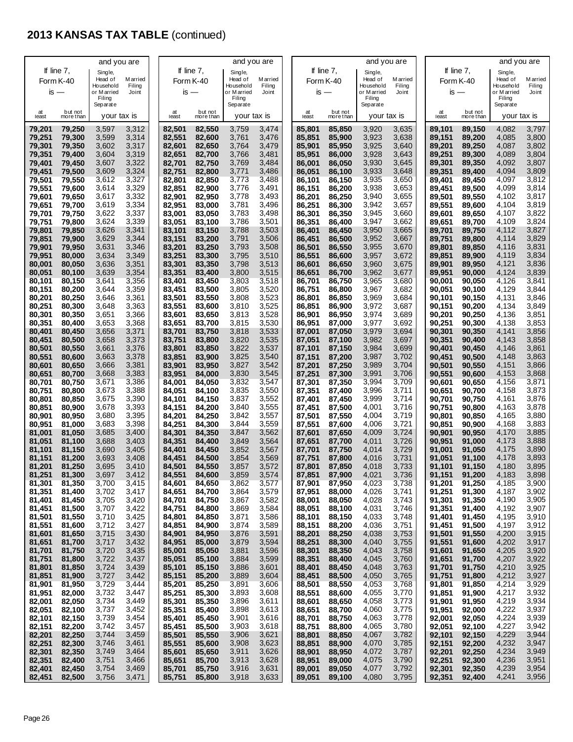## 2013 KANSAS TAX TABLE (continued)

| If line 7, Form K-40 is — at least | but not more than | Single, Head of Household or Married Filing Separate — your tax is | Married Filing Joint — your tax is |
|---|---|---|---|
| 79,201 | 79,250 | 3,597 | 3,312 |
| 79,251 | 79,300 | 3,599 | 3,314 |
| 79,301 | 79,350 | 3,602 | 3,317 |
| 79,351 | 79,400 | 3,604 | 3,319 |
| 79,401 | 79,450 | 3,607 | 3,322 |
| 79,451 | 79,500 | 3,609 | 3,324 |
| 79,501 | 79,550 | 3,612 | 3,327 |
| 79,551 | 79,600 | 3,614 | 3,329 |
| 79,601 | 79,650 | 3,617 | 3,332 |
| 79,651 | 79,700 | 3,619 | 3,334 |
| 79,701 | 79,750 | 3,622 | 3,337 |
| 79,751 | 79,800 | 3,624 | 3,339 |
| 79,801 | 79,850 | 3,626 | 3,341 |
| 79,851 | 79,900 | 3,629 | 3,344 |
| 79,901 | 79,950 | 3,631 | 3,346 |
| 79,951 | 80,000 | 3,634 | 3,349 |
| 80,001 | 80,050 | 3,636 | 3,351 |
| 80,051 | 80,100 | 3,639 | 3,354 |
| 80,101 | 80,150 | 3,641 | 3,356 |
| 80,151 | 80,200 | 3,644 | 3,359 |
| 80,201 | 80,250 | 3,646 | 3,361 |
| 80,251 | 80,300 | 3,648 | 3,363 |
| 80,301 | 80,350 | 3,651 | 3,366 |
| 80,351 | 80,400 | 3,653 | 3,368 |
| 80,401 | 80,450 | 3,656 | 3,371 |
| 80,451 | 80,500 | 3,658 | 3,373 |
| 80,501 | 80,550 | 3,661 | 3,376 |
| 80,551 | 80,600 | 3,663 | 3,378 |
| 80,601 | 80,650 | 3,666 | 3,381 |
| 80,651 | 80,700 | 3,668 | 3,383 |
| 80,701 | 80,750 | 3,671 | 3,386 |
| 80,751 | 80,800 | 3,673 | 3,388 |
| 80,801 | 80,850 | 3,675 | 3,390 |
| 80,851 | 80,900 | 3,678 | 3,393 |
| 80,901 | 80,950 | 3,680 | 3,395 |
| 80,951 | 81,000 | 3,683 | 3,398 |
| 81,001 | 81,050 | 3,685 | 3,400 |
| 81,051 | 81,100 | 3,688 | 3,403 |
| 81,101 | 81,150 | 3,690 | 3,405 |
| 81,151 | 81,200 | 3,693 | 3,408 |
| 81,201 | 81,250 | 3,695 | 3,410 |
| 81,251 | 81,300 | 3,697 | 3,412 |
| 81,301 | 81,350 | 3,700 | 3,415 |
| 81,351 | 81,400 | 3,702 | 3,417 |
| 81,401 | 81,450 | 3,705 | 3,420 |
| 81,451 | 81,500 | 3,707 | 3,422 |
| 81,501 | 81,550 | 3,710 | 3,425 |
| 81,551 | 81,600 | 3,712 | 3,427 |
| 81,601 | 81,650 | 3,715 | 3,430 |
| 81,651 | 81,700 | 3,717 | 3,432 |
| 81,701 | 81,750 | 3,720 | 3,435 |
| 81,751 | 81,800 | 3,722 | 3,437 |
| 81,801 | 81,850 | 3,724 | 3,439 |
| 81,851 | 81,900 | 3,727 | 3,442 |
| 81,901 | 81,950 | 3,729 | 3,444 |
| 81,951 | 82,000 | 3,732 | 3,447 |
| 82,001 | 82,050 | 3,734 | 3,449 |
| 82,051 | 82,100 | 3,737 | 3,452 |
| 82,101 | 82,150 | 3,739 | 3,454 |
| 82,151 | 82,200 | 3,742 | 3,457 |
| 82,201 | 82,250 | 3,744 | 3,459 |
| 82,251 | 82,300 | 3,746 | 3,461 |
| 82,301 | 82,350 | 3,749 | 3,464 |
| 82,351 | 82,400 | 3,751 | 3,466 |
| 82,401 | 82,450 | 3,754 | 3,469 |
| 82,451 | 82,500 | 3,756 | 3,471 |
| 82,501 | 82,550 | 3,759 | 3,474 |
| 82,551 | 82,600 | 3,761 | 3,476 |
| 82,601 | 82,650 | 3,764 | 3,479 |
| 82,651 | 82,700 | 3,766 | 3,481 |
| 82,701 | 82,750 | 3,769 | 3,484 |
| 82,751 | 82,800 | 3,771 | 3,486 |
| 82,801 | 82,850 | 3,773 | 3,488 |
| 82,851 | 82,900 | 3,776 | 3,491 |
| 82,901 | 82,950 | 3,778 | 3,493 |
| 82,951 | 83,000 | 3,781 | 3,496 |
| 83,001 | 83,050 | 3,783 | 3,498 |
| 83,051 | 83,100 | 3,786 | 3,501 |
| 83,101 | 83,150 | 3,788 | 3,503 |
| 83,151 | 83,200 | 3,791 | 3,506 |
| 83,201 | 83,250 | 3,793 | 3,508 |
| 83,251 | 83,300 | 3,795 | 3,510 |
| 83,301 | 83,350 | 3,798 | 3,513 |
| 83,351 | 83,400 | 3,800 | 3,515 |
| 83,401 | 83,450 | 3,803 | 3,518 |
| 83,451 | 83,500 | 3,805 | 3,520 |
| 83,501 | 83,550 | 3,808 | 3,523 |
| 83,551 | 83,600 | 3,810 | 3,525 |
| 83,601 | 83,650 | 3,813 | 3,528 |
| 83,651 | 83,700 | 3,815 | 3,530 |
| 83,701 | 83,750 | 3,818 | 3,533 |
| 83,751 | 83,800 | 3,820 | 3,535 |
| 83,801 | 83,850 | 3,822 | 3,537 |
| 83,851 | 83,900 | 3,825 | 3,540 |
| 83,901 | 83,950 | 3,827 | 3,542 |
| 83,951 | 84,000 | 3,830 | 3,545 |
| 84,001 | 84,050 | 3,832 | 3,547 |
| 84,051 | 84,100 | 3,835 | 3,550 |
| 84,101 | 84,150 | 3,837 | 3,552 |
| 84,151 | 84,200 | 3,840 | 3,555 |
| 84,201 | 84,250 | 3,842 | 3,557 |
| 84,251 | 84,300 | 3,844 | 3,559 |
| 84,301 | 84,350 | 3,847 | 3,562 |
| 84,351 | 84,400 | 3,849 | 3,564 |
| 84,401 | 84,450 | 3,852 | 3,567 |
| 84,451 | 84,500 | 3,854 | 3,569 |
| 84,501 | 84,550 | 3,857 | 3,572 |
| 84,551 | 84,600 | 3,859 | 3,574 |
| 84,601 | 84,650 | 3,862 | 3,577 |
| 84,651 | 84,700 | 3,864 | 3,579 |
| 84,701 | 84,750 | 3,867 | 3,582 |
| 84,751 | 84,800 | 3,869 | 3,584 |
| 84,801 | 84,850 | 3,871 | 3,586 |
| 84,851 | 84,900 | 3,874 | 3,589 |
| 84,901 | 84,950 | 3,876 | 3,591 |
| 84,951 | 85,000 | 3,879 | 3,594 |
| 85,001 | 85,050 | 3,881 | 3,596 |
| 85,051 | 85,100 | 3,884 | 3,599 |
| 85,101 | 85,150 | 3,886 | 3,601 |
| 85,151 | 85,200 | 3,889 | 3,604 |
| 85,201 | 85,250 | 3,891 | 3,606 |
| 85,251 | 85,300 | 3,893 | 3,608 |
| 85,301 | 85,350 | 3,896 | 3,611 |
| 85,351 | 85,400 | 3,898 | 3,613 |
| 85,401 | 85,450 | 3,901 | 3,616 |
| 85,451 | 85,500 | 3,903 | 3,618 |
| 85,501 | 85,550 | 3,906 | 3,621 |
| 85,551 | 85,600 | 3,908 | 3,623 |
| 85,601 | 85,650 | 3,911 | 3,626 |
| 85,651 | 85,700 | 3,913 | 3,628 |
| 85,701 | 85,750 | 3,916 | 3,631 |
| 85,751 | 85,800 | 3,918 | 3,633 |
| 85,801 | 85,850 | 3,920 | 3,635 |
| 85,851 | 85,900 | 3,923 | 3,638 |
| 85,901 | 85,950 | 3,925 | 3,640 |
| 85,951 | 86,000 | 3,928 | 3,643 |
| 86,001 | 86,050 | 3,930 | 3,645 |
| 86,051 | 86,100 | 3,933 | 3,648 |
| 86,101 | 86,150 | 3,935 | 3,650 |
| 86,151 | 86,200 | 3,938 | 3,653 |
| 86,201 | 86,250 | 3,940 | 3,655 |
| 86,251 | 86,300 | 3,942 | 3,657 |
| 86,301 | 86,350 | 3,945 | 3,660 |
| 86,351 | 86,400 | 3,947 | 3,662 |
| 86,401 | 86,450 | 3,950 | 3,665 |
| 86,451 | 86,500 | 3,952 | 3,667 |
| 86,501 | 86,550 | 3,955 | 3,670 |
| 86,551 | 86,600 | 3,957 | 3,672 |
| 86,601 | 86,650 | 3,960 | 3,675 |
| 86,651 | 86,700 | 3,962 | 3,677 |
| 86,701 | 86,750 | 3,965 | 3,680 |
| 86,751 | 86,800 | 3,967 | 3,682 |
| 86,801 | 86,850 | 3,969 | 3,684 |
| 86,851 | 86,900 | 3,972 | 3,687 |
| 86,901 | 86,950 | 3,974 | 3,689 |
| 86,951 | 87,000 | 3,977 | 3,692 |
| 87,001 | 87,050 | 3,979 | 3,694 |
| 87,051 | 87,100 | 3,982 | 3,697 |
| 87,101 | 87,150 | 3,984 | 3,699 |
| 87,151 | 87,200 | 3,987 | 3,702 |
| 87,201 | 87,250 | 3,989 | 3,704 |
| 87,251 | 87,300 | 3,991 | 3,706 |
| 87,301 | 87,350 | 3,994 | 3,709 |
| 87,351 | 87,400 | 3,996 | 3,711 |
| 87,401 | 87,450 | 3,999 | 3,714 |
| 87,451 | 87,500 | 4,001 | 3,716 |
| 87,501 | 87,550 | 4,004 | 3,719 |
| 87,551 | 87,600 | 4,006 | 3,721 |
| 87,601 | 87,650 | 4,009 | 3,724 |
| 87,651 | 87,700 | 4,011 | 3,726 |
| 87,701 | 87,750 | 4,014 | 3,729 |
| 87,751 | 87,800 | 4,016 | 3,731 |
| 87,801 | 87,850 | 4,018 | 3,733 |
| 87,851 | 87,900 | 4,021 | 3,736 |
| 87,901 | 87,950 | 4,023 | 3,738 |
| 87,951 | 88,000 | 4,026 | 3,741 |
| 88,001 | 88,050 | 4,028 | 3,743 |
| 88,051 | 88,100 | 4,031 | 3,746 |
| 88,101 | 88,150 | 4,033 | 3,748 |
| 88,151 | 88,200 | 4,036 | 3,751 |
| 88,201 | 88,250 | 4,038 | 3,753 |
| 88,251 | 88,300 | 4,040 | 3,755 |
| 88,301 | 88,350 | 4,043 | 3,758 |
| 88,351 | 88,400 | 4,045 | 3,760 |
| 88,401 | 88,450 | 4,048 | 3,763 |
| 88,451 | 88,500 | 4,050 | 3,765 |
| 88,501 | 88,550 | 4,053 | 3,768 |
| 88,551 | 88,600 | 4,055 | 3,770 |
| 88,601 | 88,650 | 4,058 | 3,773 |
| 88,651 | 88,700 | 4,060 | 3,775 |
| 88,701 | 88,750 | 4,063 | 3,778 |
| 88,751 | 88,800 | 4,065 | 3,780 |
| 88,801 | 88,850 | 4,067 | 3,782 |
| 88,851 | 88,900 | 4,070 | 3,785 |
| 88,901 | 88,950 | 4,072 | 3,787 |
| 88,951 | 89,000 | 4,075 | 3,790 |
| 89,001 | 89,050 | 4,077 | 3,792 |
| 89,051 | 89,100 | 4,080 | 3,795 |
| 89,101 | 89,150 | 4,082 | 3,797 |
| 89,151 | 89,200 | 4,085 | 3,800 |
| 89,201 | 89,250 | 4,087 | 3,802 |
| 89,251 | 89,300 | 4,089 | 3,804 |
| 89,301 | 89,350 | 4,092 | 3,807 |
| 89,351 | 89,400 | 4,094 | 3,809 |
| 89,401 | 89,450 | 4,097 | 3,812 |
| 89,451 | 89,500 | 4,099 | 3,814 |
| 89,501 | 89,550 | 4,102 | 3,817 |
| 89,551 | 89,600 | 4,104 | 3,819 |
| 89,601 | 89,650 | 4,107 | 3,822 |
| 89,651 | 89,700 | 4,109 | 3,824 |
| 89,701 | 89,750 | 4,112 | 3,827 |
| 89,751 | 89,800 | 4,114 | 3,829 |
| 89,801 | 89,850 | 4,116 | 3,831 |
| 89,851 | 89,900 | 4,119 | 3,834 |
| 89,901 | 89,950 | 4,121 | 3,836 |
| 89,951 | 90,000 | 4,124 | 3,839 |
| 90,001 | 90,050 | 4,126 | 3,841 |
| 90,051 | 90,100 | 4,129 | 3,844 |
| 90,101 | 90,150 | 4,131 | 3,846 |
| 90,151 | 90,200 | 4,134 | 3,849 |
| 90,201 | 90,250 | 4,136 | 3,851 |
| 90,251 | 90,300 | 4,138 | 3,853 |
| 90,301 | 90,350 | 4,141 | 3,856 |
| 90,351 | 90,400 | 4,143 | 3,858 |
| 90,401 | 90,450 | 4,146 | 3,861 |
| 90,451 | 90,500 | 4,148 | 3,863 |
| 90,501 | 90,550 | 4,151 | 3,866 |
| 90,551 | 90,600 | 4,153 | 3,868 |
| 90,601 | 90,650 | 4,156 | 3,871 |
| 90,651 | 90,700 | 4,158 | 3,873 |
| 90,701 | 90,750 | 4,161 | 3,876 |
| 90,751 | 90,800 | 4,163 | 3,878 |
| 90,801 | 90,850 | 4,165 | 3,880 |
| 90,851 | 90,900 | 4,168 | 3,883 |
| 90,901 | 90,950 | 4,170 | 3,885 |
| 90,951 | 91,000 | 4,173 | 3,888 |
| 91,001 | 91,050 | 4,175 | 3,890 |
| 91,051 | 91,100 | 4,178 | 3,893 |
| 91,101 | 91,150 | 4,180 | 3,895 |
| 91,151 | 91,200 | 4,183 | 3,898 |
| 91,201 | 91,250 | 4,185 | 3,900 |
| 91,251 | 91,300 | 4,187 | 3,902 |
| 91,301 | 91,350 | 4,190 | 3,905 |
| 91,351 | 91,400 | 4,192 | 3,907 |
| 91,401 | 91,450 | 4,195 | 3,910 |
| 91,451 | 91,500 | 4,197 | 3,912 |
| 91,501 | 91,550 | 4,200 | 3,915 |
| 91,551 | 91,600 | 4,202 | 3,917 |
| 91,601 | 91,650 | 4,205 | 3,920 |
| 91,651 | 91,700 | 4,207 | 3,922 |
| 91,701 | 91,750 | 4,210 | 3,925 |
| 91,751 | 91,800 | 4,212 | 3,927 |
| 91,801 | 91,850 | 4,214 | 3,929 |
| 91,851 | 91,900 | 4,217 | 3,932 |
| 91,901 | 91,950 | 4,219 | 3,934 |
| 91,951 | 92,000 | 4,222 | 3,937 |
| 92,001 | 92,050 | 4,224 | 3,939 |
| 92,051 | 92,100 | 4,227 | 3,942 |
| 92,101 | 92,150 | 4,229 | 3,944 |
| 92,151 | 92,200 | 4,232 | 3,947 |
| 92,201 | 92,250 | 4,234 | 3,949 |
| 92,251 | 92,300 | 4,236 | 3,951 |
| 92,301 | 92,350 | 4,239 | 3,954 |
| 92,351 | 92,400 | 4,241 | 3,956 |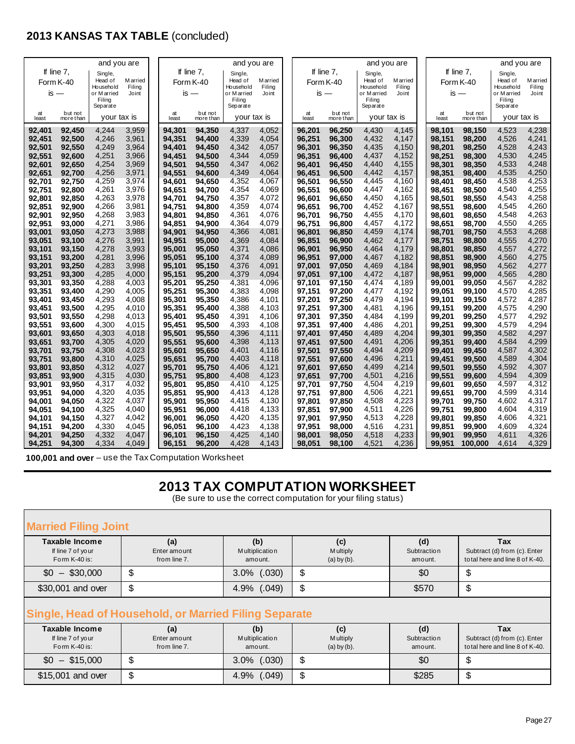## 2013 KANSAS TAX TABLE (concluded)

| If line 7, Form K-40 is — at least | but not more than | Single, Head of Household or Married Filing Separate | Married Filing Joint | If line 7, Form K-40 is — at least | but not more than | Single, Head of Household or Married Filing Separate | Married Filing Joint | If line 7, Form K-40 is — at least | but not more than | Single, Head of Household or Married Filing Separate | Married Filing Joint | If line 7, Form K-40 is — at least | but not more than | Single, Head of Household or Married Filing Separate | Married Filing Joint |
|---|---|---|---|---|---|---|---|---|---|---|---|---|---|---|---|
| 92,401 | 92,450 | 4,244 | 3,959 | 94,301 | 94,350 | 4,337 | 4,052 | 96,201 | 96,250 | 4,430 | 4,145 | 98,101 | 98,150 | 4,523 | 4,238 |
| 92,451 | 92,500 | 4,246 | 3,961 | 94,351 | 94,400 | 4,339 | 4,054 | 96,251 | 96,300 | 4,432 | 4,147 | 98,151 | 98,200 | 4,526 | 4,241 |
| 92,501 | 92,550 | 4,249 | 3,964 | 94,401 | 94,450 | 4,342 | 4,057 | 96,301 | 96,350 | 4,435 | 4,150 | 98,201 | 98,250 | 4,528 | 4,243 |
| 92,551 | 92,600 | 4,251 | 3,966 | 94,451 | 94,500 | 4,344 | 4,059 | 96,351 | 96,400 | 4,437 | 4,152 | 98,251 | 98,300 | 4,530 | 4,245 |
| 92,601 | 92,650 | 4,254 | 3,969 | 94,501 | 94,550 | 4,347 | 4,062 | 96,401 | 96,450 | 4,440 | 4,155 | 98,301 | 98,350 | 4,533 | 4,248 |
| 92,651 | 92,700 | 4,256 | 3,971 | 94,551 | 94,600 | 4,349 | 4,064 | 96,451 | 96,500 | 4,442 | 4,157 | 98,351 | 98,400 | 4,535 | 4,250 |
| 92,701 | 92,750 | 4,259 | 3,974 | 94,601 | 94,650 | 4,352 | 4,067 | 96,501 | 96,550 | 4,445 | 4,160 | 98,401 | 98,450 | 4,538 | 4,253 |
| 92,751 | 92,800 | 4,261 | 3,976 | 94,651 | 94,700 | 4,354 | 4,069 | 96,551 | 96,600 | 4,447 | 4,162 | 98,451 | 98,500 | 4,540 | 4,255 |
| 92,801 | 92,850 | 4,263 | 3,978 | 94,701 | 94,750 | 4,357 | 4,072 | 96,601 | 96,650 | 4,450 | 4,165 | 98,501 | 98,550 | 4,543 | 4,258 |
| 92,851 | 92,900 | 4,266 | 3,981 | 94,751 | 94,800 | 4,359 | 4,074 | 96,651 | 96,700 | 4,452 | 4,167 | 98,551 | 98,600 | 4,545 | 4,260 |
| 92,901 | 92,950 | 4,268 | 3,983 | 94,801 | 94,850 | 4,361 | 4,076 | 96,701 | 96,750 | 4,455 | 4,170 | 98,601 | 98,650 | 4,548 | 4,263 |
| 92,951 | 93,000 | 4,271 | 3,986 | 94,851 | 94,900 | 4,364 | 4,079 | 96,751 | 96,800 | 4,457 | 4,172 | 98,651 | 98,700 | 4,550 | 4,265 |
| 93,001 | 93,050 | 4,273 | 3,988 | 94,901 | 94,950 | 4,366 | 4,081 | 96,801 | 96,850 | 4,459 | 4,174 | 98,701 | 98,750 | 4,553 | 4,268 |
| 93,051 | 93,100 | 4,276 | 3,991 | 94,951 | 95,000 | 4,369 | 4,084 | 96,851 | 96,900 | 4,462 | 4,177 | 98,751 | 98,800 | 4,555 | 4,270 |
| 93,101 | 93,150 | 4,278 | 3,993 | 95,001 | 95,050 | 4,371 | 4,086 | 96,901 | 96,950 | 4,464 | 4,179 | 98,801 | 98,850 | 4,557 | 4,272 |
| 93,151 | 93,200 | 4,281 | 3,996 | 95,051 | 95,100 | 4,374 | 4,089 | 96,951 | 97,000 | 4,467 | 4,182 | 98,851 | 98,900 | 4,560 | 4,275 |
| 93,201 | 93,250 | 4,283 | 3,998 | 95,101 | 95,150 | 4,376 | 4,091 | 97,001 | 97,050 | 4,469 | 4,184 | 98,901 | 98,950 | 4,562 | 4,277 |
| 93,251 | 93,300 | 4,285 | 4,000 | 95,151 | 95,200 | 4,379 | 4,094 | 97,051 | 97,100 | 4,472 | 4,187 | 98,951 | 99,000 | 4,565 | 4,280 |
| 93,301 | 93,350 | 4,288 | 4,003 | 95,201 | 95,250 | 4,381 | 4,096 | 97,101 | 97,150 | 4,474 | 4,189 | 99,001 | 99,050 | 4,567 | 4,282 |
| 93,351 | 93,400 | 4,290 | 4,005 | 95,251 | 95,300 | 4,383 | 4,098 | 97,151 | 97,200 | 4,477 | 4,192 | 99,051 | 99,100 | 4,570 | 4,285 |
| 93,401 | 93,450 | 4,293 | 4,008 | 95,301 | 95,350 | 4,386 | 4,101 | 97,201 | 97,250 | 4,479 | 4,194 | 99,101 | 99,150 | 4,572 | 4,287 |
| 93,451 | 93,500 | 4,295 | 4,010 | 95,351 | 95,400 | 4,388 | 4,103 | 97,251 | 97,300 | 4,481 | 4,196 | 99,151 | 99,200 | 4,575 | 4,290 |
| 93,501 | 93,550 | 4,298 | 4,013 | 95,401 | 95,450 | 4,391 | 4,106 | 97,301 | 97,350 | 4,484 | 4,199 | 99,201 | 99,250 | 4,577 | 4,292 |
| 93,551 | 93,600 | 4,300 | 4,015 | 95,451 | 95,500 | 4,393 | 4,108 | 97,351 | 97,400 | 4,486 | 4,201 | 99,251 | 99,300 | 4,579 | 4,294 |
| 93,601 | 93,650 | 4,303 | 4,018 | 95,501 | 95,550 | 4,396 | 4,111 | 97,401 | 97,450 | 4,489 | 4,204 | 99,301 | 99,350 | 4,582 | 4,297 |
| 93,651 | 93,700 | 4,305 | 4,020 | 95,551 | 95,600 | 4,398 | 4,113 | 97,451 | 97,500 | 4,491 | 4,206 | 99,351 | 99,400 | 4,584 | 4,299 |
| 93,701 | 93,750 | 4,308 | 4,023 | 95,601 | 95,650 | 4,401 | 4,116 | 97,501 | 97,550 | 4,494 | 4,209 | 99,401 | 99,450 | 4,587 | 4,302 |
| 93,751 | 93,800 | 4,310 | 4,025 | 95,651 | 95,700 | 4,403 | 4,118 | 97,551 | 97,600 | 4,496 | 4,211 | 99,451 | 99,500 | 4,589 | 4,304 |
| 93,801 | 93,850 | 4,312 | 4,027 | 95,701 | 95,750 | 4,406 | 4,121 | 97,601 | 97,650 | 4,499 | 4,214 | 99,501 | 99,550 | 4,592 | 4,307 |
| 93,851 | 93,900 | 4,315 | 4,030 | 95,751 | 95,800 | 4,408 | 4,123 | 97,651 | 97,700 | 4,501 | 4,216 | 99,551 | 99,600 | 4,594 | 4,309 |
| 93,901 | 93,950 | 4,317 | 4,032 | 95,801 | 95,850 | 4,410 | 4,125 | 97,701 | 97,750 | 4,504 | 4,219 | 99,601 | 99,650 | 4,597 | 4,312 |
| 93,951 | 94,000 | 4,320 | 4,035 | 95,851 | 95,900 | 4,413 | 4,128 | 97,751 | 97,800 | 4,506 | 4,221 | 99,651 | 99,700 | 4,599 | 4,314 |
| 94,001 | 94,050 | 4,322 | 4,037 | 95,901 | 95,950 | 4,415 | 4,130 | 97,801 | 97,850 | 4,508 | 4,223 | 99,701 | 99,750 | 4,602 | 4,317 |
| 94,051 | 94,100 | 4,325 | 4,040 | 95,951 | 96,000 | 4,418 | 4,133 | 97,851 | 97,900 | 4,511 | 4,226 | 99,751 | 99,800 | 4,604 | 4,319 |
| 94,101 | 94,150 | 4,327 | 4,042 | 96,001 | 96,050 | 4,420 | 4,135 | 97,901 | 97,950 | 4,513 | 4,228 | 99,801 | 99,850 | 4,606 | 4,321 |
| 94,151 | 94,200 | 4,330 | 4,045 | 96,051 | 96,100 | 4,423 | 4,138 | 97,951 | 98,000 | 4,516 | 4,231 | 99,851 | 99,900 | 4,609 | 4,324 |
| 94,201 | 94,250 | 4,332 | 4,047 | 96,101 | 96,150 | 4,425 | 4,140 | 98,001 | 98,050 | 4,518 | 4,233 | 99,901 | 99,950 | 4,611 | 4,326 |
| 94,251 | 94,300 | 4,334 | 4,049 | 96,151 | 96,200 | 4,428 | 4,143 | 98,051 | 98,100 | 4,521 | 4,236 | 99,951 | 100,000 | 4,614 | 4,329 |

**100,001 and over** – use the Tax Computation Worksheet

## 2013 TAX COMPUTATION WORKSHEET

(Be sure to use the correct computation for your filing status)

### Married Filing Joint

| Taxable Income If line 7 of your Form K-40 is: | (a) Enter amount from line 7. | (b) Multiplication amount. | (c) Multiply (a) by (b). | (d) Subtraction amount. | Tax Subtract (d) from (c). Enter total here and line 8 of K-40. |
|---|---|---|---|---|---|
| $0 – $30,000 | $ | 3.0% (.030) | $ | $0 | $ |
| $30,001 and over | $ | 4.9% (.049) | $ | $570 | $ |

### Single, Head of Household, or Married Filing Separate

| Taxable Income If line 7 of your Form K-40 is: | (a) Enter amount from line 7. | (b) Multiplication amount. | (c) Multiply (a) by (b). | (d) Subtraction amount. | Tax Subtract (d) from (c). Enter total here and line 8 of K-40. |
|---|---|---|---|---|---|
| $0 – $15,000 | $ | 3.0% (.030) | $ | $0 | $ |
| $15,001 and over | $ | 4.9% (.049) | $ | $285 | $ |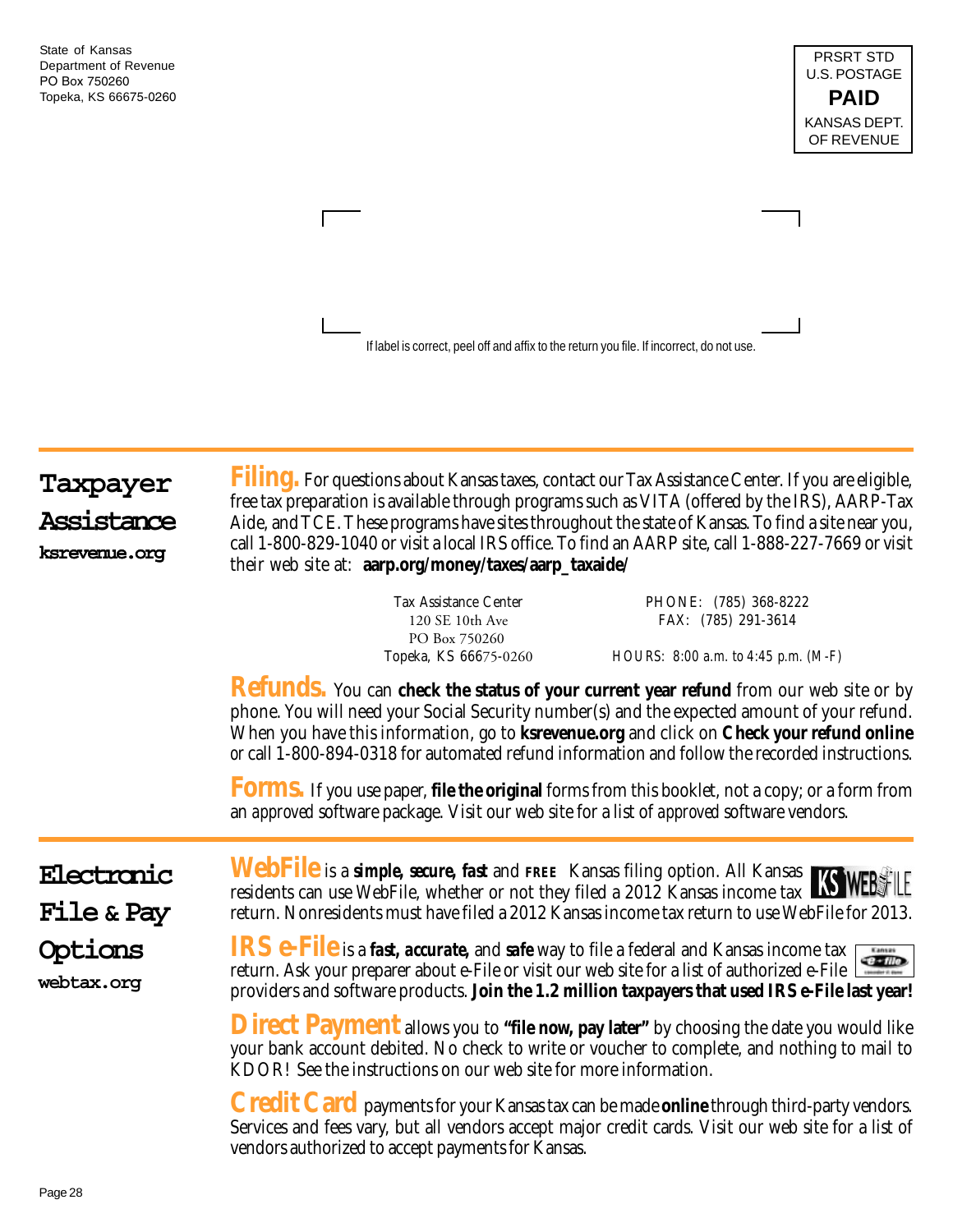State of Kansas
Department of Revenue
PO Box 750260
Topeka, KS 66675-0260

PRSRT STD
U.S. POSTAGE
**PAID**
KANSAS DEPT.
OF REVENUE

If label is correct, peel off and affix to the return you file. If incorrect, do not use.

## Taxpayer Assistance

**ksrevenue.org**

**Filing.** For questions about Kansas taxes, contact our Tax Assistance Center. If you are eligible, free tax preparation is available through programs such as VITA (offered by the IRS), AARP-Tax Aide, and TCE. These programs have sites throughout the state of Kansas. To find a site near you, call 1-800-829-1040 or visit a local IRS office. To find an AARP site, call 1-888-227-7669 or visit their web site at: **aarp.org/money/taxes/aarp_taxaide/**

Tax Assistance Center
120 SE 10th Ave
PO Box 750260
Topeka, KS 66675-0260

PHONE: (785) 368-8222
FAX: (785) 291-3614

HOURS: 8:00 a.m. to 4:45 p.m. (M-F)

**Refunds.** You can **check the status of your current year refund** from our web site or by phone. You will need your Social Security number(s) and the expected amount of your refund. When you have this information, go to **ksrevenue.org** and click on **Check your refund online** or call 1-800-894-0318 for automated refund information and follow the recorded instructions.

**Forms.** If you use paper, **file the original** forms from this booklet, not a copy; or a form from an *approved* software package. Visit our web site for a list of *approved* software vendors.

## Electronic File & Pay Options

**webtax.org**

**WebFile** is a ***simple, secure, fast*** and **FREE** Kansas filing option. All Kansas residents can use WebFile, whether or not they filed a 2012 Kansas income tax return. Nonresidents must have filed a 2012 Kansas income tax return to use WebFile for 2013.

**IRS e-File** is a ***fast, accurate,*** and ***safe*** way to file a federal and Kansas income tax return. Ask your preparer about e-File or visit our web site for a list of authorized e-File providers and software products. **Join the 1.2 million taxpayers that used IRS e-File last year!**

**Direct Payment** allows you to **"file now, pay later"** by choosing the date you would like your bank account debited. No check to write or voucher to complete, and nothing to mail to KDOR! See the instructions on our web site for more information.

**Credit Card** payments for your Kansas tax can be made **online** through third-party vendors. Services and fees vary, but all vendors accept major credit cards. Visit our web site for a list of vendors authorized to accept payments for Kansas.